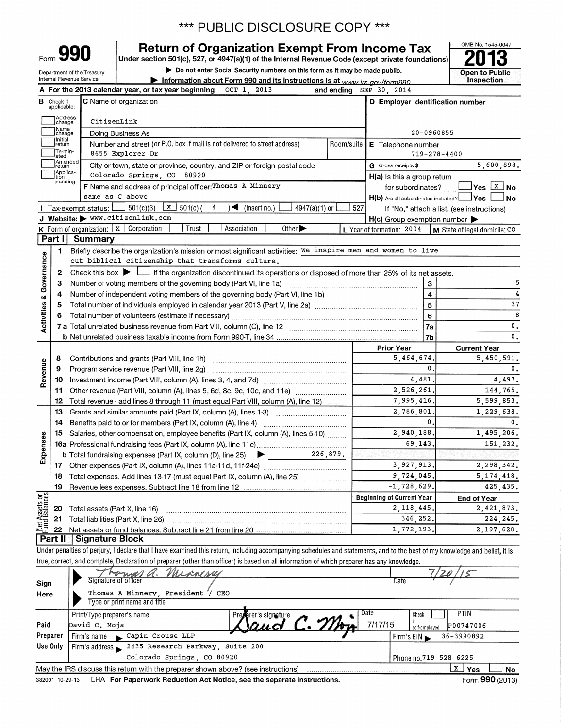*** PUBLIC DISCLOSURE COPY ***

# Form 990 — Return of Organization Exempt From Income Tax — 2013

Under section 501(c), 527, or 4947(a)(1) of the Internal Revenue Code (except private foundations)

▶ Do not enter Social Security numbers on this form as it may be made public.

▶ Information about Form 990 and its instructions is at www.irs.gov/form990

Department of the Treasury, Internal Revenue Service

OMB No. 1545-0047

Open to Public Inspection

**A** For the 2013 calendar year, or tax year beginning OCT 1, 2013 and ending SEP 30, 2014

**B** Check if applicable: Address change, Name change, Initial return, Terminated, Amended return, Application pending

**C** Name of organization: CitizenLink

Doing Business As

Number and street (or P.O. box if mail is not delivered to street address): 8655 Explorer Dr — Room/suite

City or town, state or province, country, and ZIP or foreign postal code: Colorado Springs, CO 80920

**D** Employer identification number: 20-0960855

**E** Telephone number: 719-278-4400

**G** Gross receipts $ 5,600,898.

**F** Name and address of principal officer: Thomas A Minnery, same as C above

**H(a)** Is this a group return for subordinates? ☐ Yes ☒ No

**H(b)** Are all subordinates included? ☐ Yes ☐ No — If "No," attach a list. (see instructions)

**H(c)** Group exemption number ▶

**I** Tax-exempt status: ☐ 501(c)(3) ☒ 501(c) ( 4 ) ◀ (insert no.) ☐ 4947(a)(1) or ☐ 527

**J** Website: ▶ www.citizenlink.com

**K** Form of organization: ☒ Corporation ☐ Trust ☐ Association ☐ Other ▶

**L** Year of formation: 2004

**M** State of legal domicile: CO

## Part I — Summary

**Activities & Governance**

1. Briefly describe the organization's mission or most significant activities: We inspire men and women to live out biblical citizenship that transforms culture.
2. Check this box ▶ ☐ if the organization discontinued its operations or disposed of more than 25% of its net assets.

| Line | Description | | Value |
|---|---|---|---|
| 3 | Number of voting members of the governing body (Part VI, line 1a) | 3 | 5 |
| 4 | Number of independent voting members of the governing body (Part VI, line 1b) | 4 | 4 |
| 5 | Total number of individuals employed in calendar year 2013 (Part V, line 2a) | 5 | 37 |
| 6 | Total number of volunteers (estimate if necessary) | 6 | 8 |
| 7a | Total unrelated business revenue from Part VIII, column (C), line 12 | 7a | 0. |
| 7b | Net unrelated business taxable income from Form 990-T, line 34 | 7b | 0. |

| Line | Description | Prior Year | Current Year |
|---|---|---|---|
| **Revenue** | | | |
| 8 | Contributions and grants (Part VIII, line 1h) | 5,464,674. | 5,450,591. |
| 9 | Program service revenue (Part VIII, line 2g) | 0. | 0. |
| 10 | Investment income (Part VIII, column (A), lines 3, 4, and 7d) | 4,481. | 4,497. |
| 11 | Other revenue (Part VIII, column (A), lines 5, 6d, 8c, 9c, 10c, and 11e) | 2,526,261. | 144,765. |
| 12 | Total revenue - add lines 8 through 11 (must equal Part VIII, column (A), line 12) | 7,995,416. | 5,599,853. |
| **Expenses** | | | |
| 13 | Grants and similar amounts paid (Part IX, column (A), lines 1-3) | 2,786,801. | 1,229,638. |
| 14 | Benefits paid to or for members (Part IX, column (A), line 4) | 0. | 0. |
| 15 | Salaries, other compensation, employee benefits (Part IX, column (A), lines 5-10) | 2,940,188. | 1,495,206. |
| 16a | Professional fundraising fees (Part IX, column (A), line 11e) | 69,143. | 151,232. |
| b | Total fundraising expenses (Part IX, column (D), line 25) ▶ 226,879. | | |
| 17 | Other expenses (Part IX, column (A), lines 11a-11d, 11f-24e) | 3,927,913. | 2,298,342. |
| 18 | Total expenses. Add lines 13-17 (must equal Part IX, column (A), line 25) | 9,724,045. | 5,174,418. |
| 19 | Revenue less expenses. Subtract line 18 from line 12 | -1,728,629. | 425,435. |

| Line | Net Assets or Fund Balances | Beginning of Current Year | End of Year |
|---|---|---|---|
| 20 | Total assets (Part X, line 16) | 2,118,445. | 2,421,873. |
| 21 | Total liabilities (Part X, line 26) | 346,252. | 224,245. |
| 22 | Net assets or fund balances. Subtract line 21 from line 20 | 1,772,193. | 2,197,628. |

## Part II — Signature Block

Under penalties of perjury, I declare that I have examined this return, including accompanying schedules and statements, and to the best of my knowledge and belief, it is true, correct, and complete. Declaration of preparer (other than officer) is based on all information of which preparer has any knowledge.

**Sign Here**

Signature of officer: Thomas A. Minnery — Date: 7/20/15

Thomas A Minnery, President / CEO — Type or print name and title

**Paid Preparer Use Only**

| Print/Type preparer's name | Preparer's signature | Date | Check ☐ if self-employed | PTIN |
|---|---|---|---|---|
| David C. Moja | David C. Moja | 7/17/15 | | P00747006 |

Firm's name ▶ Capin Crouse LLP — Firm's EIN ▶ 36-3990892

Firm's address ▶ 2435 Research Parkway, Suite 200, Colorado Springs, CO 80920 — Phone no. 719-528-6225

May the IRS discuss this return with the preparer shown above? (see instructions) ☒ Yes ☐ No

332001 10-29-13 LHA For Paperwork Reduction Act Notice, see the separate instructions. Form 990 (2013)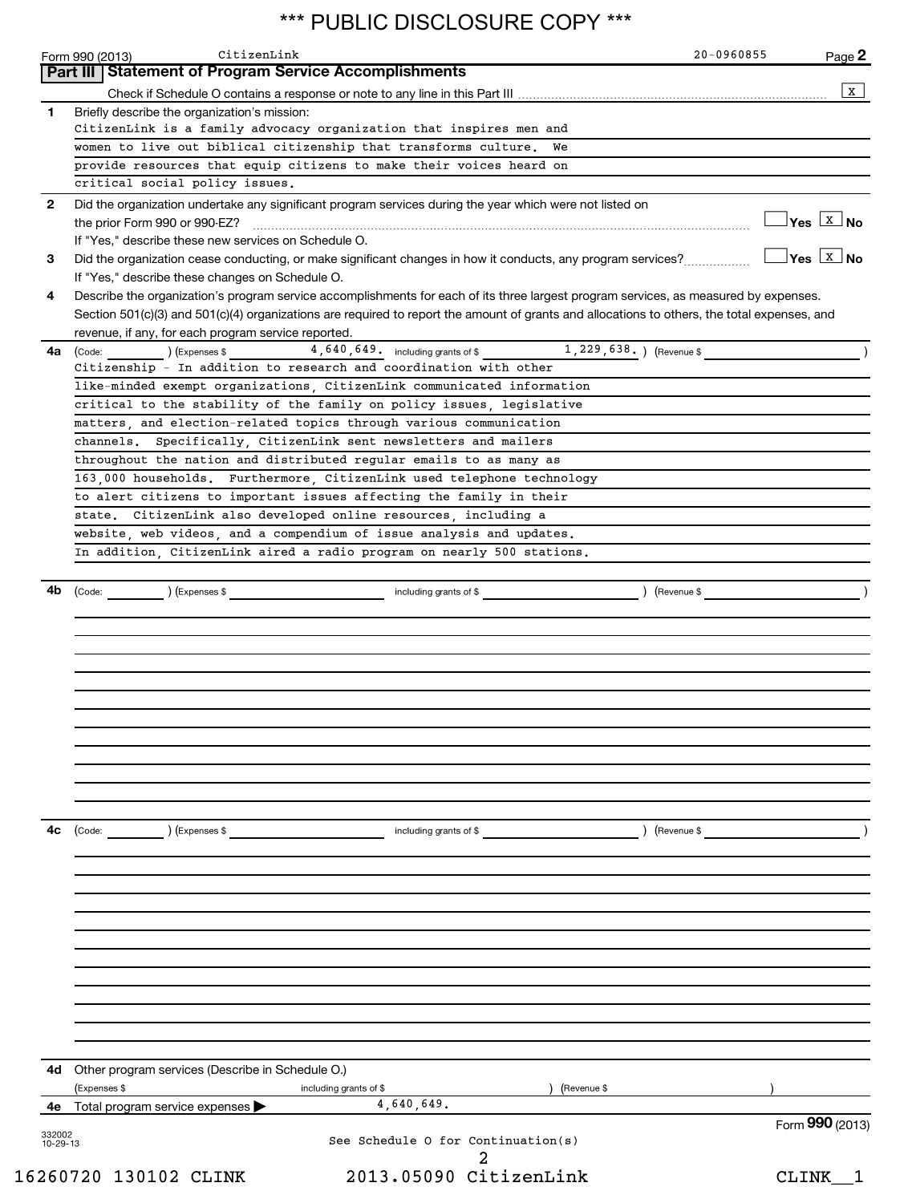*** PUBLIC DISCLOSURE COPY ***

Form 990 (2013) CitizenLink 20-0960855 Page **2**

## Part III Statement of Program Service Accomplishments

Check if Schedule O contains a response or note to any line in this Part III ..... [X]

**1** Briefly describe the organization's mission:

CitizenLink is a family advocacy organization that inspires men and women to live out biblical citizenship that transforms culture. We provide resources that equip citizens to make their voices heard on critical social policy issues.

**2** Did the organization undertake any significant program services during the year which were not listed on the prior Form 990 or 990-EZ? ..... [ ] Yes [X] No

If "Yes," describe these new services on Schedule O.

**3** Did the organization cease conducting, or make significant changes in how it conducts, any program services? ..... [ ] Yes [X] No

If "Yes," describe these changes on Schedule O.

**4** Describe the organization's program service accomplishments for each of its three largest program services, as measured by expenses. Section 501(c)(3) and 501(c)(4) organizations are required to report the amount of grants and allocations to others, the total expenses, and revenue, if any, for each program service reported.

**4a** (Code: ) (Expenses $ 4,640,649. including grants of $ 1,229,638. ) (Revenue $ )

Citizenship - In addition to research and coordination with other like-minded exempt organizations, CitizenLink communicated information critical to the stability of the family on policy issues, legislative matters, and election-related topics through various communication channels. Specifically, CitizenLink sent newsletters and mailers throughout the nation and distributed regular emails to as many as 163,000 households. Furthermore, CitizenLink used telephone technology to alert citizens to important issues affecting the family in their state. CitizenLink also developed online resources, including a website, web videos, and a compendium of issue analysis and updates. In addition, CitizenLink aired a radio program on nearly 500 stations.

**4b** (Code: ) (Expenses $ including grants of $ ) (Revenue $ )

**4c** (Code: ) (Expenses $ including grants of $ ) (Revenue $ )

**4d** Other program services (Describe in Schedule O.)

(Expenses $ including grants of $ ) (Revenue $ )

**4e** Total program service expenses ▶ 4,640,649.

Form **990** (2013)

332002 10-29-13

See Schedule O for Continuation(s)

16260720 130102 CLINK 2013.05090 CitizenLink CLINK__1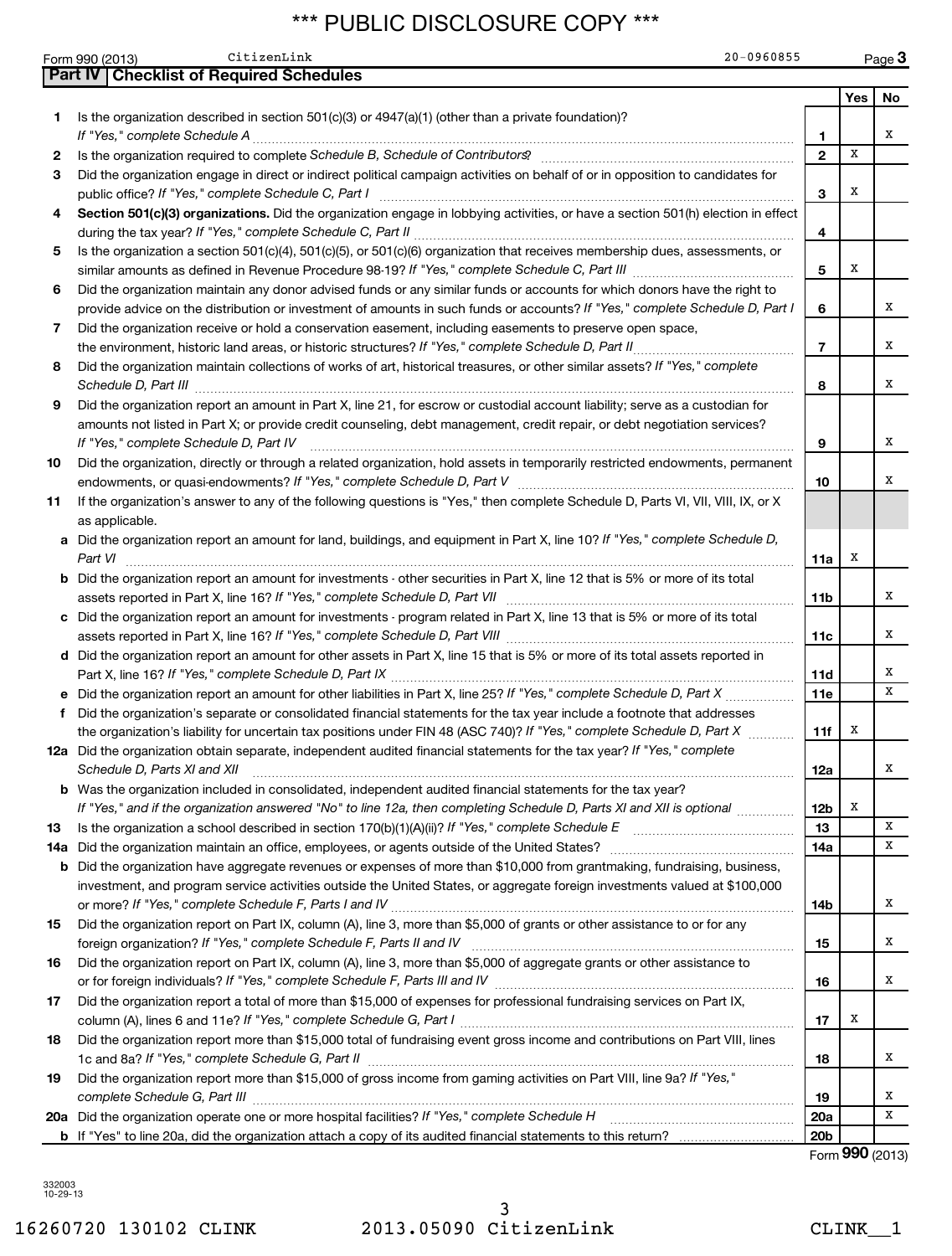*** PUBLIC DISCLOSURE COPY ***

Form 990 (2013) CitizenLink 20-0960855 Page 3

## Part IV Checklist of Required Schedules

| | | | Yes | No |
|---|---|---|---|---|
| 1 | Is the organization described in section 501(c)(3) or 4947(a)(1) (other than a private foundation)? *If "Yes," complete Schedule A* | 1 | | X |
| 2 | Is the organization required to complete *Schedule B, Schedule of Contributors*? | 2 | X | |
| 3 | Did the organization engage in direct or indirect political campaign activities on behalf of or in opposition to candidates for public office? *If "Yes," complete Schedule C, Part I* | 3 | X | |
| 4 | **Section 501(c)(3) organizations.** Did the organization engage in lobbying activities, or have a section 501(h) election in effect during the tax year? *If "Yes," complete Schedule C, Part II* | 4 | | |
| 5 | Is the organization a section 501(c)(4), 501(c)(5), or 501(c)(6) organization that receives membership dues, assessments, or similar amounts as defined in Revenue Procedure 98-19? *If "Yes," complete Schedule C, Part III* | 5 | X | |
| 6 | Did the organization maintain any donor advised funds or any similar funds or accounts for which donors have the right to provide advice on the distribution or investment of amounts in such funds or accounts? *If "Yes," complete Schedule D, Part I* | 6 | | X |
| 7 | Did the organization receive or hold a conservation easement, including easements to preserve open space, the environment, historic land areas, or historic structures? *If "Yes," complete Schedule D, Part II* | 7 | | X |
| 8 | Did the organization maintain collections of works of art, historical treasures, or other similar assets? *If "Yes," complete Schedule D, Part III* | 8 | | X |
| 9 | Did the organization report an amount in Part X, line 21, for escrow or custodial account liability; serve as a custodian for amounts not listed in Part X; or provide credit counseling, debt management, credit repair, or debt negotiation services? *If "Yes," complete Schedule D, Part IV* | 9 | | X |
| 10 | Did the organization, directly or through a related organization, hold assets in temporarily restricted endowments, permanent endowments, or quasi-endowments? *If "Yes," complete Schedule D, Part V* | 10 | | X |
| 11 | If the organization's answer to any of the following questions is "Yes," then complete Schedule D, Parts VI, VII, VIII, IX, or X as applicable. | | | |
| a | Did the organization report an amount for land, buildings, and equipment in Part X, line 10? *If "Yes," complete Schedule D, Part VI* | 11a | X | |
| b | Did the organization report an amount for investments - other securities in Part X, line 12 that is 5% or more of its total assets reported in Part X, line 16? *If "Yes," complete Schedule D, Part VII* | 11b | | X |
| c | Did the organization report an amount for investments - program related in Part X, line 13 that is 5% or more of its total assets reported in Part X, line 16? *If "Yes," complete Schedule D, Part VIII* | 11c | | X |
| d | Did the organization report an amount for other assets in Part X, line 15 that is 5% or more of its total assets reported in Part X, line 16? *If "Yes," complete Schedule D, Part IX* | 11d | | X |
| e | Did the organization report an amount for other liabilities in Part X, line 25? *If "Yes," complete Schedule D, Part X* | 11e | | X |
| f | Did the organization's separate or consolidated financial statements for the tax year include a footnote that addresses the organization's liability for uncertain tax positions under FIN 48 (ASC 740)? *If "Yes," complete Schedule D, Part X* | 11f | X | |
| 12a | Did the organization obtain separate, independent audited financial statements for the tax year? *If "Yes," complete Schedule D, Parts XI and XII* | 12a | | X |
| b | Was the organization included in consolidated, independent audited financial statements for the tax year? *If "Yes," and if the organization answered "No" to line 12a, then completing Schedule D, Parts XI and XII is optional* | 12b | X | |
| 13 | Is the organization a school described in section 170(b)(1)(A)(ii)? *If "Yes," complete Schedule E* | 13 | | X |
| 14a | Did the organization maintain an office, employees, or agents outside of the United States? | 14a | | X |
| b | Did the organization have aggregate revenues or expenses of more than $10,000 from grantmaking, fundraising, business, investment, and program service activities outside the United States, or aggregate foreign investments valued at $100,000 or more? *If "Yes," complete Schedule F, Parts I and IV* | 14b | | X |
| 15 | Did the organization report on Part IX, column (A), line 3, more than $5,000 of grants or other assistance to or for any foreign organization? *If "Yes," complete Schedule F, Parts II and IV* | 15 | | X |
| 16 | Did the organization report on Part IX, column (A), line 3, more than $5,000 of aggregate grants or other assistance to or for foreign individuals? *If "Yes," complete Schedule F, Parts III and IV* | 16 | | X |
| 17 | Did the organization report a total of more than $15,000 of expenses for professional fundraising services on Part IX, column (A), lines 6 and 11e? *If "Yes," complete Schedule G, Part I* | 17 | X | |
| 18 | Did the organization report more than $15,000 total of fundraising event gross income and contributions on Part VIII, lines 1c and 8a? *If "Yes," complete Schedule G, Part II* | 18 | | X |
| 19 | Did the organization report more than $15,000 of gross income from gaming activities on Part VIII, line 9a? *If "Yes," complete Schedule G, Part III* | 19 | | X |
| 20a | Did the organization operate one or more hospital facilities? *If "Yes," complete Schedule H* | 20a | | X |
| b | If "Yes" to line 20a, did the organization attach a copy of its audited financial statements to this return? | 20b | | |

Form **990** (2013)

332003 10-29-13

16260720 130102 CLINK 2013.05090 CitizenLink CLINK__1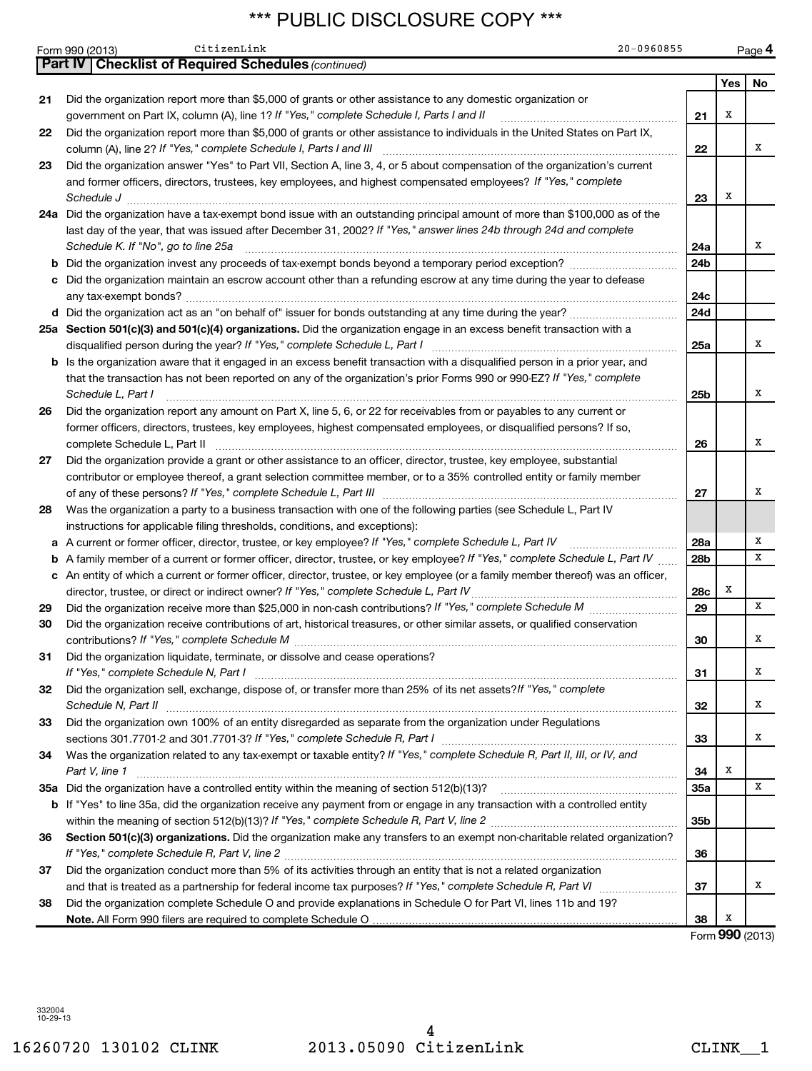Form 990 (2013) CitizenLink 20-0960855 Page 4

**Part IV Checklist of Required Schedules** *(continued)*

| | | | Yes | No |
|---|---|---|---|---|
| 21 | Did the organization report more than $5,000 of grants or other assistance to any domestic organization or government on Part IX, column (A), line 1? *If "Yes," complete Schedule I, Parts I and II* | 21 | X | |
| 22 | Did the organization report more than $5,000 of grants or other assistance to individuals in the United States on Part IX, column (A), line 2? *If "Yes," complete Schedule I, Parts I and III* | 22 | | X |
| 23 | Did the organization answer "Yes" to Part VII, Section A, line 3, 4, or 5 about compensation of the organization's current and former officers, directors, trustees, key employees, and highest compensated employees? *If "Yes," complete Schedule J* | 23 | X | |
| 24a | Did the organization have a tax-exempt bond issue with an outstanding principal amount of more than $100,000 as of the last day of the year, that was issued after December 31, 2002? *If "Yes," answer lines 24b through 24d and complete Schedule K. If "No", go to line 25a* | 24a | | X |
| b | Did the organization invest any proceeds of tax-exempt bonds beyond a temporary period exception? | 24b | | |
| c | Did the organization maintain an escrow account other than a refunding escrow at any time during the year to defease any tax-exempt bonds? | 24c | | |
| d | Did the organization act as an "on behalf of" issuer for bonds outstanding at any time during the year? | 24d | | |
| 25a | **Section 501(c)(3) and 501(c)(4) organizations.** Did the organization engage in an excess benefit transaction with a disqualified person during the year? *If "Yes," complete Schedule L, Part I* | 25a | | X |
| b | Is the organization aware that it engaged in an excess benefit transaction with a disqualified person in a prior year, and that the transaction has not been reported on any of the organization's prior Forms 990 or 990-EZ? *If "Yes," complete Schedule L, Part I* | 25b | | X |
| 26 | Did the organization report any amount on Part X, line 5, 6, or 22 for receivables from or payables to any current or former officers, directors, trustees, key employees, highest compensated employees, or disqualified persons? If so, complete Schedule L, Part II | 26 | | X |
| 27 | Did the organization provide a grant or other assistance to an officer, director, trustee, key employee, substantial contributor or employee thereof, a grant selection committee member, or to a 35% controlled entity or family member of any of these persons? *If "Yes," complete Schedule L, Part III* | 27 | | X |
| 28 | Was the organization a party to a business transaction with one of the following parties (see Schedule L, Part IV instructions for applicable filing thresholds, conditions, and exceptions): | | | |
| a | A current or former officer, director, trustee, or key employee? *If "Yes," complete Schedule L, Part IV* | 28a | | X |
| b | A family member of a current or former officer, director, trustee, or key employee? *If "Yes," complete Schedule L, Part IV* | 28b | | X |
| c | An entity of which a current or former officer, director, trustee, or key employee (or a family member thereof) was an officer, director, trustee, or direct or indirect owner? *If "Yes," complete Schedule L, Part IV* | 28c | X | |
| 29 | Did the organization receive more than $25,000 in non-cash contributions? *If "Yes," complete Schedule M* | 29 | | X |
| 30 | Did the organization receive contributions of art, historical treasures, or other similar assets, or qualified conservation contributions? *If "Yes," complete Schedule M* | 30 | | X |
| 31 | Did the organization liquidate, terminate, or dissolve and cease operations? *If "Yes," complete Schedule N, Part I* | 31 | | X |
| 32 | Did the organization sell, exchange, dispose of, or transfer more than 25% of its net assets? *If "Yes," complete Schedule N, Part II* | 32 | | X |
| 33 | Did the organization own 100% of an entity disregarded as separate from the organization under Regulations sections 301.7701-2 and 301.7701-3? *If "Yes," complete Schedule R, Part I* | 33 | | X |
| 34 | Was the organization related to any tax-exempt or taxable entity? *If "Yes," complete Schedule R, Part II, III, or IV, and Part V, line 1* | 34 | X | |
| 35a | Did the organization have a controlled entity within the meaning of section 512(b)(13)? | 35a | | X |
| b | If "Yes" to line 35a, did the organization receive any payment from or engage in any transaction with a controlled entity within the meaning of section 512(b)(13)? *If "Yes," complete Schedule R, Part V, line 2* | 35b | | |
| 36 | **Section 501(c)(3) organizations.** Did the organization make any transfers to an exempt non-charitable related organization? *If "Yes," complete Schedule R, Part V, line 2* | 36 | | |
| 37 | Did the organization conduct more than 5% of its activities through an entity that is not a related organization and that is treated as a partnership for federal income tax purposes? *If "Yes," complete Schedule R, Part VI* | 37 | | X |
| 38 | Did the organization complete Schedule O and provide explanations in Schedule O for Part VI, lines 11b and 19? **Note.** All Form 990 filers are required to complete Schedule O | 38 | X | |

Form **990** (2013)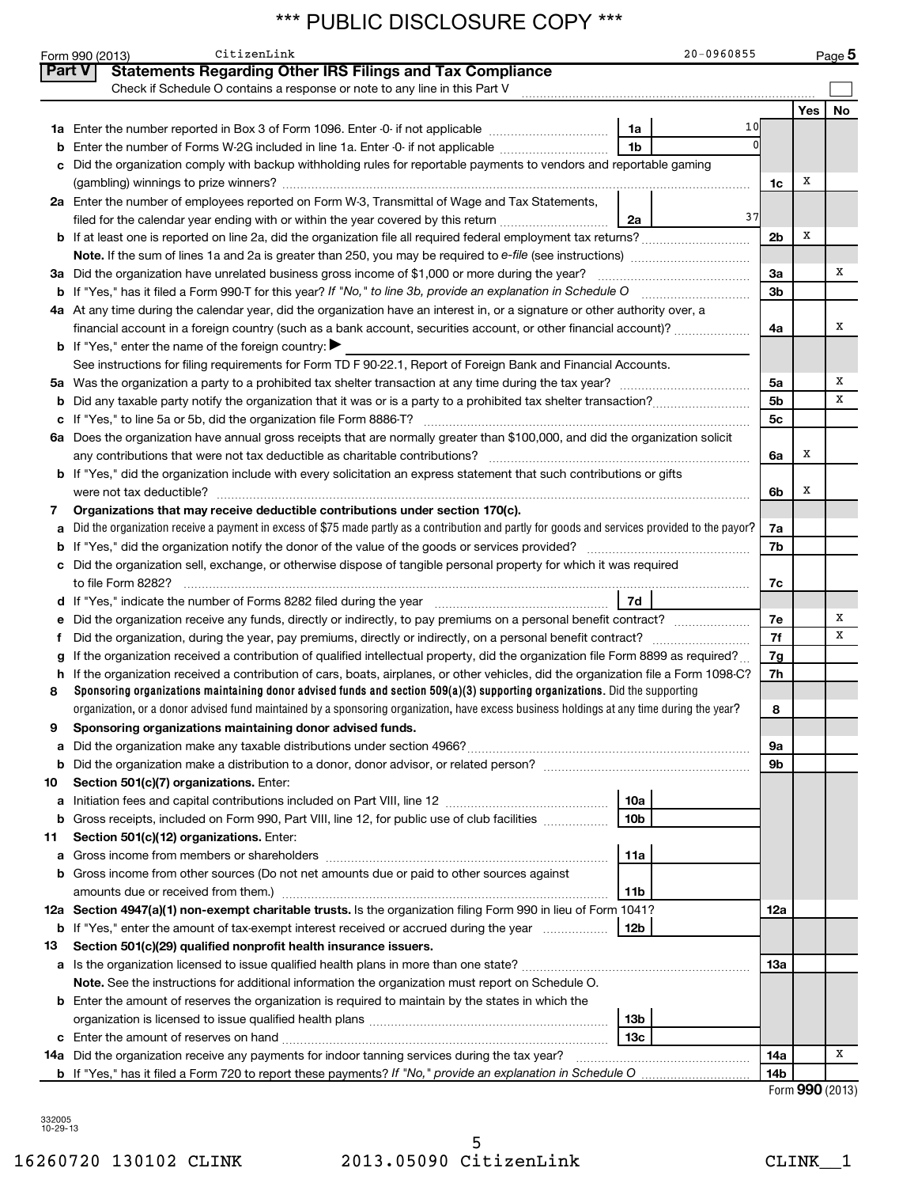\*\*\* PUBLIC DISCLOSURE COPY \*\*\*

Form 990 (2013) CitizenLink 20-0960855 Page 5

## Part V Statements Regarding Other IRS Filings and Tax Compliance

Check if Schedule O contains a response or note to any line in this Part V

| | | | | | Yes | No |
|---|---|---|---|---|---|---|
| **1a** | Enter the number reported in Box 3 of Form 1096. Enter -0- if not applicable | 1a | 10 | | | |
| **b** | Enter the number of Forms W-2G included in line 1a. Enter -0- if not applicable | 1b | 0 | | | |
| **c** | Did the organization comply with backup withholding rules for reportable payments to vendors and reportable gaming (gambling) winnings to prize winners? | | | 1c | X | |
| **2a** | Enter the number of employees reported on Form W-3, Transmittal of Wage and Tax Statements, filed for the calendar year ending with or within the year covered by this return | 2a | 37 | | | |
| **b** | If at least one is reported on line 2a, did the organization file all required federal employment tax returns? | | | 2b | X | |
| | **Note.** If the sum of lines 1a and 2a is greater than 250, you may be required to *e-file* (see instructions) | | | | | |
| **3a** | Did the organization have unrelated business gross income of $1,000 or more during the year? | | | 3a | | X |
| **b** | If "Yes," has it filed a Form 990-T for this year? *If "No," to line 3b, provide an explanation in Schedule O* | | | 3b | | |
| **4a** | At any time during the calendar year, did the organization have an interest in, or a signature or other authority over, a financial account in a foreign country (such as a bank account, securities account, or other financial account)? | | | 4a | | X |
| **b** | If "Yes," enter the name of the foreign country: ▶ | | | | | |
| | See instructions for filing requirements for Form TD F 90-22.1, Report of Foreign Bank and Financial Accounts. | | | | | |
| **5a** | Was the organization a party to a prohibited tax shelter transaction at any time during the tax year? | | | 5a | | X |
| **b** | Did any taxable party notify the organization that it was or is a party to a prohibited tax shelter transaction? | | | 5b | | X |
| **c** | If "Yes," to line 5a or 5b, did the organization file Form 8886-T? | | | 5c | | |
| **6a** | Does the organization have annual gross receipts that are normally greater than $100,000, and did the organization solicit any contributions that were not tax deductible as charitable contributions? | | | 6a | X | |
| **b** | If "Yes," did the organization include with every solicitation an express statement that such contributions or gifts were not tax deductible? | | | 6b | X | |
| **7** | **Organizations that may receive deductible contributions under section 170(c).** | | | | | |
| **a** | Did the organization receive a payment in excess of $75 made partly as a contribution and partly for goods and services provided to the payor? | | | 7a | | |
| **b** | If "Yes," did the organization notify the donor of the value of the goods or services provided? | | | 7b | | |
| **c** | Did the organization sell, exchange, or otherwise dispose of tangible personal property for which it was required to file Form 8282? | | | 7c | | |
| **d** | If "Yes," indicate the number of Forms 8282 filed during the year | 7d | | | | |
| **e** | Did the organization receive any funds, directly or indirectly, to pay premiums on a personal benefit contract? | | | 7e | | X |
| **f** | Did the organization, during the year, pay premiums, directly or indirectly, on a personal benefit contract? | | | 7f | | X |
| **g** | If the organization received a contribution of qualified intellectual property, did the organization file Form 8899 as required? | | | 7g | | |
| **h** | If the organization received a contribution of cars, boats, airplanes, or other vehicles, did the organization file a Form 1098-C? | | | 7h | | |
| **8** | **Sponsoring organizations maintaining donor advised funds and section 509(a)(3) supporting organizations.** Did the supporting organization, or a donor advised fund maintained by a sponsoring organization, have excess business holdings at any time during the year? | | | 8 | | |
| **9** | **Sponsoring organizations maintaining donor advised funds.** | | | | | |
| **a** | Did the organization make any taxable distributions under section 4966? | | | 9a | | |
| **b** | Did the organization make a distribution to a donor, donor advisor, or related person? | | | 9b | | |
| **10** | **Section 501(c)(7) organizations.** Enter: | | | | | |
| **a** | Initiation fees and capital contributions included on Part VIII, line 12 | 10a | | | | |
| **b** | Gross receipts, included on Form 990, Part VIII, line 12, for public use of club facilities | 10b | | | | |
| **11** | **Section 501(c)(12) organizations.** Enter: | | | | | |
| **a** | Gross income from members or shareholders | 11a | | | | |
| **b** | Gross income from other sources (Do not net amounts due or paid to other sources against amounts due or received from them.) | 11b | | | | |
| **12a** | **Section 4947(a)(1) non-exempt charitable trusts.** Is the organization filing Form 990 in lieu of Form 1041? | | | 12a | | |
| **b** | If "Yes," enter the amount of tax-exempt interest received or accrued during the year | 12b | | | | |
| **13** | **Section 501(c)(29) qualified nonprofit health insurance issuers.** | | | | | |
| **a** | Is the organization licensed to issue qualified health plans in more than one state? | | | 13a | | |
| | **Note.** See the instructions for additional information the organization must report on Schedule O. | | | | | |
| **b** | Enter the amount of reserves the organization is required to maintain by the states in which the organization is licensed to issue qualified health plans | 13b | | | | |
| **c** | Enter the amount of reserves on hand | 13c | | | | |
| **14a** | Did the organization receive any payments for indoor tanning services during the tax year? | | | 14a | | X |
| **b** | If "Yes," has it filed a Form 720 to report these payments? *If "No," provide an explanation in Schedule O* | | | 14b | | |

Form **990** (2013)

332005 10-29-13

16260720 130102 CLINK 2013.05090 CitizenLink CLINK\_\_1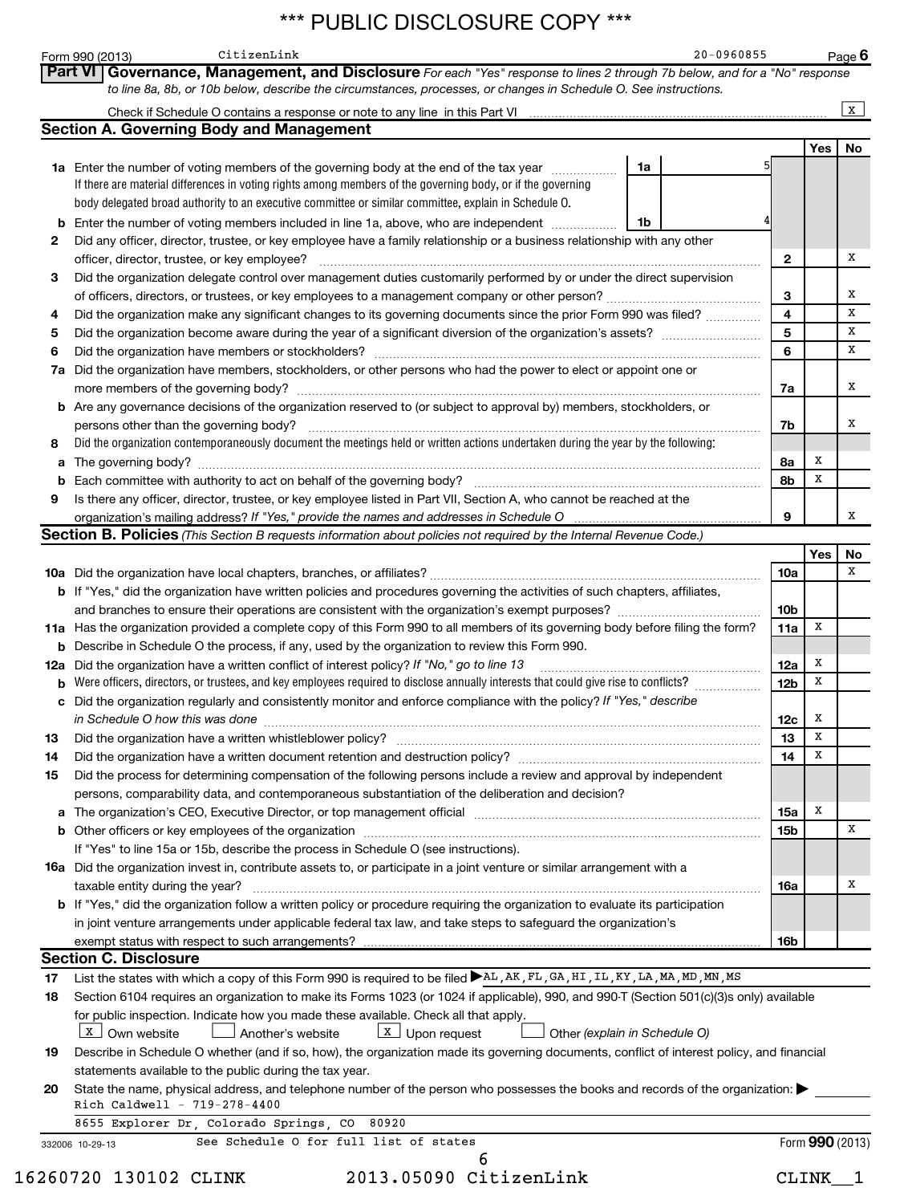*** PUBLIC DISCLOSURE COPY ***

Form 990 (2013) CitizenLink 20-0960855 Page 6

## Part VI Governance, Management, and Disclosure

*For each "Yes" response to lines 2 through 7b below, and for a "No" response to line 8a, 8b, or 10b below, describe the circumstances, processes, or changes in Schedule O. See instructions.*

Check if Schedule O contains a response or note to any line in this Part VI ... [X]

### Section A. Governing Body and Management

| | | | Yes | No |
|---|---|---|---|---|
| **1a** | Enter the number of voting members of the governing body at the end of the tax year ... **1a** 5<br>If there are material differences in voting rights among members of the governing body, or if the governing body delegated broad authority to an executive committee or similar committee, explain in Schedule O. | | | |
| **b** | Enter the number of voting members included in line 1a, above, who are independent ... **1b** 4 | | | |
| **2** | Did any officer, director, trustee, or key employee have a family relationship or a business relationship with any other officer, director, trustee, or key employee? | 2 | | X |
| **3** | Did the organization delegate control over management duties customarily performed by or under the direct supervision of officers, directors, or trustees, or key employees to a management company or other person? | 3 | | X |
| **4** | Did the organization make any significant changes to its governing documents since the prior Form 990 was filed? | 4 | | X |
| **5** | Did the organization become aware during the year of a significant diversion of the organization's assets? | 5 | | X |
| **6** | Did the organization have members or stockholders? | 6 | | X |
| **7a** | Did the organization have members, stockholders, or other persons who had the power to elect or appoint one or more members of the governing body? | 7a | | X |
| **b** | Are any governance decisions of the organization reserved to (or subject to approval by) members, stockholders, or persons other than the governing body? | 7b | | X |
| **8** | Did the organization contemporaneously document the meetings held or written actions undertaken during the year by the following: | | | |
| **a** | The governing body? | 8a | X | |
| **b** | Each committee with authority to act on behalf of the governing body? | 8b | X | |
| **9** | Is there any officer, director, trustee, or key employee listed in Part VII, Section A, who cannot be reached at the organization's mailing address? *If "Yes," provide the names and addresses in Schedule O* | 9 | | X |

### Section B. Policies *(This Section B requests information about policies not required by the Internal Revenue Code.)*

| | | | Yes | No |
|---|---|---|---|---|
| **10a** | Did the organization have local chapters, branches, or affiliates? | 10a | | X |
| **b** | If "Yes," did the organization have written policies and procedures governing the activities of such chapters, affiliates, and branches to ensure their operations are consistent with the organization's exempt purposes? | 10b | | |
| **11a** | Has the organization provided a complete copy of this Form 990 to all members of its governing body before filing the form? | 11a | X | |
| **b** | Describe in Schedule O the process, if any, used by the organization to review this Form 990. | | | |
| **12a** | Did the organization have a written conflict of interest policy? *If "No," go to line 13* | 12a | X | |
| **b** | Were officers, directors, or trustees, and key employees required to disclose annually interests that could give rise to conflicts? | 12b | X | |
| **c** | Did the organization regularly and consistently monitor and enforce compliance with the policy? *If "Yes," describe in Schedule O how this was done* | 12c | X | |
| **13** | Did the organization have a written whistleblower policy? | 13 | X | |
| **14** | Did the organization have a written document retention and destruction policy? | 14 | X | |
| **15** | Did the process for determining compensation of the following persons include a review and approval by independent persons, comparability data, and contemporaneous substantiation of the deliberation and decision? | | | |
| **a** | The organization's CEO, Executive Director, or top management official | 15a | X | |
| **b** | Other officers or key employees of the organization<br>If "Yes" to line 15a or 15b, describe the process in Schedule O (see instructions). | 15b | | X |
| **16a** | Did the organization invest in, contribute assets to, or participate in a joint venture or similar arrangement with a taxable entity during the year? | 16a | | X |
| **b** | If "Yes," did the organization follow a written policy or procedure requiring the organization to evaluate its participation in joint venture arrangements under applicable federal tax law, and take steps to safeguard the organization's exempt status with respect to such arrangements? | 16b | | |

### Section C. Disclosure

**17** List the states with which a copy of this Form 990 is required to be filed ▶ AL, AK, FL, GA, HI, IL, KY, LA, MA, MD, MN, MS

**18** Section 6104 requires an organization to make its Forms 1023 (or 1024 if applicable), 990, and 990-T (Section 501(c)(3)s only) available for public inspection. Indicate how you made these available. Check all that apply.

[X] Own website [ ] Another's website [X] Upon request [ ] Other *(explain in Schedule O)*

**19** Describe in Schedule O whether (and if so, how), the organization made its governing documents, conflict of interest policy, and financial statements available to the public during the tax year.

**20** State the name, physical address, and telephone number of the person who possesses the books and records of the organization: ▶

Rich Caldwell - 719-278-4400

8655 Explorer Dr, Colorado Springs, CO 80920

See Schedule O for full list of states

332006 10-29-13 Form **990** (2013)

16260720 130102 CLINK 2013.05090 CitizenLink CLINK__1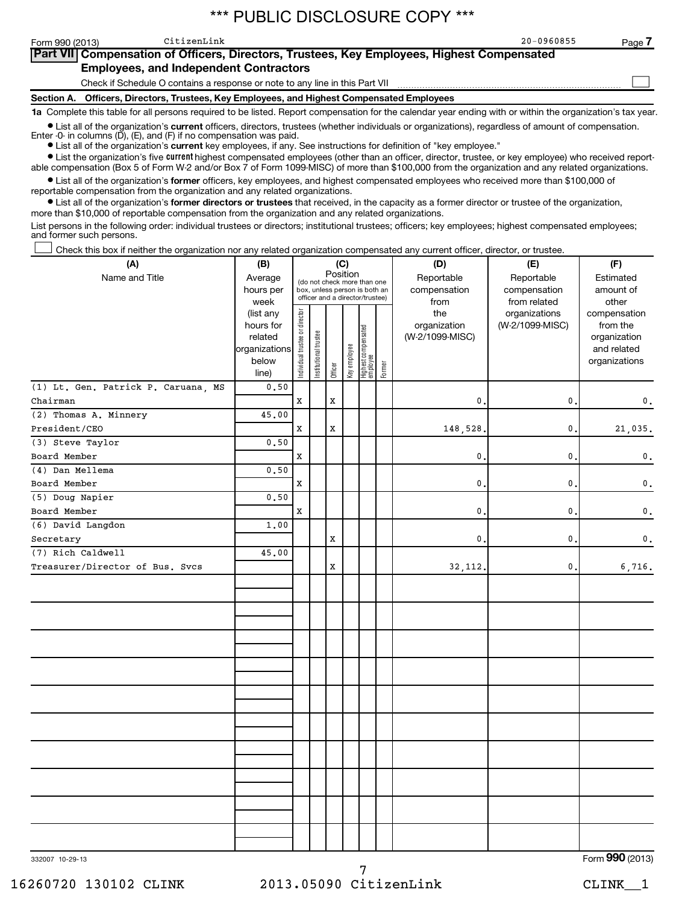*** PUBLIC DISCLOSURE COPY ***

Form 990 (2013) CitizenLink 20-0960855 Page 7

## Part VII Compensation of Officers, Directors, Trustees, Key Employees, Highest Compensated Employees, and Independent Contractors

Check if Schedule O contains a response or note to any line in this Part VII ☐

### Section A. Officers, Directors, Trustees, Key Employees, and Highest Compensated Employees

**1a** Complete this table for all persons required to be listed. Report compensation for the calendar year ending with or within the organization's tax year.

- List all of the organization's **current** officers, directors, trustees (whether individuals or organizations), regardless of amount of compensation. Enter -0- in columns (D), (E), and (F) if no compensation was paid.
- List all of the organization's **current** key employees, if any. See instructions for definition of "key employee."
- List the organization's five **current** highest compensated employees (other than an officer, director, trustee, or key employee) who received reportable compensation (Box 5 of Form W-2 and/or Box 7 of Form 1099-MISC) of more than $100,000 from the organization and any related organizations.
- List all of the organization's **former** officers, key employees, and highest compensated employees who received more than $100,000 of reportable compensation from the organization and any related organizations.
- List all of the organization's **former directors or trustees** that received, in the capacity as a former director or trustee of the organization, more than $10,000 of reportable compensation from the organization and any related organizations.

List persons in the following order: individual trustees or directors; institutional trustees; officers; key employees; highest compensated employees; and former such persons.

☐ Check this box if neither the organization nor any related organization compensated any current officer, director, or trustee.

| (A) Name and Title | (B) Average hours per week (list any hours for related organizations below line) | (C) Position (do not check more than one box, unless person is both an officer and a director/trustee) | | | | | | (D) Reportable compensation from the organization (W-2/1099-MISC) | (E) Reportable compensation from related organizations (W-2/1099-MISC) | (F) Estimated amount of other compensation from the organization and related organizations |
|---|---|---|---|---|---|---|---|---|---|---|
| | | Individual trustee or director | Institutional trustee | Officer | Key employee | Highest compensated employee | Former | | | |
| (1) Lt. Gen. Patrick P. Caruana, MS<br>Chairman | 0.50 | X | | X | | | | 0. | 0. | 0. |
| (2) Thomas A. Minnery<br>President/CEO | 45.00 | X | | X | | | | 148,528. | 0. | 21,035. |
| (3) Steve Taylor<br>Board Member | 0.50 | X | | | | | | 0. | 0. | 0. |
| (4) Dan Mellema<br>Board Member | 0.50 | X | | | | | | 0. | 0. | 0. |
| (5) Doug Napier<br>Board Member | 0.50 | X | | | | | | 0. | 0. | 0. |
| (6) David Langdon<br>Secretary | 1.00 | | | X | | | | 0. | 0. | 0. |
| (7) Rich Caldwell<br>Treasurer/Director of Bus. Svcs | 45.00 | | | X | | | | 32,112. | 0. | 6,716. |

332007 10-29-13 Form **990** (2013)

16260720 130102 CLINK 2013.05090 CitizenLink CLINK__1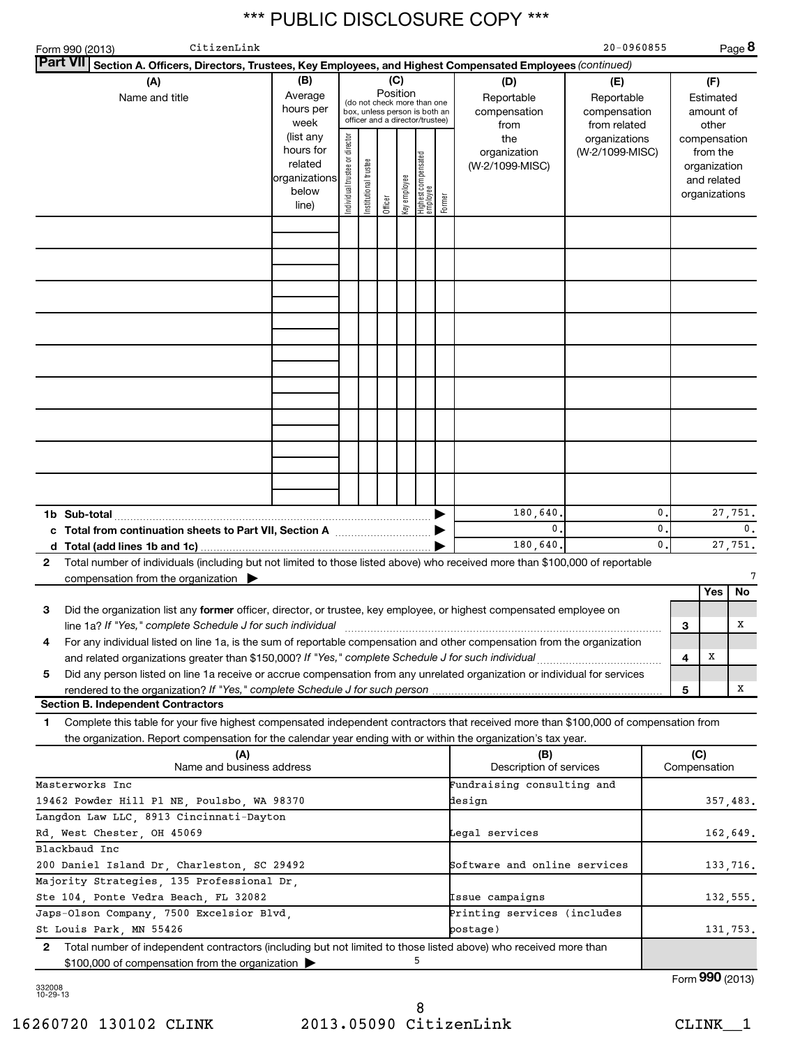*** PUBLIC DISCLOSURE COPY ***

Form 990 (2013) CitizenLink 20-0960855 Page 8

**Part VII Section A. Officers, Directors, Trustees, Key Employees, and Highest Compensated Employees** *(continued)*

| (A) Name and title | (B) Average hours per week (list any hours for related organizations below line) | (C) Position (do not check more than one box, unless person is both an officer and a director/trustee): Individual trustee or director | Institutional trustee | Officer | Key employee | Highest compensated employee | Former | (D) Reportable compensation from the organization (W-2/1099-MISC) | (E) Reportable compensation from related organizations (W-2/1099-MISC) | (F) Estimated amount of other compensation from the organization and related organizations |
|---|---|---|---|---|---|---|---|---|---|---|
| | | | | | | | | | | |
| **1b Sub-total** | | | | | | | | 180,640. | 0. | 27,751. |
| **c Total from continuation sheets to Part VII, Section A** | | | | | | | | 0. | 0. | 0. |
| **d Total (add lines 1b and 1c)** | | | | | | | | 180,640. | 0. | 27,751. |

**2** Total number of individuals (including but not limited to those listed above) who received more than $100,000 of reportable compensation from the organization ▶ 7

| | | Yes | No |
|---|---|---|---|
| **3** Did the organization list any **former** officer, director, or trustee, key employee, or highest compensated employee on line 1a? *If "Yes," complete Schedule J for such individual* | 3 | | X |
| **4** For any individual listed on line 1a, is the sum of reportable compensation and other compensation from the organization and related organizations greater than $150,000? *If "Yes," complete Schedule J for such individual* | 4 | X | |
| **5** Did any person listed on line 1a receive or accrue compensation from any unrelated organization or individual for services rendered to the organization? *If "Yes," complete Schedule J for such person* | 5 | | X |

**Section B. Independent Contractors**

**1** Complete this table for your five highest compensated independent contractors that received more than $100,000 of compensation from the organization. Report compensation for the calendar year ending with or within the organization's tax year.

| (A) Name and business address | (B) Description of services | (C) Compensation |
|---|---|---|
| Masterworks Inc 19462 Powder Hill Pl NE, Poulsbo, WA 98370 | Fundraising consulting and design | 357,483. |
| Langdon Law LLC, 8913 Cincinnati-Dayton Rd, West Chester, OH 45069 | Legal services | 162,649. |
| Blackbaud Inc 200 Daniel Island Dr, Charleston, SC 29492 | Software and online services | 133,716. |
| Majority Strategies, 135 Professional Dr, Ste 104, Ponte Vedra Beach, FL 32082 | Issue campaigns | 132,555. |
| Japs-Olson Company, 7500 Excelsior Blvd, St Louis Park, MN 55426 | Printing services (includes postage) | 131,753. |

**2** Total number of independent contractors (including but not limited to those listed above) who received more than $100,000 of compensation from the organization ▶ 5

Form **990** (2013)

332008 10-29-13

16260720 130102 CLINK 2013.05090 CitizenLink CLINK__1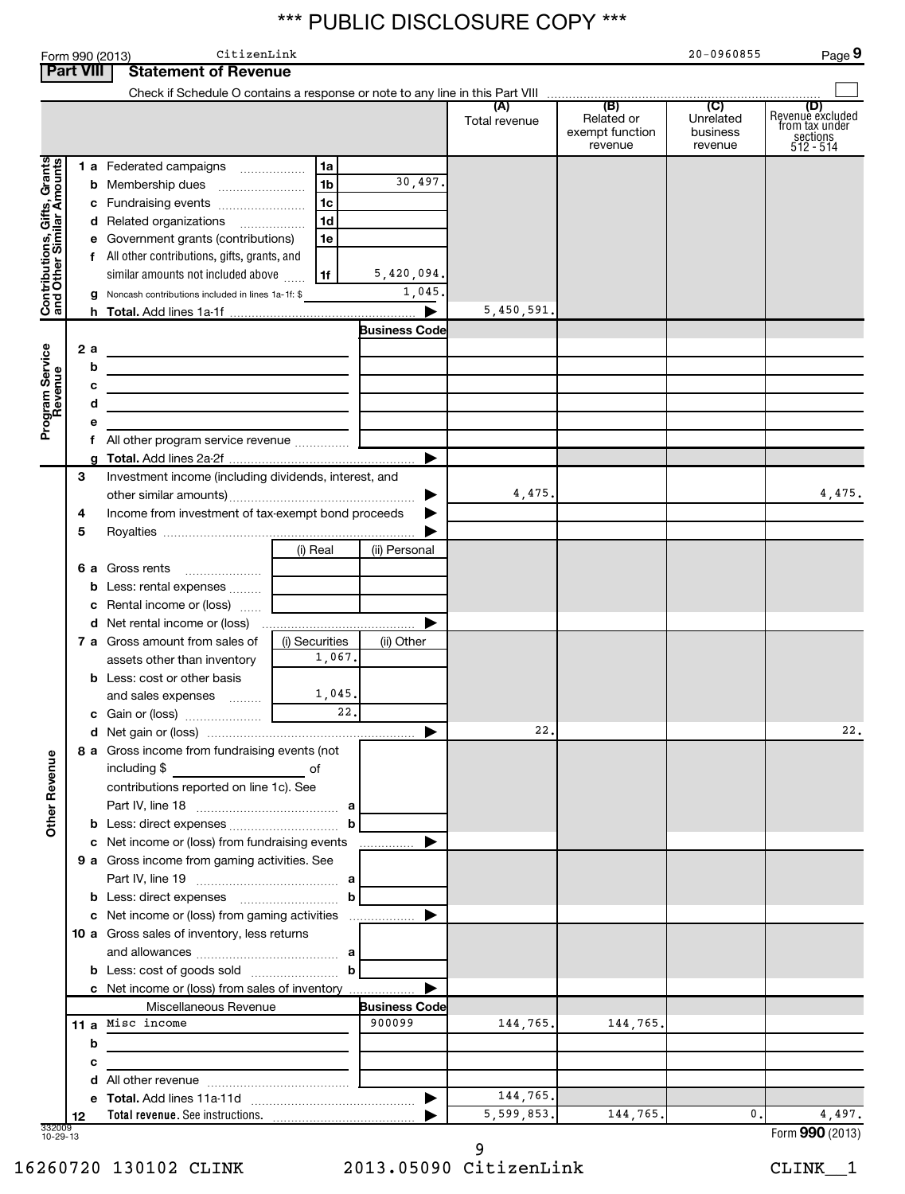\*\*\* PUBLIC DISCLOSURE COPY \*\*\*

Form 990 (2013) CitizenLink 20-0960855

## Part VIII Statement of Revenue

Check if Schedule O contains a response or note to any line in this Part VIII ☐

| | | | (A) Total revenue | (B) Related or exempt function revenue | (C) Unrelated business revenue | (D) Revenue excluded from tax under sections 512 - 514 |
|---|---|---|---|---|---|---|
| **Contributions, Gifts, Grants and Other Similar Amounts** | | | | | | |
| 1 a Federated campaigns | 1a | | | | | |
| b Membership dues | 1b | 30,497. | | | | |
| c Fundraising events | 1c | | | | | |
| d Related organizations | 1d | | | | | |
| e Government grants (contributions) | 1e | | | | | |
| f All other contributions, gifts, grants, and similar amounts not included above | 1f | 5,420,094. | | | | |
| g Noncash contributions included in lines 1a-1f: $ | | 1,045. | | | | |
| h **Total.** Add lines 1a-1f | | ▶ | 5,450,591. | | | |
| **Program Service Revenue** | | Business Code | | | | |
| 2 a | | | | | | |
| b | | | | | | |
| c | | | | | | |
| d | | | | | | |
| e | | | | | | |
| f All other program service revenue | | | | | | |
| g **Total.** Add lines 2a-2f | | ▶ | | | | |
| **Other Revenue** | | | | | | |
| 3 Investment income (including dividends, interest, and other similar amounts) | | ▶ | 4,475. | | | 4,475. |
| 4 Income from investment of tax-exempt bond proceeds | | ▶ | | | | |
| 5 Royalties | | ▶ | | | | |
| | (i) Real | (ii) Personal | | | | |
| 6 a Gross rents | | | | | | |
| b Less: rental expenses | | | | | | |
| c Rental income or (loss) | | | | | | |
| d Net rental income or (loss) | | ▶ | | | | |
| | (i) Securities | (ii) Other | | | | |
| 7 a Gross amount from sales of assets other than inventory | 1,067. | | | | | |
| b Less: cost or other basis and sales expenses | 1,045. | | | | | |
| c Gain or (loss) | 22. | | | | | |
| d Net gain or (loss) | | ▶ | 22. | | | 22. |
| 8 a Gross income from fundraising events (not including $ \_\_\_\_\_ of contributions reported on line 1c). See Part IV, line 18 | a | | | | | |
| b Less: direct expenses | b | | | | | |
| c Net income or (loss) from fundraising events | | ▶ | | | | |
| 9 a Gross income from gaming activities. See Part IV, line 19 | a | | | | | |
| b Less: direct expenses | b | | | | | |
| c Net income or (loss) from gaming activities | | ▶ | | | | |
| 10 a Gross sales of inventory, less returns and allowances | a | | | | | |
| b Less: cost of goods sold | b | | | | | |
| c Net income or (loss) from sales of inventory | | ▶ | | | | |
| Miscellaneous Revenue | | Business Code | | | | |
| 11 a Misc income | | 900099 | 144,765. | 144,765. | | |
| b | | | | | | |
| c | | | | | | |
| d All other revenue | | | | | | |
| e **Total.** Add lines 11a-11d | | ▶ | 144,765. | | | |
| 12 **Total revenue.** See instructions. | | ▶ | 5,599,853. | 144,765. | 0. | 4,497. |

332009 10-29-13

Form **990** (2013)

16260720 130102 CLINK 2013.05090 CitizenLink CLINK\_\_1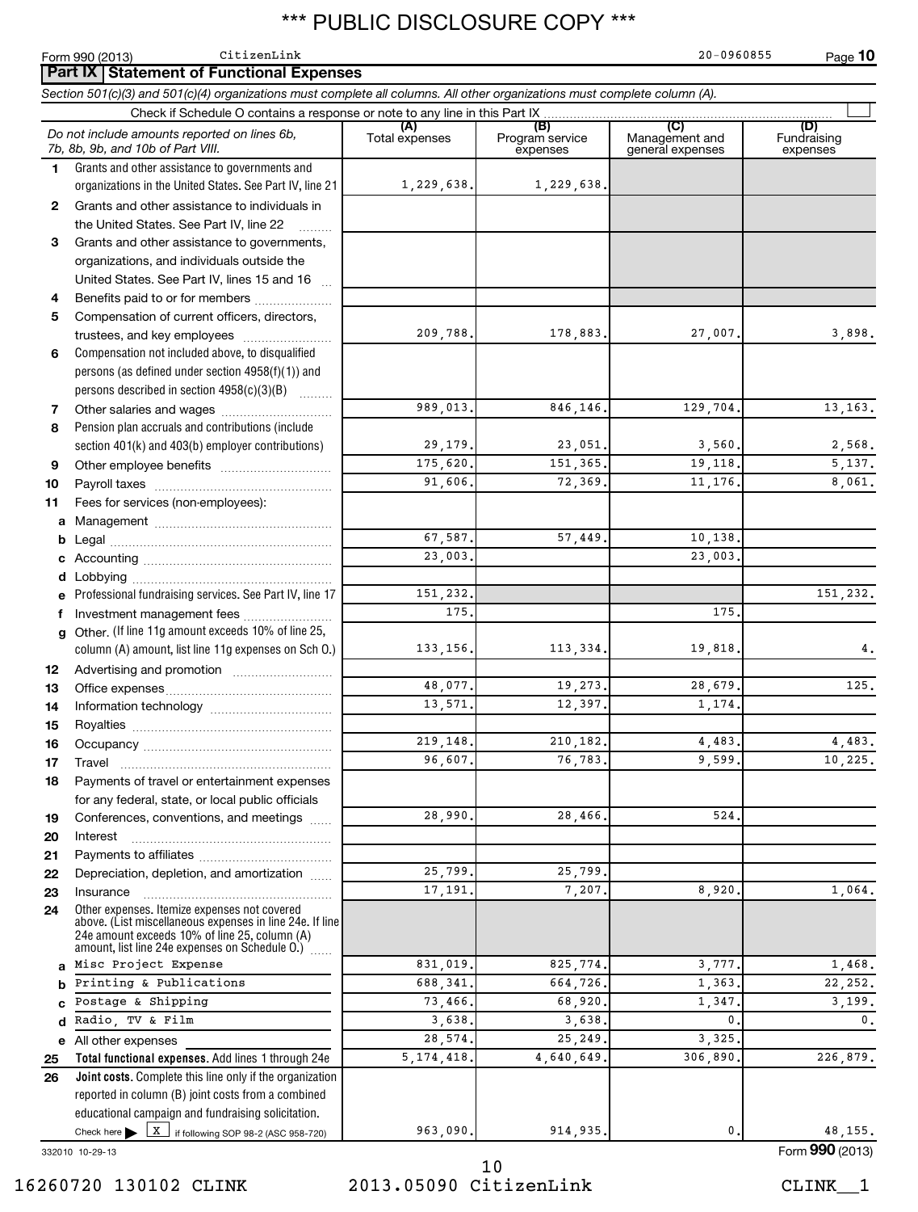*** PUBLIC DISCLOSURE COPY ***

Form 990 (2013) CitizenLink 20-0960855

## Part IX Statement of Functional Expenses

*Section 501(c)(3) and 501(c)(4) organizations must complete all columns. All other organizations must complete column (A).*

Check if Schedule O contains a response or note to any line in this Part IX ☐

| | *Do not include amounts reported on lines 6b, 7b, 8b, 9b, and 10b of Part VIII.* | (A) Total expenses | (B) Program service expenses | (C) Management and general expenses | (D) Fundraising expenses |
|---|---|---|---|---|---|
| 1 | Grants and other assistance to governments and organizations in the United States. See Part IV, line 21 | 1,229,638. | 1,229,638. | | |
| 2 | Grants and other assistance to individuals in the United States. See Part IV, line 22 | | | | |
| 3 | Grants and other assistance to governments, organizations, and individuals outside the United States. See Part IV, lines 15 and 16 | | | | |
| 4 | Benefits paid to or for members | | | | |
| 5 | Compensation of current officers, directors, trustees, and key employees | 209,788. | 178,883. | 27,007. | 3,898. |
| 6 | Compensation not included above, to disqualified persons (as defined under section 4958(f)(1)) and persons described in section 4958(c)(3)(B) | | | | |
| 7 | Other salaries and wages | 989,013. | 846,146. | 129,704. | 13,163. |
| 8 | Pension plan accruals and contributions (include section 401(k) and 403(b) employer contributions) | 29,179. | 23,051. | 3,560. | 2,568. |
| 9 | Other employee benefits | 175,620. | 151,365. | 19,118. | 5,137. |
| 10 | Payroll taxes | 91,606. | 72,369. | 11,176. | 8,061. |
| 11 | Fees for services (non-employees): | | | | |
| a | Management | | | | |
| b | Legal | 67,587. | 57,449. | 10,138. | |
| c | Accounting | 23,003. | | 23,003. | |
| d | Lobbying | | | | |
| e | Professional fundraising services. See Part IV, line 17 | 151,232. | | | 151,232. |
| f | Investment management fees | 175. | | 175. | |
| g | Other. (If line 11g amount exceeds 10% of line 25, column (A) amount, list line 11g expenses on Sch O.) | 133,156. | 113,334. | 19,818. | 4. |
| 12 | Advertising and promotion | | | | |
| 13 | Office expenses | 48,077. | 19,273. | 28,679. | 125. |
| 14 | Information technology | 13,571. | 12,397. | 1,174. | |
| 15 | Royalties | | | | |
| 16 | Occupancy | 219,148. | 210,182. | 4,483. | 4,483. |
| 17 | Travel | 96,607. | 76,783. | 9,599. | 10,225. |
| 18 | Payments of travel or entertainment expenses for any federal, state, or local public officials | | | | |
| 19 | Conferences, conventions, and meetings | 28,990. | 28,466. | 524. | |
| 20 | Interest | | | | |
| 21 | Payments to affiliates | | | | |
| 22 | Depreciation, depletion, and amortization | 25,799. | 25,799. | | |
| 23 | Insurance | 17,191. | 7,207. | 8,920. | 1,064. |
| 24 | Other expenses. Itemize expenses not covered above. (List miscellaneous expenses in line 24e. If line 24e amount exceeds 10% of line 25, column (A) amount, list line 24e expenses on Schedule O.) | | | | |
| a | Misc Project Expense | 831,019. | 825,774. | 3,777. | 1,468. |
| b | Printing & Publications | 688,341. | 664,726. | 1,363. | 22,252. |
| c | Postage & Shipping | 73,466. | 68,920. | 1,347. | 3,199. |
| d | Radio, TV & Film | 3,638. | 3,638. | 0. | 0. |
| e | All other expenses | 28,574. | 25,249. | 3,325. | |
| 25 | **Total functional expenses.** Add lines 1 through 24e | 5,174,418. | 4,640,649. | 306,890. | 226,879. |
| 26 | **Joint costs.** Complete this line only if the organization reported in column (B) joint costs from a combined educational campaign and fundraising solicitation. Check here ▶ [X] if following SOP 98-2 (ASC 958-720) | 963,090. | 914,935. | 0. | 48,155. |

332010 10-29-13

Form **990** (2013)

16260720 130102 CLINK 2013.05090 CitizenLink CLINK__1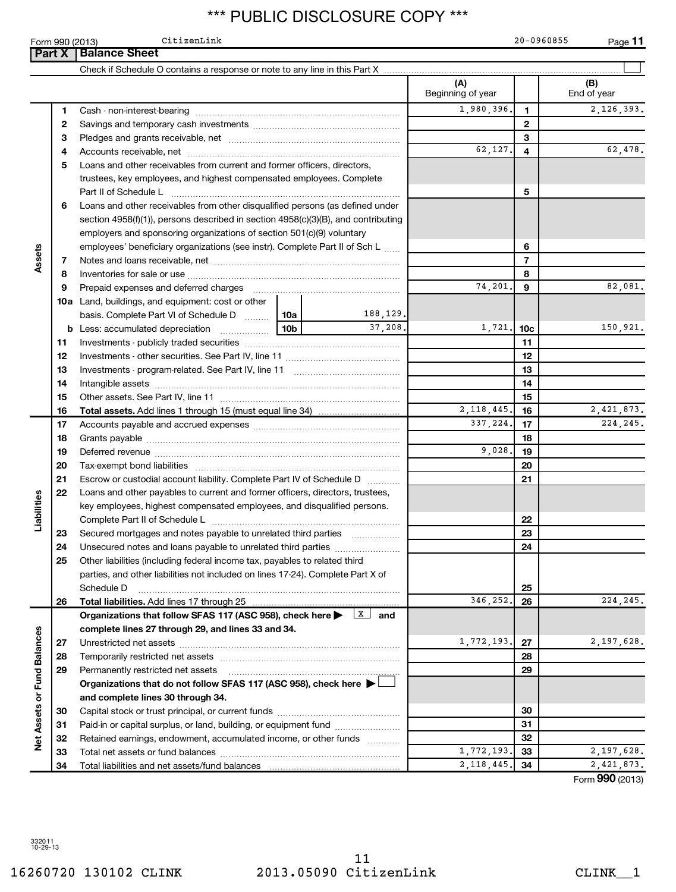*** PUBLIC DISCLOSURE COPY ***

Form 990 (2013) CitizenLink 20-0960855

## Part X Balance Sheet

Check if Schedule O contains a response or note to any line in this Part X ☐

| | | | | (A) Beginning of year | | (B) End of year |
|---|---|---|---|---|---|---|
| **Assets** | 1 | Cash - non-interest-bearing | | 1,980,396. | 1 | 2,126,393. |
| | 2 | Savings and temporary cash investments | | | 2 | |
| | 3 | Pledges and grants receivable, net | | | 3 | |
| | 4 | Accounts receivable, net | | 62,127. | 4 | 62,478. |
| | 5 | Loans and other receivables from current and former officers, directors, trustees, key employees, and highest compensated employees. Complete Part II of Schedule L | | | 5 | |
| | 6 | Loans and other receivables from other disqualified persons (as defined under section 4958(f)(1)), persons described in section 4958(c)(3)(B), and contributing employers and sponsoring organizations of section 501(c)(9) voluntary employees' beneficiary organizations (see instr). Complete Part II of Sch L | | | 6 | |
| | 7 | Notes and loans receivable, net | | | 7 | |
| | 8 | Inventories for sale or use | | | 8 | |
| | 9 | Prepaid expenses and deferred charges | | 74,201. | 9 | 82,081. |
| | 10a | Land, buildings, and equipment: cost or other basis. Complete Part VI of Schedule D | 10a 188,129. | | | |
| | b | Less: accumulated depreciation | 10b 37,208. | 1,721. | 10c | 150,921. |
| | 11 | Investments - publicly traded securities | | | 11 | |
| | 12 | Investments - other securities. See Part IV, line 11 | | | 12 | |
| | 13 | Investments - program-related. See Part IV, line 11 | | | 13 | |
| | 14 | Intangible assets | | | 14 | |
| | 15 | Other assets. See Part IV, line 11 | | | 15 | |
| | 16 | **Total assets.** Add lines 1 through 15 (must equal line 34) | | 2,118,445. | 16 | 2,421,873. |
| **Liabilities** | 17 | Accounts payable and accrued expenses | | 337,224. | 17 | 224,245. |
| | 18 | Grants payable | | | 18 | |
| | 19 | Deferred revenue | | 9,028. | 19 | |
| | 20 | Tax-exempt bond liabilities | | | 20 | |
| | 21 | Escrow or custodial account liability. Complete Part IV of Schedule D | | | 21 | |
| | 22 | Loans and other payables to current and former officers, directors, trustees, key employees, highest compensated employees, and disqualified persons. Complete Part II of Schedule L | | | 22 | |
| | 23 | Secured mortgages and notes payable to unrelated third parties | | | 23 | |
| | 24 | Unsecured notes and loans payable to unrelated third parties | | | 24 | |
| | 25 | Other liabilities (including federal income tax, payables to related third parties, and other liabilities not included on lines 17-24). Complete Part X of Schedule D | | | 25 | |
| | 26 | **Total liabilities.** Add lines 17 through 25 | | 346,252. | 26 | 224,245. |
| **Net Assets or Fund Balances** | | **Organizations that follow SFAS 117 (ASC 958), check here ▶ [X] and complete lines 27 through 29, and lines 33 and 34.** | | | | |
| | 27 | Unrestricted net assets | | 1,772,193. | 27 | 2,197,628. |
| | 28 | Temporarily restricted net assets | | | 28 | |
| | 29 | Permanently restricted net assets | | | 29 | |
| | | **Organizations that do not follow SFAS 117 (ASC 958), check here ▶ ☐ and complete lines 30 through 34.** | | | | |
| | 30 | Capital stock or trust principal, or current funds | | | 30 | |
| | 31 | Paid-in or capital surplus, or land, building, or equipment fund | | | 31 | |
| | 32 | Retained earnings, endowment, accumulated income, or other funds | | | 32 | |
| | 33 | Total net assets or fund balances | | 1,772,193. | 33 | 2,197,628. |
| | 34 | Total liabilities and net assets/fund balances | | 2,118,445. | 34 | 2,421,873. |

Form **990** (2013)

332011 10-29-13

16260720 130102 CLINK 2013.05090 CitizenLink CLINK__1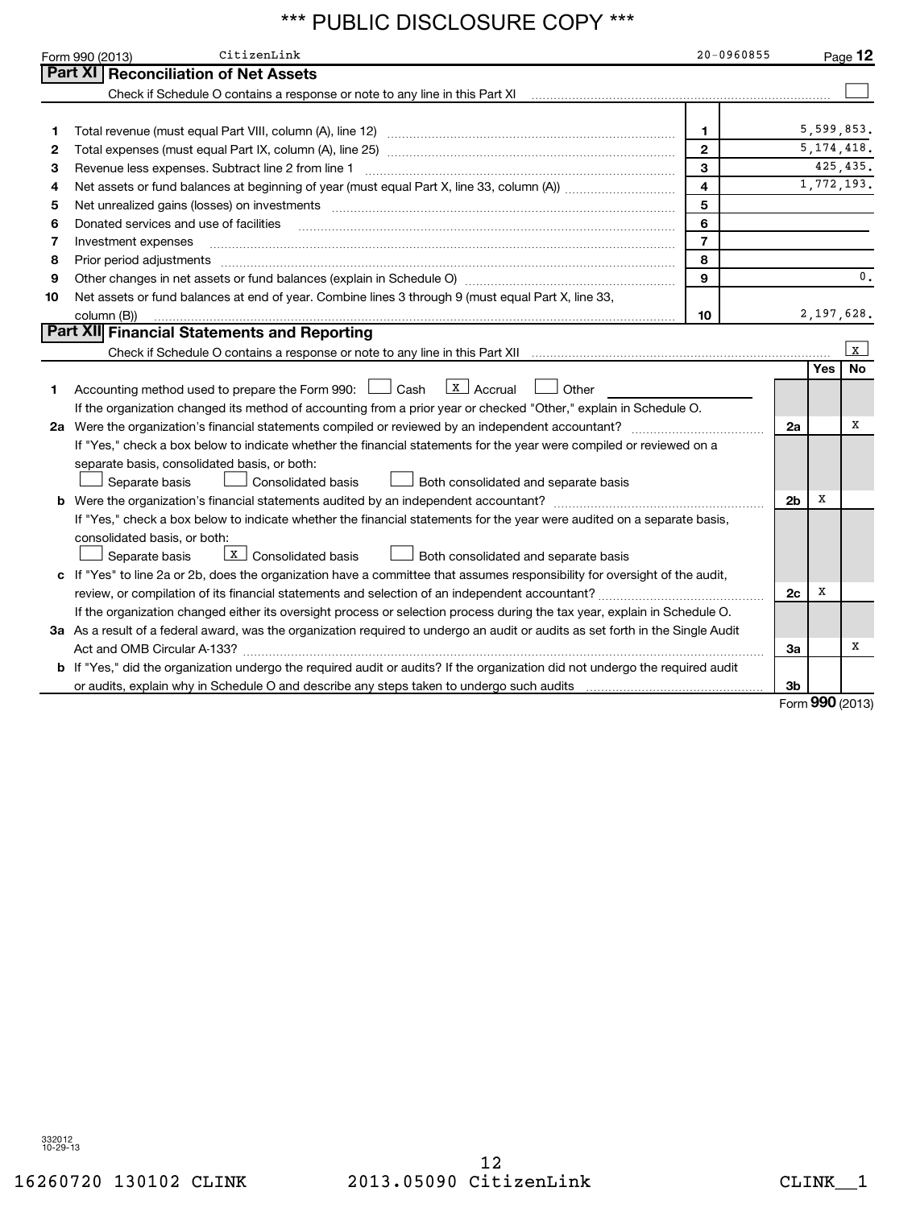*** PUBLIC DISCLOSURE COPY ***

Form 990 (2013) CitizenLink 20-0960855

## Part XI Reconciliation of Net Assets

Check if Schedule O contains a response or note to any line in this Part XI ☐

| | | | |
|---|---|---|---|
| 1 | Total revenue (must equal Part VIII, column (A), line 12) | 1 | 5,599,853. |
| 2 | Total expenses (must equal Part IX, column (A), line 25) | 2 | 5,174,418. |
| 3 | Revenue less expenses. Subtract line 2 from line 1 | 3 | 425,435. |
| 4 | Net assets or fund balances at beginning of year (must equal Part X, line 33, column (A)) | 4 | 1,772,193. |
| 5 | Net unrealized gains (losses) on investments | 5 | |
| 6 | Donated services and use of facilities | 6 | |
| 7 | Investment expenses | 7 | |
| 8 | Prior period adjustments | 8 | |
| 9 | Other changes in net assets or fund balances (explain in Schedule O) | 9 | 0. |
| 10 | Net assets or fund balances at end of year. Combine lines 3 through 9 (must equal Part X, line 33, column (B)) | 10 | 2,197,628. |

## Part XII Financial Statements and Reporting

Check if Schedule O contains a response or note to any line in this Part XII ☒

| | | | Yes | No |
|---|---|---|---|---|
| 1 | Accounting method used to prepare the Form 990: ☐ Cash ☒ Accrual ☐ Other<br>If the organization changed its method of accounting from a prior year or checked "Other," explain in Schedule O. | | | |
| 2a | Were the organization's financial statements compiled or reviewed by an independent accountant?<br>If "Yes," check a box below to indicate whether the financial statements for the year were compiled or reviewed on a separate basis, consolidated basis, or both:<br>☐ Separate basis ☐ Consolidated basis ☐ Both consolidated and separate basis | 2a | | X |
| b | Were the organization's financial statements audited by an independent accountant?<br>If "Yes," check a box below to indicate whether the financial statements for the year were audited on a separate basis, consolidated basis, or both:<br>☐ Separate basis ☒ Consolidated basis ☐ Both consolidated and separate basis | 2b | X | |
| c | If "Yes" to line 2a or 2b, does the organization have a committee that assumes responsibility for oversight of the audit, review, or compilation of its financial statements and selection of an independent accountant?<br>If the organization changed either its oversight process or selection process during the tax year, explain in Schedule O. | 2c | X | |
| 3a | As a result of a federal award, was the organization required to undergo an audit or audits as set forth in the Single Audit Act and OMB Circular A-133? | 3a | | X |
| b | If "Yes," did the organization undergo the required audit or audits? If the organization did not undergo the required audit or audits, explain why in Schedule O and describe any steps taken to undergo such audits | 3b | | |

Form 990 (2013)

332012 10-29-13

16260720 130102 CLINK 2013.05090 CitizenLink CLINK__1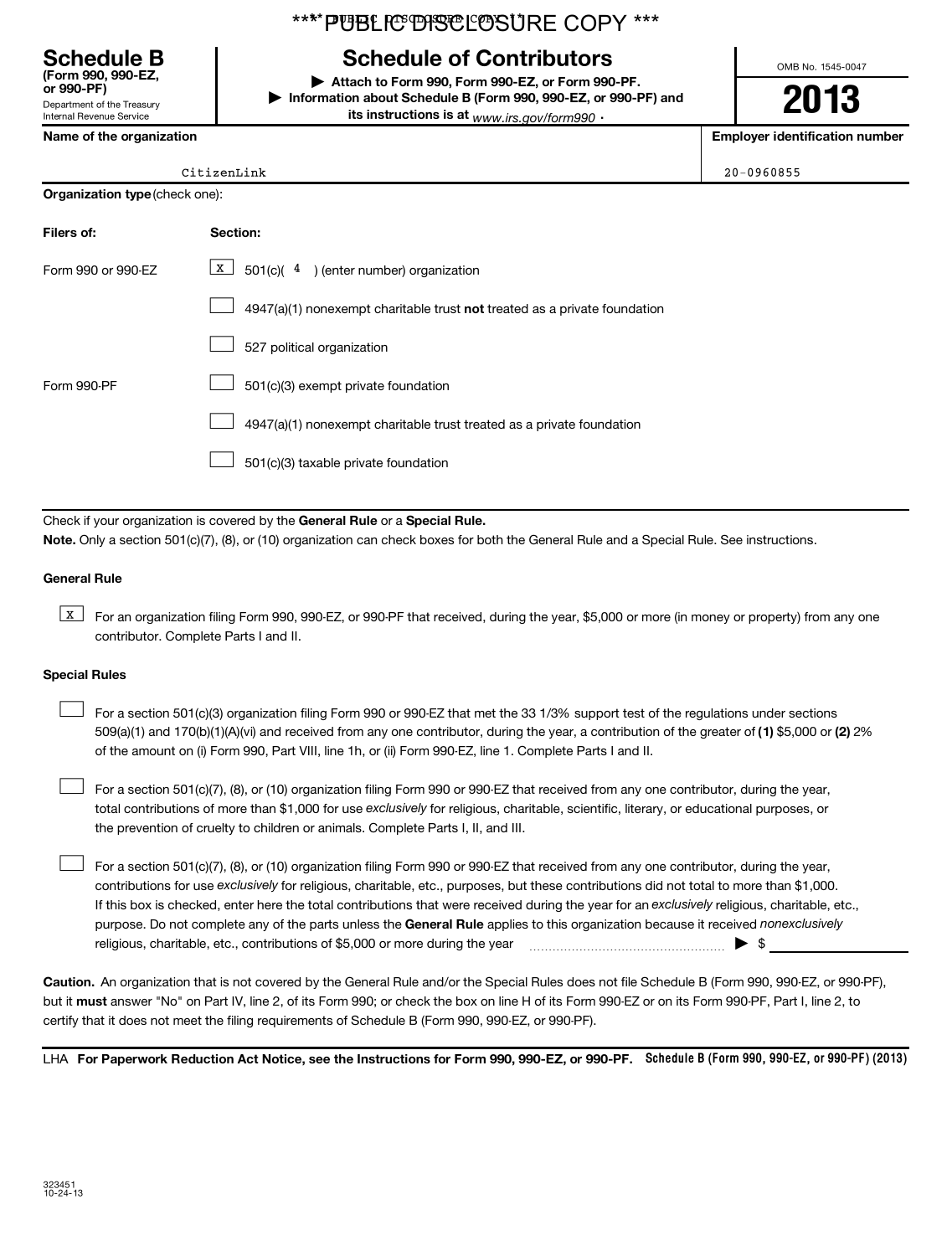*** PUBLIC DISCLOSURE COPY ***

# Schedule B

**(Form 990, 990-EZ, or 990-PF)**
Department of the Treasury
Internal Revenue Service

## Schedule of Contributors

▶ **Attach to Form 990, Form 990-EZ, or Form 990-PF.**
▶ **Information about Schedule B (Form 990, 990-EZ, or 990-PF) and its instructions is at** *www.irs.gov/form990* .

OMB No. 1545-0047

**2013**

| **Name of the organization** | **Employer identification number** |
|---|---|
| CitizenLink | 20-0960855 |

**Organization type** (check one):

| **Filers of:** | **Section:** |
|---|---|
| Form 990 or 990-EZ | [X] 501(c)( 4 ) (enter number) organization |
| | [ ] 4947(a)(1) nonexempt charitable trust **not** treated as a private foundation |
| | [ ] 527 political organization |
| Form 990-PF | [ ] 501(c)(3) exempt private foundation |
| | [ ] 4947(a)(1) nonexempt charitable trust treated as a private foundation |
| | [ ] 501(c)(3) taxable private foundation |

Check if your organization is covered by the **General Rule** or a **Special Rule.**

**Note.** Only a section 501(c)(7), (8), or (10) organization can check boxes for both the General Rule and a Special Rule. See instructions.

**General Rule**

[X] For an organization filing Form 990, 990-EZ, or 990-PF that received, during the year, $5,000 or more (in money or property) from any one contributor. Complete Parts I and II.

**Special Rules**

[ ] For a section 501(c)(3) organization filing Form 990 or 990-EZ that met the 33 1/3% support test of the regulations under sections 509(a)(1) and 170(b)(1)(A)(vi) and received from any one contributor, during the year, a contribution of the greater of **(1)** $5,000 or **(2)** 2% of the amount on (i) Form 990, Part VIII, line 1h, or (ii) Form 990-EZ, line 1. Complete Parts I and II.

[ ] For a section 501(c)(7), (8), or (10) organization filing Form 990 or 990-EZ that received from any one contributor, during the year, total contributions of more than $1,000 for use *exclusively* for religious, charitable, scientific, literary, or educational purposes, or the prevention of cruelty to children or animals. Complete Parts I, II, and III.

[ ] For a section 501(c)(7), (8), or (10) organization filing Form 990 or 990-EZ that received from any one contributor, during the year, contributions for use *exclusively* for religious, charitable, etc., purposes, but these contributions did not total to more than $1,000. If this box is checked, enter here the total contributions that were received during the year for an *exclusively* religious, charitable, etc., purpose. Do not complete any of the parts unless the **General Rule** applies to this organization because it received *nonexclusively* religious, charitable, etc., contributions of $5,000 or more during the year ..................... ▶ $ ____________

**Caution.** An organization that is not covered by the General Rule and/or the Special Rules does not file Schedule B (Form 990, 990-EZ, or 990-PF), but it **must** answer "No" on Part IV, line 2, of its Form 990; or check the box on line H of its Form 990-EZ or on its Form 990-PF, Part I, line 2, to certify that it does not meet the filing requirements of Schedule B (Form 990, 990-EZ, or 990-PF).

LHA **For Paperwork Reduction Act Notice, see the Instructions for Form 990, 990-EZ, or 990-PF.** **Schedule B (Form 990, 990-EZ, or 990-PF) (2013)**

323451
10-24-13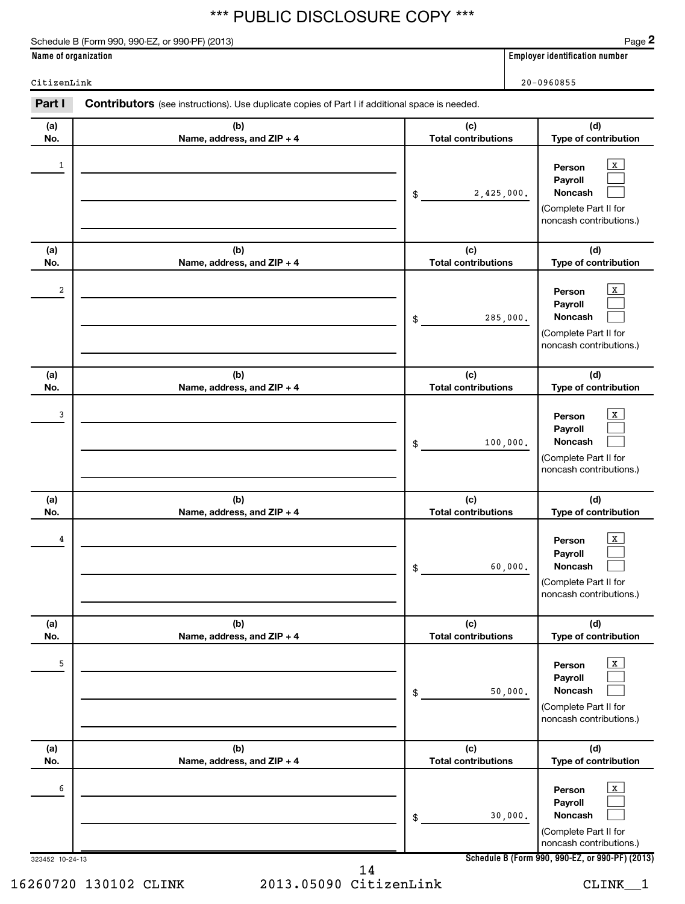\*\*\* PUBLIC DISCLOSURE COPY \*\*\*

Schedule B (Form 990, 990-EZ, or 990-PF) (2013) Page **2**

| Name of organization | Employer identification number |
|---|---|
| CitizenLink | 20-0960855 |

**Part I** **Contributors** (see instructions). Use duplicate copies of Part I if additional space is needed.

| (a) No. | (b) Name, address, and ZIP + 4 | (c) Total contributions | (d) Type of contribution |
|---|---|---|---|
| 1 | | $ 2,425,000. | Person [X] Payroll [ ] Noncash [ ] (Complete Part II for noncash contributions.) |
| 2 | | $ 285,000. | Person [X] Payroll [ ] Noncash [ ] (Complete Part II for noncash contributions.) |
| 3 | | $ 100,000. | Person [X] Payroll [ ] Noncash [ ] (Complete Part II for noncash contributions.) |
| 4 | | $ 60,000. | Person [X] Payroll [ ] Noncash [ ] (Complete Part II for noncash contributions.) |
| 5 | | $ 50,000. | Person [X] Payroll [ ] Noncash [ ] (Complete Part II for noncash contributions.) |
| 6 | | $ 30,000. | Person [X] Payroll [ ] Noncash [ ] (Complete Part II for noncash contributions.) |

323452 10-24-13 **Schedule B (Form 990, 990-EZ, or 990-PF) (2013)**

16260720 130102 CLINK 2013.05090 CitizenLink CLINK__1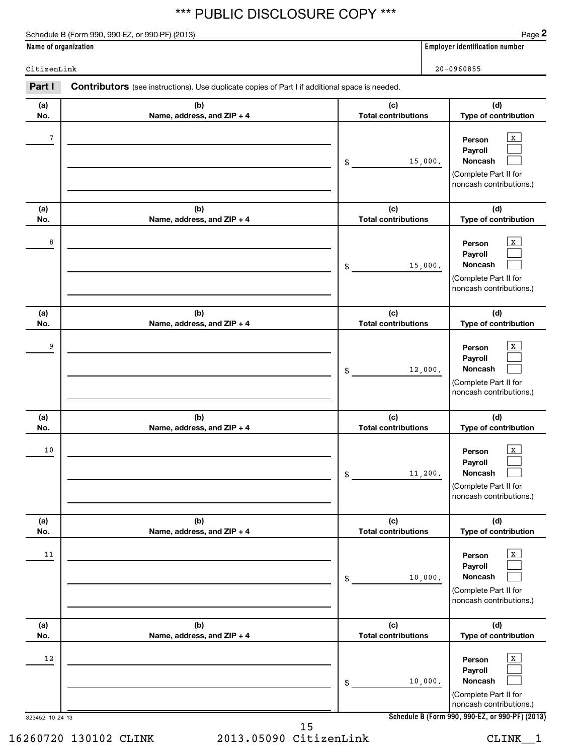*** PUBLIC DISCLOSURE COPY ***

Schedule B (Form 990, 990-EZ, or 990-PF) (2013)

| Name of organization | Employer identification number |
|---|---|
| CitizenLink | 20-0960855 |

**Part I** **Contributors** (see instructions). Use duplicate copies of Part I if additional space is needed.

| (a) No. | (b) Name, address, and ZIP + 4 | (c) Total contributions | (d) Type of contribution |
|---|---|---|---|
| 7 | | $ 15,000. | Person [X] Payroll [ ] Noncash [ ] (Complete Part II for noncash contributions.) |
| 8 | | $ 15,000. | Person [X] Payroll [ ] Noncash [ ] (Complete Part II for noncash contributions.) |
| 9 | | $ 12,000. | Person [X] Payroll [ ] Noncash [ ] (Complete Part II for noncash contributions.) |
| 10 | | $ 11,200. | Person [X] Payroll [ ] Noncash [ ] (Complete Part II for noncash contributions.) |
| 11 | | $ 10,000. | Person [X] Payroll [ ] Noncash [ ] (Complete Part II for noncash contributions.) |
| 12 | | $ 10,000. | Person [X] Payroll [ ] Noncash [ ] (Complete Part II for noncash contributions.) |

323452 10-24-13

Schedule B (Form 990, 990-EZ, or 990-PF) (2013)

16260720 130102 CLINK 2013.05090 CitizenLink CLINK__1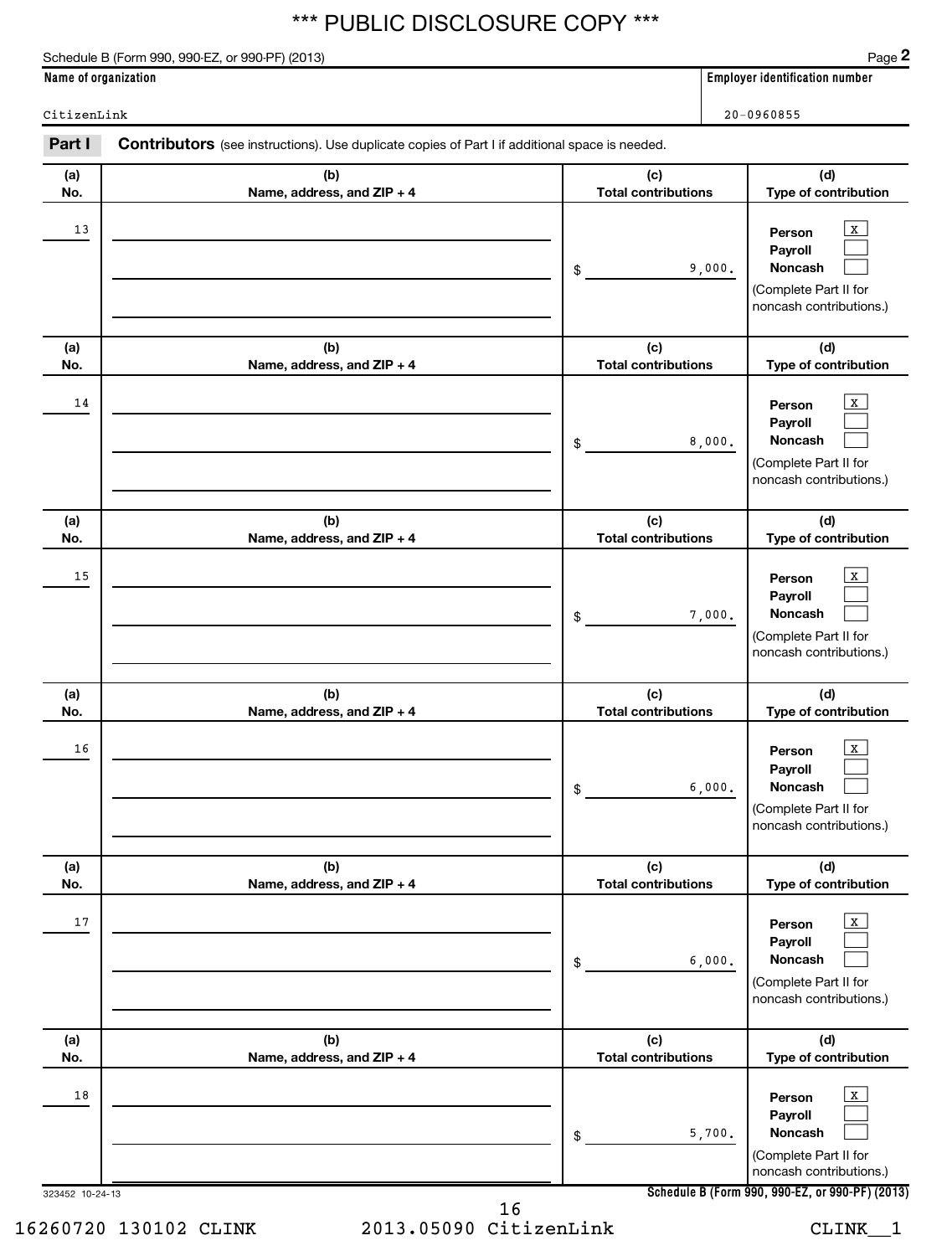*** PUBLIC DISCLOSURE COPY ***

Schedule B (Form 990, 990-EZ, or 990-PF) (2013) Page **2**

| Name of organization | Employer identification number |
|---|---|
| CitizenLink | 20-0960855 |

**Part I** **Contributors** (see instructions). Use duplicate copies of Part I if additional space is needed.

| (a) No. | (b) Name, address, and ZIP + 4 | (c) Total contributions | (d) Type of contribution |
|---|---|---|---|
| 13 | | $ 9,000. | Person [X] Payroll [ ] Noncash [ ] (Complete Part II for noncash contributions.) |
| 14 | | $ 8,000. | Person [X] Payroll [ ] Noncash [ ] (Complete Part II for noncash contributions.) |
| 15 | | $ 7,000. | Person [X] Payroll [ ] Noncash [ ] (Complete Part II for noncash contributions.) |
| 16 | | $ 6,000. | Person [X] Payroll [ ] Noncash [ ] (Complete Part II for noncash contributions.) |
| 17 | | $ 6,000. | Person [X] Payroll [ ] Noncash [ ] (Complete Part II for noncash contributions.) |
| 18 | | $ 5,700. | Person [X] Payroll [ ] Noncash [ ] (Complete Part II for noncash contributions.) |

323452 10-24-13 **Schedule B (Form 990, 990-EZ, or 990-PF) (2013)**

16260720 130102 CLINK 2013.05090 CitizenLink CLINK__1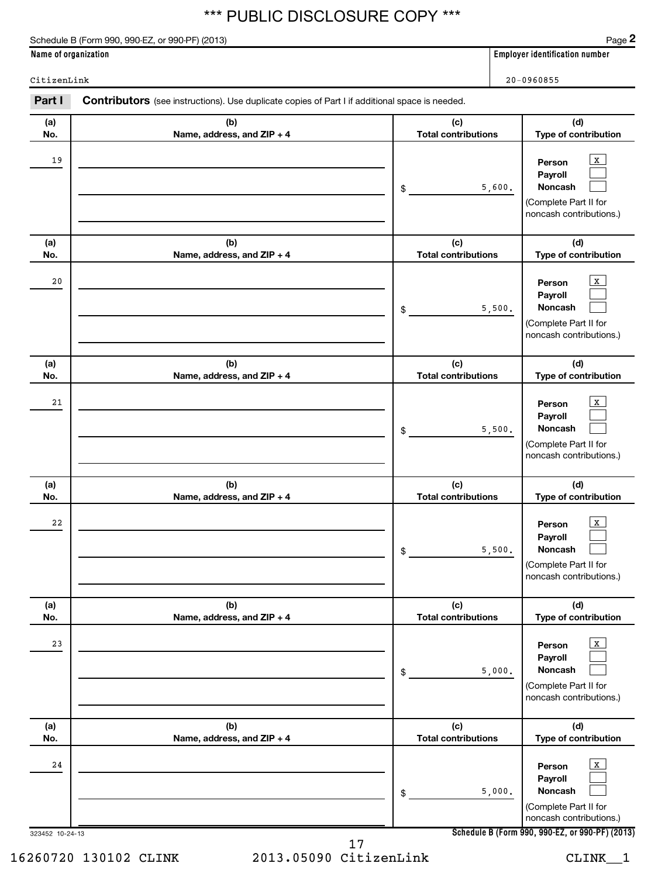*** PUBLIC DISCLOSURE COPY ***

Schedule B (Form 990, 990-EZ, or 990-PF) (2013) Page **2**

| Name of organization | Employer identification number |
|---|---|
| CitizenLink | 20-0960855 |

**Part I** **Contributors** (see instructions). Use duplicate copies of Part I if additional space is needed.

| (a) No. | (b) Name, address, and ZIP + 4 | (c) Total contributions | (d) Type of contribution |
|---|---|---|---|
| 19 | | $ 5,600. | Person [X] Payroll [ ] Noncash [ ] (Complete Part II for noncash contributions.) |
| 20 | | $ 5,500. | Person [X] Payroll [ ] Noncash [ ] (Complete Part II for noncash contributions.) |
| 21 | | $ 5,500. | Person [X] Payroll [ ] Noncash [ ] (Complete Part II for noncash contributions.) |
| 22 | | $ 5,500. | Person [X] Payroll [ ] Noncash [ ] (Complete Part II for noncash contributions.) |
| 23 | | $ 5,000. | Person [X] Payroll [ ] Noncash [ ] (Complete Part II for noncash contributions.) |
| 24 | | $ 5,000. | Person [X] Payroll [ ] Noncash [ ] (Complete Part II for noncash contributions.) |

323452 10-24-13 **Schedule B (Form 990, 990-EZ, or 990-PF) (2013)**

16260720 130102 CLINK 2013.05090 CitizenLink CLINK__1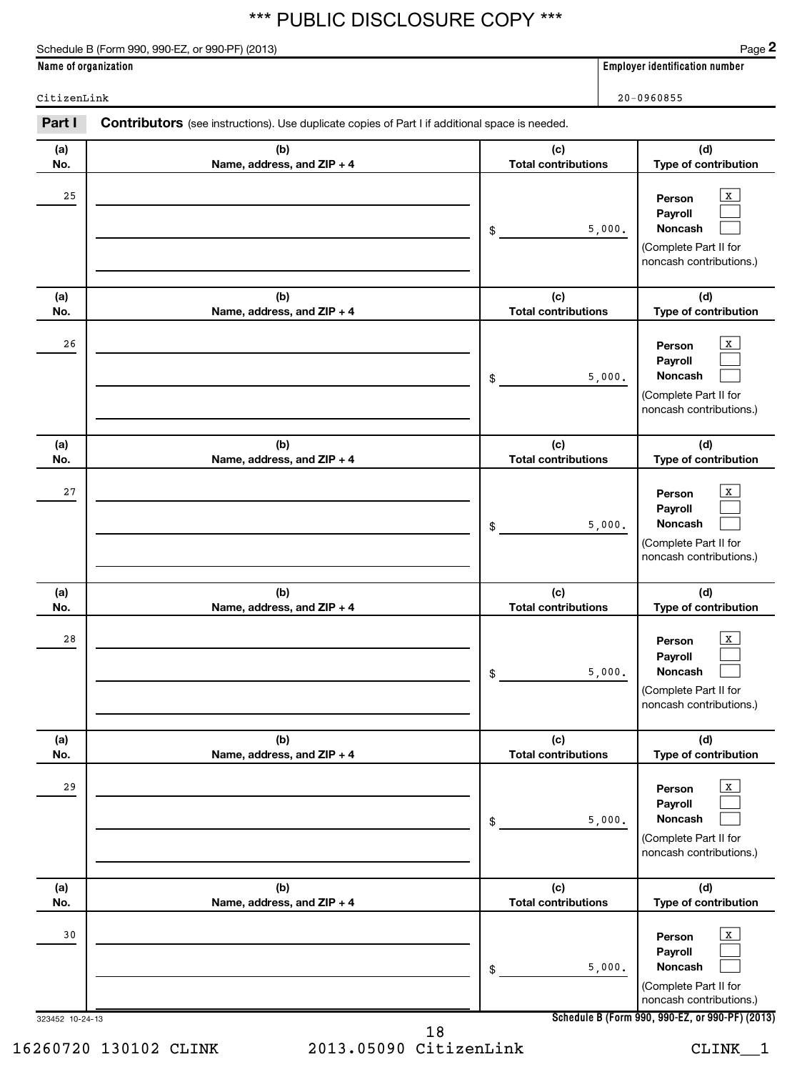*** PUBLIC DISCLOSURE COPY ***

Schedule B (Form 990, 990-EZ, or 990-PF) (2013) Page **2**

| Name of organization | Employer identification number |
|---|---|
| CitizenLink | 20-0960855 |

**Part I** **Contributors** (see instructions). Use duplicate copies of Part I if additional space is needed.

| (a) No. | (b) Name, address, and ZIP + 4 | (c) Total contributions | (d) Type of contribution |
|---|---|---|---|
| 25 | | $ 5,000. | Person [X] Payroll [ ] Noncash [ ] (Complete Part II for noncash contributions.) |
| 26 | | $ 5,000. | Person [X] Payroll [ ] Noncash [ ] (Complete Part II for noncash contributions.) |
| 27 | | $ 5,000. | Person [X] Payroll [ ] Noncash [ ] (Complete Part II for noncash contributions.) |
| 28 | | $ 5,000. | Person [X] Payroll [ ] Noncash [ ] (Complete Part II for noncash contributions.) |
| 29 | | $ 5,000. | Person [X] Payroll [ ] Noncash [ ] (Complete Part II for noncash contributions.) |
| 30 | | $ 5,000. | Person [X] Payroll [ ] Noncash [ ] (Complete Part II for noncash contributions.) |

323452 10-24-13 **Schedule B (Form 990, 990-EZ, or 990-PF) (2013)**

16260720 130102 CLINK 2013.05090 CitizenLink CLINK__1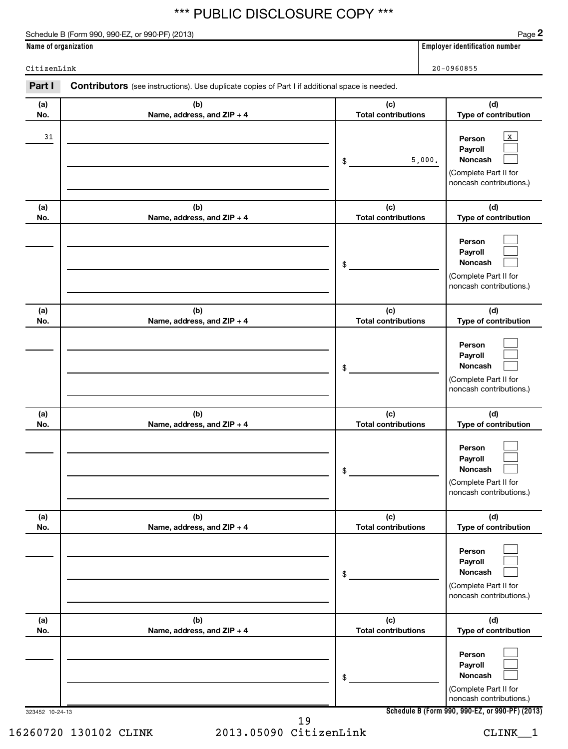*** PUBLIC DISCLOSURE COPY ***

Schedule B (Form 990, 990-EZ, or 990-PF) (2013) Page **2**

| Name of organization | Employer identification number |
|---|---|
| CitizenLink | 20-0960855 |

**Part I** **Contributors** (see instructions). Use duplicate copies of Part I if additional space is needed.

| (a) No. | (b) Name, address, and ZIP + 4 | (c) Total contributions | (d) Type of contribution |
|---|---|---|---|
| 31 | | $ 5,000. | Person [X] Payroll [ ] Noncash [ ] (Complete Part II for noncash contributions.) |
| | | $ | Person [ ] Payroll [ ] Noncash [ ] (Complete Part II for noncash contributions.) |
| | | $ | Person [ ] Payroll [ ] Noncash [ ] (Complete Part II for noncash contributions.) |
| | | $ | Person [ ] Payroll [ ] Noncash [ ] (Complete Part II for noncash contributions.) |
| | | $ | Person [ ] Payroll [ ] Noncash [ ] (Complete Part II for noncash contributions.) |
| | | $ | Person [ ] Payroll [ ] Noncash [ ] (Complete Part II for noncash contributions.) |

323452 10-24-13 **Schedule B (Form 990, 990-EZ, or 990-PF) (2013)**

16260720 130102 CLINK 2013.05090 CitizenLink CLINK__1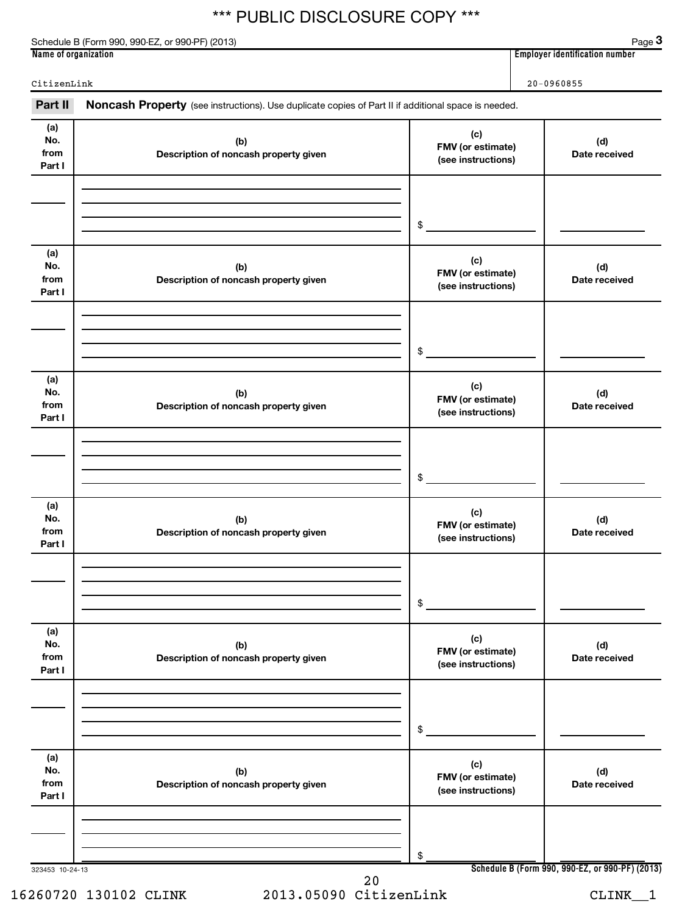\*\*\* PUBLIC DISCLOSURE COPY \*\*\*

Schedule B (Form 990, 990-EZ, or 990-PF) (2013) Page **3**

| Name of organization | Employer identification number |
|---|---|
| CitizenLink | 20-0960855 |

**Part II** **Noncash Property** (see instructions). Use duplicate copies of Part II if additional space is needed.

| (a) No. from Part I | (b) Description of noncash property given | (c) FMV (or estimate) (see instructions) | (d) Date received |
|---|---|---|---|
| | | $ | |

| (a) No. from Part I | (b) Description of noncash property given | (c) FMV (or estimate) (see instructions) | (d) Date received |
|---|---|---|---|
| | | $ | |

| (a) No. from Part I | (b) Description of noncash property given | (c) FMV (or estimate) (see instructions) | (d) Date received |
|---|---|---|---|
| | | $ | |

| (a) No. from Part I | (b) Description of noncash property given | (c) FMV (or estimate) (see instructions) | (d) Date received |
|---|---|---|---|
| | | $ | |

| (a) No. from Part I | (b) Description of noncash property given | (c) FMV (or estimate) (see instructions) | (d) Date received |
|---|---|---|---|
| | | $ | |

| (a) No. from Part I | (b) Description of noncash property given | (c) FMV (or estimate) (see instructions) | (d) Date received |
|---|---|---|---|
| | | $ | |

323453 10-24-13 **Schedule B (Form 990, 990-EZ, or 990-PF) (2013)**

16260720 130102 CLINK 2013.05090 CitizenLink CLINK__1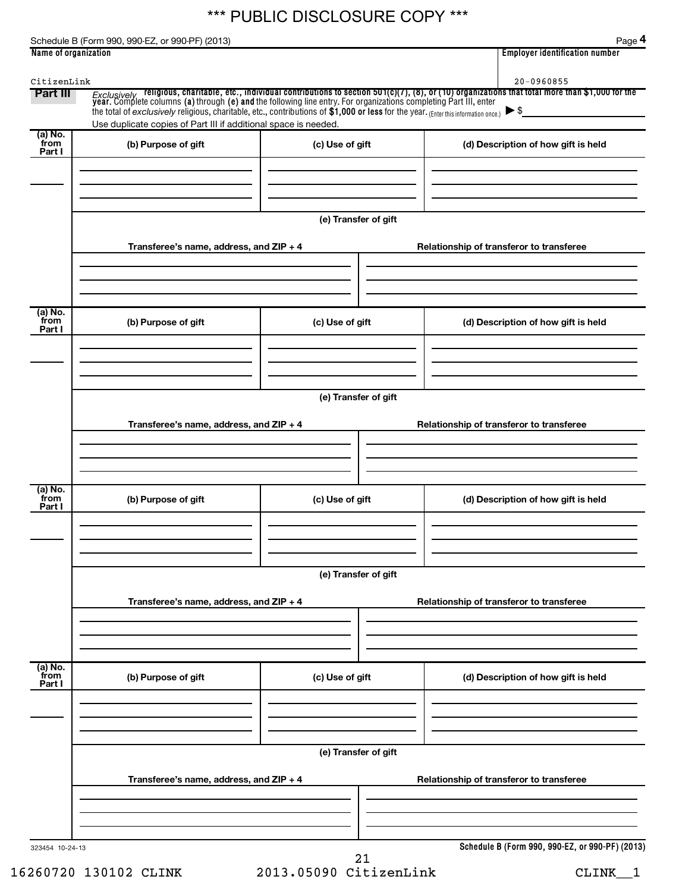*** PUBLIC DISCLOSURE COPY ***

Schedule B (Form 990, 990-EZ, or 990-PF) (2013) Page **4**

| Name of organization | Employer identification number |
|---|---|
| CitizenLink | 20-0960855 |

**Part III** *Exclusively* **religious, charitable, etc., individual contributions to section 501(c)(7), (8), or (10) organizations that total more than $1,000 for the year.** Complete columns **(a)** through **(e)** and the following line entry. For organizations completing Part III, enter the total of *exclusively* religious, charitable, etc., contributions of **$1,000 or less** for the year. (Enter this information once.) ▶ $

Use duplicate copies of Part III if additional space is needed.

| (a) No. from Part I | (b) Purpose of gift | (c) Use of gift | (d) Description of how gift is held |
|---|---|---|---|
| | | | |

**(e) Transfer of gift**

| Transferee's name, address, and ZIP + 4 | Relationship of transferor to transferee |
|---|---|
| | |

| (a) No. from Part I | (b) Purpose of gift | (c) Use of gift | (d) Description of how gift is held |
|---|---|---|---|
| | | | |

**(e) Transfer of gift**

| Transferee's name, address, and ZIP + 4 | Relationship of transferor to transferee |
|---|---|
| | |

| (a) No. from Part I | (b) Purpose of gift | (c) Use of gift | (d) Description of how gift is held |
|---|---|---|---|
| | | | |

**(e) Transfer of gift**

| Transferee's name, address, and ZIP + 4 | Relationship of transferor to transferee |
|---|---|
| | |

| (a) No. from Part I | (b) Purpose of gift | (c) Use of gift | (d) Description of how gift is held |
|---|---|---|---|
| | | | |

**(e) Transfer of gift**

| Transferee's name, address, and ZIP + 4 | Relationship of transferor to transferee |
|---|---|
| | |

323454 10-24-13 **Schedule B (Form 990, 990-EZ, or 990-PF) (2013)**

16260720 130102 CLINK 2013.05090 CitizenLink CLINK__1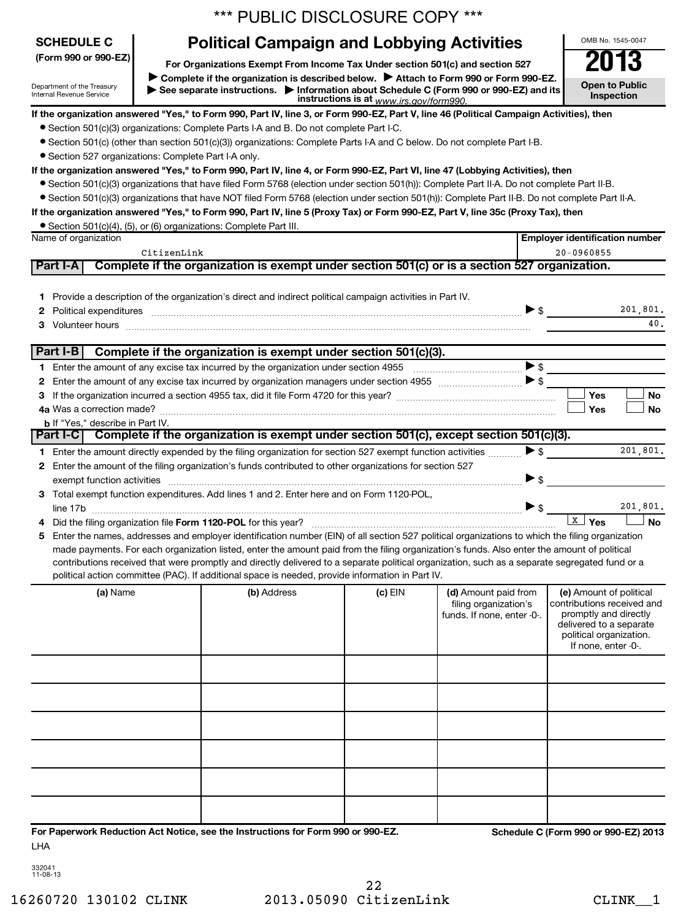\*\*\* PUBLIC DISCLOSURE COPY \*\*\*

**SCHEDULE C (Form 990 or 990-EZ)**

Department of the Treasury
Internal Revenue Service

# Political Campaign and Lobbying Activities

**For Organizations Exempt From Income Tax Under section 501(c) and section 527**

▶ **Complete if the organization is described below.** ▶ **Attach to Form 990 or Form 990-EZ.**
▶ **See separate instructions.** ▶ **Information about Schedule C (Form 990 or 990-EZ) and its instructions is at** *www.irs.gov/form990.*

OMB No. 1545-0047

**2013**

**Open to Public Inspection**

**If the organization answered "Yes," to Form 990, Part IV, line 3, or Form 990-EZ, Part V, line 46 (Political Campaign Activities), then**

- Section 501(c)(3) organizations: Complete Parts I-A and B. Do not complete Part I-C.
- Section 501(c) (other than section 501(c)(3)) organizations: Complete Parts I-A and C below. Do not complete Part I-B.
- Section 527 organizations: Complete Part I-A only.

**If the organization answered "Yes," to Form 990, Part IV, line 4, or Form 990-EZ, Part VI, line 47 (Lobbying Activities), then**

- Section 501(c)(3) organizations that have filed Form 5768 (election under section 501(h)): Complete Part II-A. Do not complete Part II-B.
- Section 501(c)(3) organizations that have NOT filed Form 5768 (election under section 501(h)): Complete Part II-B. Do not complete Part II-A.

**If the organization answered "Yes," to Form 990, Part IV, line 5 (Proxy Tax) or Form 990-EZ, Part V, line 35c (Proxy Tax), then**

- Section 501(c)(4), (5), or (6) organizations: Complete Part III.

| Name of organization | Employer identification number |
|---|---|
| CitizenLink | 20-0960855 |

## Part I-A Complete if the organization is exempt under section 501(c) or is a section 527 organization.

1 Provide a description of the organization's direct and indirect political campaign activities in Part IV.

2 Political expenditures ▶ $ 201,801.

3 Volunteer hours 40.

## Part I-B Complete if the organization is exempt under section 501(c)(3).

1 Enter the amount of any excise tax incurred by the organization under section 4955 ▶ $

2 Enter the amount of any excise tax incurred by organization managers under section 4955 ▶ $

3 If the organization incurred a section 4955 tax, did it file Form 4720 for this year? ☐ Yes ☐ No

4a Was a correction made? ☐ Yes ☐ No

b If "Yes," describe in Part IV.

## Part I-C Complete if the organization is exempt under section 501(c), except section 501(c)(3).

1 Enter the amount directly expended by the filing organization for section 527 exempt function activities ▶ $ 201,801.

2 Enter the amount of the filing organization's funds contributed to other organizations for section 527 exempt function activities ▶ $

3 Total exempt function expenditures. Add lines 1 and 2. Enter here and on Form 1120-POL, line 17b ▶ $ 201,801.

4 Did the filing organization file **Form 1120-POL** for this year? ☒ Yes ☐ No

5 Enter the names, addresses and employer identification number (EIN) of all section 527 political organizations to which the filing organization made payments. For each organization listed, enter the amount paid from the filing organization's funds. Also enter the amount of political contributions received that were promptly and directly delivered to a separate political organization, such as a separate segregated fund or a political action committee (PAC). If additional space is needed, provide information in Part IV.

| (a) Name | (b) Address | (c) EIN | (d) Amount paid from filing organization's funds. If none, enter -0-. | (e) Amount of political contributions received and promptly and directly delivered to a separate political organization. If none, enter -0-. |
|---|---|---|---|---|
| | | | | |
| | | | | |
| | | | | |
| | | | | |
| | | | | |
| | | | | |

**For Paperwork Reduction Act Notice, see the Instructions for Form 990 or 990-EZ.** LHA

**Schedule C (Form 990 or 990-EZ) 2013**

332041
11-08-13

16260720 130102 CLINK 2013.05090 CitizenLink CLINK__1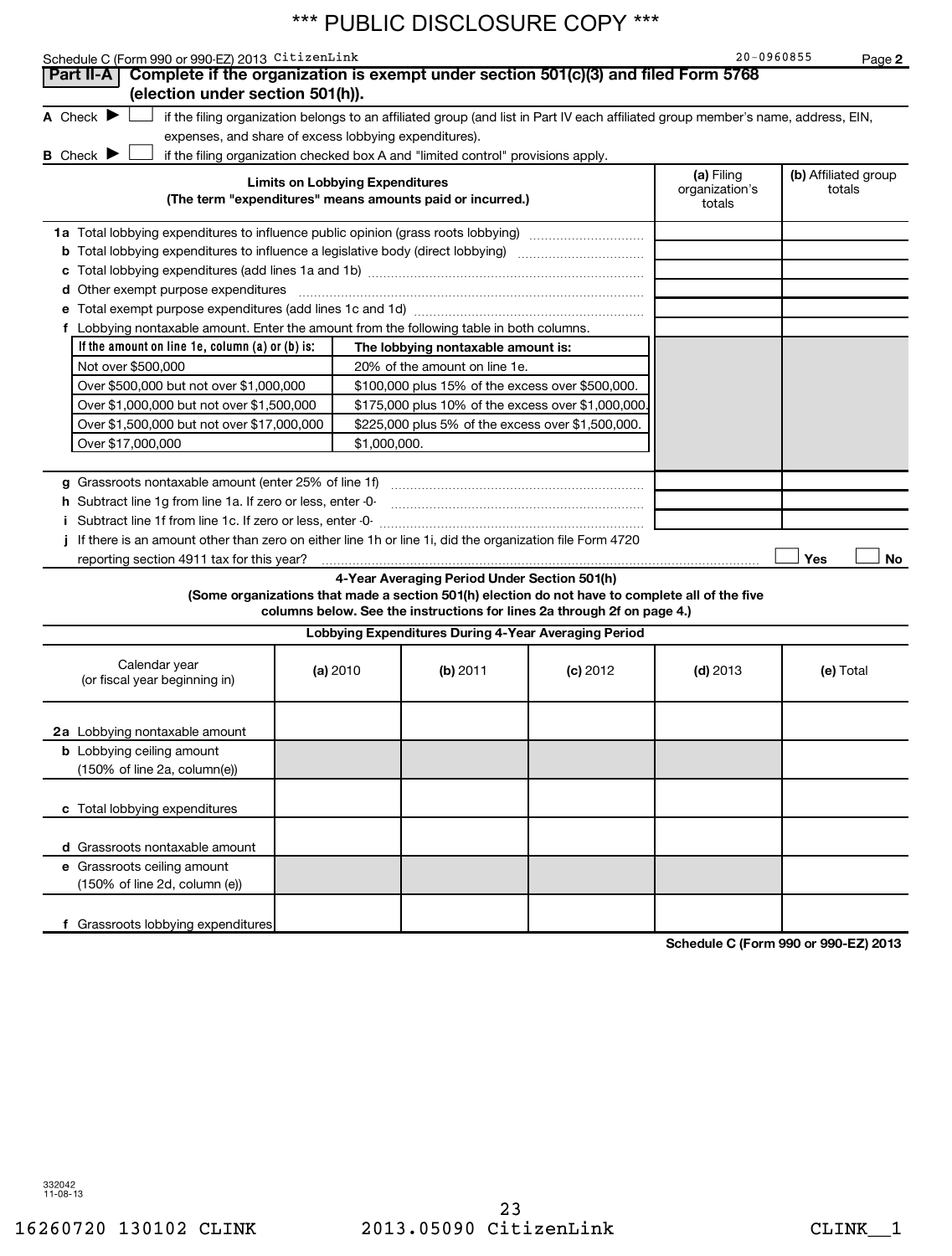*** PUBLIC DISCLOSURE COPY ***

Schedule C (Form 990 or 990-EZ) 2013 CitizenLink 20-0960855 Page **2**

**Part II-A** **Complete if the organization is exempt under section 501(c)(3) and filed Form 5768 (election under section 501(h)).**

**A** Check ▶ ☐ if the filing organization belongs to an affiliated group (and list in Part IV each affiliated group member's name, address, EIN, expenses, and share of excess lobbying expenditures).

**B** Check ▶ ☐ if the filing organization checked box A and "limited control" provisions apply.

| **Limits on Lobbying Expenditures** (The term "expenditures" means amounts paid or incurred.) | **(a)** Filing organization's totals | **(b)** Affiliated group totals |
|---|---|---|
| **1a** Total lobbying expenditures to influence public opinion (grass roots lobbying) | | |
| **b** Total lobbying expenditures to influence a legislative body (direct lobbying) | | |
| **c** Total lobbying expenditures (add lines 1a and 1b) | | |
| **d** Other exempt purpose expenditures | | |
| **e** Total exempt purpose expenditures (add lines 1c and 1d) | | |
| **f** Lobbying nontaxable amount. Enter the amount from the following table in both columns. | | |

| If the amount on line 1e, column (a) or (b) is: | The lobbying nontaxable amount is: |
|---|---|
| Not over $500,000 | 20% of the amount on line 1e. |
| Over $500,000 but not over $1,000,000 | $100,000 plus 15% of the excess over $500,000. |
| Over $1,000,000 but not over $1,500,000 | $175,000 plus 10% of the excess over $1,000,000. |
| Over $1,500,000 but not over $17,000,000 | $225,000 plus 5% of the excess over $1,500,000. |
| Over $17,000,000 | $1,000,000. |

| | (a) | (b) |
|---|---|---|
| **g** Grassroots nontaxable amount (enter 25% of line 1f) | | |
| **h** Subtract line 1g from line 1a. If zero or less, enter -0- | | |
| **i** Subtract line 1f from line 1c. If zero or less, enter -0- | | |

**j** If there is an amount other than zero on either line 1h or line 1i, did the organization file Form 4720 reporting section 4911 tax for this year? ☐ Yes ☐ No

**4-Year Averaging Period Under Section 501(h)**

**(Some organizations that made a section 501(h) election do not have to complete all of the five columns below. See the instructions for lines 2a through 2f on page 4.)**

**Lobbying Expenditures During 4-Year Averaging Period**

| Calendar year (or fiscal year beginning in) | **(a)** 2010 | **(b)** 2011 | **(c)** 2012 | **(d)** 2013 | **(e)** Total |
|---|---|---|---|---|---|
| **2a** Lobbying nontaxable amount | | | | | |
| **b** Lobbying ceiling amount (150% of line 2a, column(e)) | | | | | |
| **c** Total lobbying expenditures | | | | | |
| **d** Grassroots nontaxable amount | | | | | |
| **e** Grassroots ceiling amount (150% of line 2d, column (e)) | | | | | |
| **f** Grassroots lobbying expenditures | | | | | |

**Schedule C (Form 990 or 990-EZ) 2013**

332042 11-08-13

16260720 130102 CLINK 2013.05090 CitizenLink CLINK__1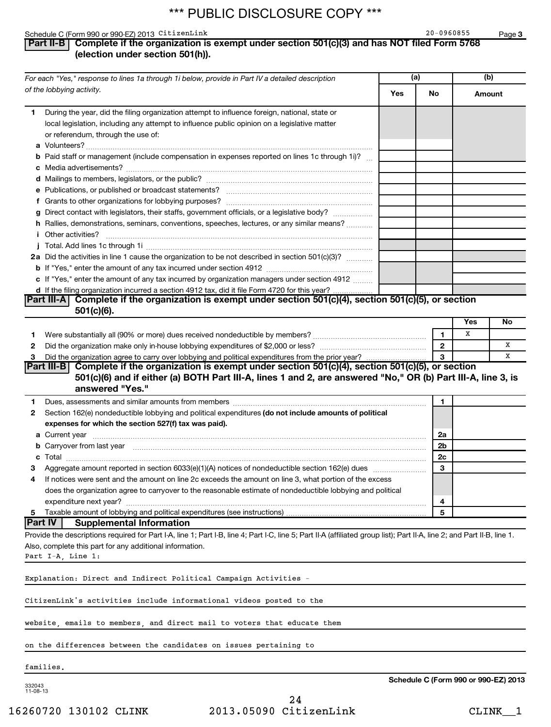\*\*\* PUBLIC DISCLOSURE COPY \*\*\*

Schedule C (Form 990 or 990-EZ) 2013 CitizenLink 20-0960855

**Part II-B Complete if the organization is exempt under section 501(c)(3) and has NOT filed Form 5768 (election under section 501(h)).**

| *For each "Yes," response to lines 1a through 1i below, provide in Part IV a detailed description of the lobbying activity.* | (a) Yes | (a) No | (b) Amount |
|---|---|---|---|
| **1** During the year, did the filing organization attempt to influence foreign, national, state or local legislation, including any attempt to influence public opinion on a legislative matter or referendum, through the use of: | | | |
| **a** Volunteers? | | | |
| **b** Paid staff or management (include compensation in expenses reported on lines 1c through 1i)? | | | |
| **c** Media advertisements? | | | |
| **d** Mailings to members, legislators, or the public? | | | |
| **e** Publications, or published or broadcast statements? | | | |
| **f** Grants to other organizations for lobbying purposes? | | | |
| **g** Direct contact with legislators, their staffs, government officials, or a legislative body? | | | |
| **h** Rallies, demonstrations, seminars, conventions, speeches, lectures, or any similar means? | | | |
| **i** Other activities? | | | |
| **j** Total. Add lines 1c through 1i | | | |
| **2a** Did the activities in line 1 cause the organization to be not described in section 501(c)(3)? | | | |
| **b** If "Yes," enter the amount of any tax incurred under section 4912 | | | |
| **c** If "Yes," enter the amount of any tax incurred by organization managers under section 4912 | | | |
| **d** If the filing organization incurred a section 4912 tax, did it file Form 4720 for this year? | | | |

**Part III-A Complete if the organization is exempt under section 501(c)(4), section 501(c)(5), or section 501(c)(6).**

| | | | Yes | No |
|---|---|---|---|---|
| **1** | Were substantially all (90% or more) dues received nondeductible by members? | 1 | X | |
| **2** | Did the organization make only in-house lobbying expenditures of $2,000 or less? | 2 | | X |
| **3** | Did the organization agree to carry over lobbying and political expenditures from the prior year? | 3 | | X |

**Part III-B Complete if the organization is exempt under section 501(c)(4), section 501(c)(5), or section 501(c)(6) and if either (a) BOTH Part III-A, lines 1 and 2, are answered "No," OR (b) Part III-A, line 3, is answered "Yes."**

| | | | |
|---|---|---|---|
| **1** | Dues, assessments and similar amounts from members | 1 | |
| **2** | Section 162(e) nondeductible lobbying and political expenditures **(do not include amounts of political expenses for which the section 527(f) tax was paid).** | | |
| **a** | Current year | 2a | |
| **b** | Carryover from last year | 2b | |
| **c** | Total | 2c | |
| **3** | Aggregate amount reported in section 6033(e)(1)(A) notices of nondeductible section 162(e) dues | 3 | |
| **4** | If notices were sent and the amount on line 2c exceeds the amount on line 3, what portion of the excess does the organization agree to carryover to the reasonable estimate of nondeductible lobbying and political expenditure next year? | 4 | |
| **5** | Taxable amount of lobbying and political expenditures (see instructions) | 5 | |

**Part IV Supplemental Information**

Provide the descriptions required for Part I-A, line 1; Part I-B, line 4; Part I-C, line 5; Part II-A (affiliated group list); Part II-A, line 2; and Part II-B, line 1. Also, complete this part for any additional information.

Part I-A, Line 1:

Explanation: Direct and Indirect Political Campaign Activities -

CitizenLink's activities include informational videos posted to the website, emails to members, and direct mail to voters that educate them on the differences between the candidates on issues pertaining to families.

**Schedule C (Form 990 or 990-EZ) 2013**

332043 11-08-13

16260720 130102 CLINK 2013.05090 CitizenLink CLINK__1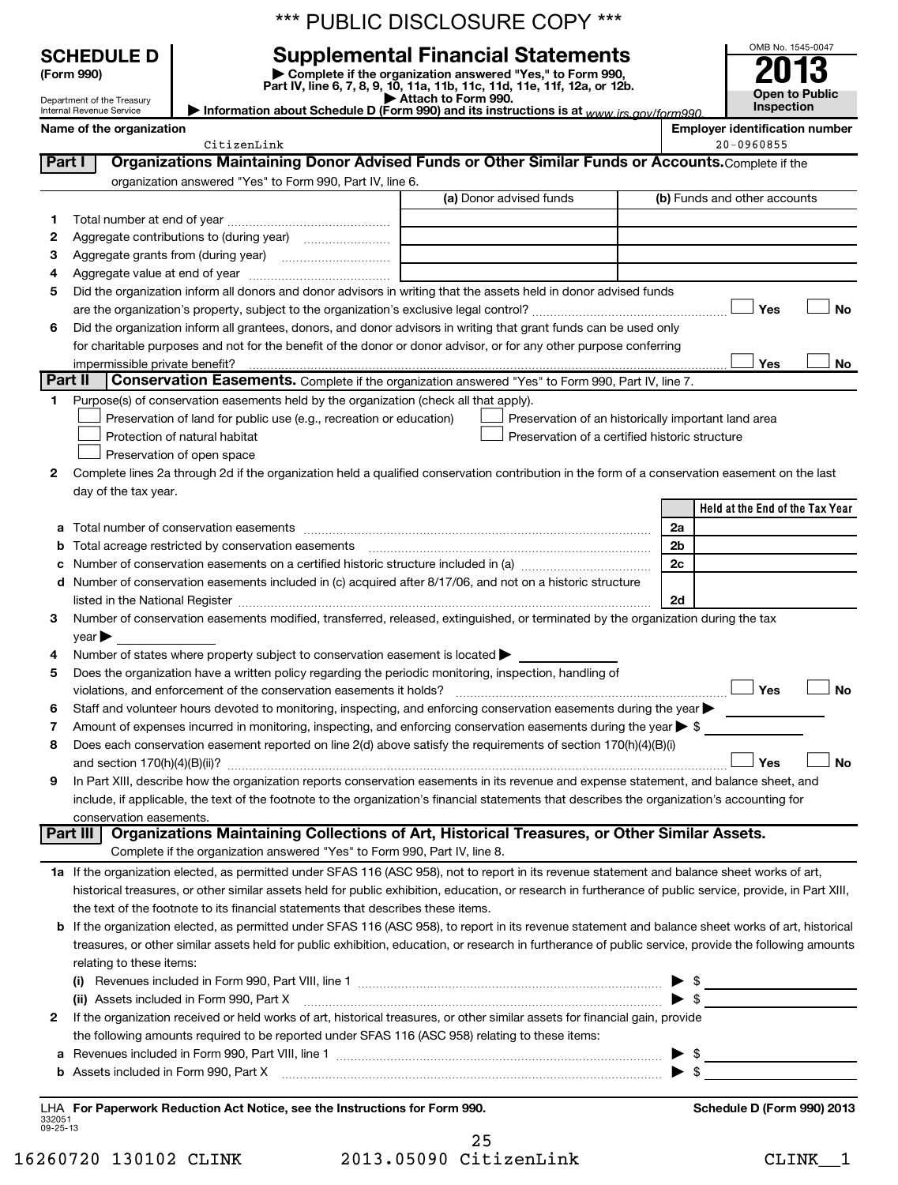\*\*\* PUBLIC DISCLOSURE COPY \*\*\*

# SCHEDULE D (Form 990)

Department of the Treasury
Internal Revenue Service

## Supplemental Financial Statements

▶ Complete if the organization answered "Yes," to Form 990, Part IV, line 6, 7, 8, 9, 10, 11a, 11b, 11c, 11d, 11e, 11f, 12a, or 12b.
▶ Attach to Form 990.
▶ Information about Schedule D (Form 990) and its instructions is at www.irs.gov/form990.

OMB No. 1545-0047
**2013**
**Open to Public Inspection**

**Name of the organization:** CitizenLink
**Employer identification number:** 20-0960855

## Part I Organizations Maintaining Donor Advised Funds or Other Similar Funds or Accounts.

Complete if the organization answered "Yes" to Form 990, Part IV, line 6.

| | | (a) Donor advised funds | (b) Funds and other accounts |
|---|---|---|---|
| 1 | Total number at end of year | | |
| 2 | Aggregate contributions to (during year) | | |
| 3 | Aggregate grants from (during year) | | |
| 4 | Aggregate value at end of year | | |

5 Did the organization inform all donors and donor advisors in writing that the assets held in donor advised funds are the organization's property, subject to the organization's exclusive legal control? ☐ Yes ☐ No

6 Did the organization inform all grantees, donors, and donor advisors in writing that grant funds can be used only for charitable purposes and not for the benefit of the donor or donor advisor, or for any other purpose conferring impermissible private benefit? ☐ Yes ☐ No

## Part II Conservation Easements.

Complete if the organization answered "Yes" to Form 990, Part IV, line 7.

1 Purpose(s) of conservation easements held by the organization (check all that apply).

- ☐ Preservation of land for public use (e.g., recreation or education)
- ☐ Protection of natural habitat
- ☐ Preservation of open space
- ☐ Preservation of an historically important land area
- ☐ Preservation of a certified historic structure

2 Complete lines 2a through 2d if the organization held a qualified conservation contribution in the form of a conservation easement on the last day of the tax year.

| | | | Held at the End of the Tax Year |
|---|---|---|---|
| a | Total number of conservation easements | 2a | |
| b | Total acreage restricted by conservation easements | 2b | |
| c | Number of conservation easements on a certified historic structure included in (a) | 2c | |
| d | Number of conservation easements included in (c) acquired after 8/17/06, and not on a historic structure listed in the National Register | 2d | |

3 Number of conservation easements modified, transferred, released, extinguished, or terminated by the organization during the tax year ▶

4 Number of states where property subject to conservation easement is located ▶

5 Does the organization have a written policy regarding the periodic monitoring, inspection, handling of violations, and enforcement of the conservation easements it holds? ☐ Yes ☐ No

6 Staff and volunteer hours devoted to monitoring, inspecting, and enforcing conservation easements during the year ▶

7 Amount of expenses incurred in monitoring, inspecting, and enforcing conservation easements during the year ▶ $

8 Does each conservation easement reported on line 2(d) above satisfy the requirements of section 170(h)(4)(B)(i) and section 170(h)(4)(B)(ii)? ☐ Yes ☐ No

9 In Part XIII, describe how the organization reports conservation easements in its revenue and expense statement, and balance sheet, and include, if applicable, the text of the footnote to the organization's financial statements that describes the organization's accounting for conservation easements.

## Part III Organizations Maintaining Collections of Art, Historical Treasures, or Other Similar Assets.

Complete if the organization answered "Yes" to Form 990, Part IV, line 8.

1a If the organization elected, as permitted under SFAS 116 (ASC 958), not to report in its revenue statement and balance sheet works of art, historical treasures, or other similar assets held for public exhibition, education, or research in furtherance of public service, provide, in Part XIII, the text of the footnote to its financial statements that describes these items.

b If the organization elected, as permitted under SFAS 116 (ASC 958), to report in its revenue statement and balance sheet works of art, historical treasures, or other similar assets held for public exhibition, education, or research in furtherance of public service, provide the following amounts relating to these items:

(i) Revenues included in Form 990, Part VIII, line 1 ▶ $

(ii) Assets included in Form 990, Part X ▶ $

2 If the organization received or held works of art, historical treasures, or other similar assets for financial gain, provide the following amounts required to be reported under SFAS 116 (ASC 958) relating to these items:

a Revenues included in Form 990, Part VIII, line 1 ▶ $

b Assets included in Form 990, Part X ▶ $

LHA For Paperwork Reduction Act Notice, see the Instructions for Form 990. Schedule D (Form 990) 2013

332051 09-25-13

16260720 130102 CLINK 2013.05090 CitizenLink CLINK__1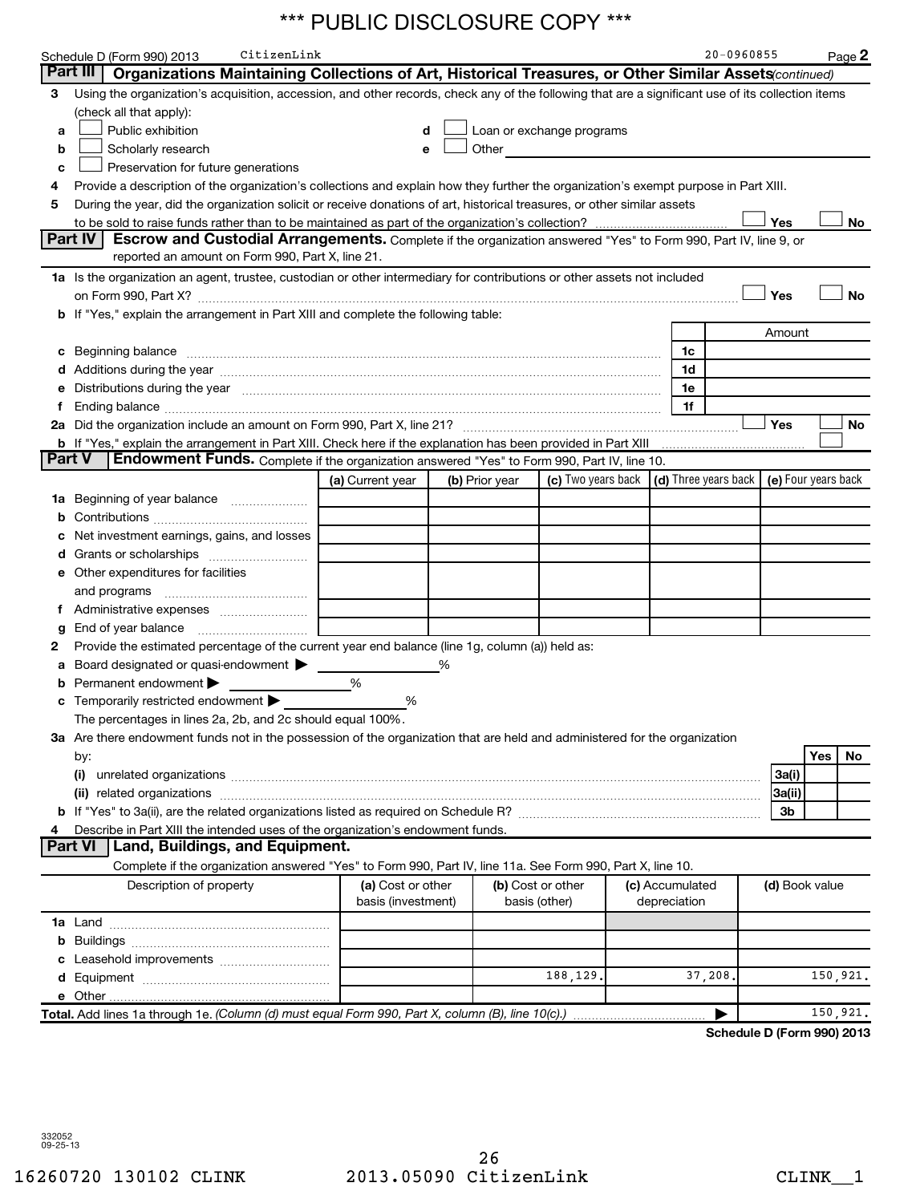\*\*\* PUBLIC DISCLOSURE COPY \*\*\*

Schedule D (Form 990) 2013 CitizenLink 20-0960855 Page 2

## Part III Organizations Maintaining Collections of Art, Historical Treasures, or Other Similar Assets *(continued)*

**3** Using the organization's acquisition, accession, and other records, check any of the following that are a significant use of its collection items (check all that apply):

- **a** ☐ Public exhibition
- **b** ☐ Scholarly research
- **c** ☐ Preservation for future generations
- **d** ☐ Loan or exchange programs
- **e** ☐ Other

**4** Provide a description of the organization's collections and explain how they further the organization's exempt purpose in Part XIII.

**5** During the year, did the organization solicit or receive donations of art, historical treasures, or other similar assets to be sold to raise funds rather than to be maintained as part of the organization's collection? ☐ Yes ☐ No

## Part IV Escrow and Custodial Arrangements.

Complete if the organization answered "Yes" to Form 990, Part IV, line 9, or reported an amount on Form 990, Part X, line 21.

**1a** Is the organization an agent, trustee, custodian or other intermediary for contributions or other assets not included on Form 990, Part X? ☐ Yes ☐ No

**b** If "Yes," explain the arrangement in Part XIII and complete the following table:

| | | Amount |
|---|---|---|
| **c** Beginning balance | 1c | |
| **d** Additions during the year | 1d | |
| **e** Distributions during the year | 1e | |
| **f** Ending balance | 1f | |

**2a** Did the organization include an amount on Form 990, Part X, line 21? ☐ Yes ☐ No

**b** If "Yes," explain the arrangement in Part XIII. Check here if the explanation has been provided in Part XIII ☐

## Part V Endowment Funds.

Complete if the organization answered "Yes" to Form 990, Part IV, line 10.

| | (a) Current year | (b) Prior year | (c) Two years back | (d) Three years back | (e) Four years back |
|---|---|---|---|---|---|
| **1a** Beginning of year balance | | | | | |
| **b** Contributions | | | | | |
| **c** Net investment earnings, gains, and losses | | | | | |
| **d** Grants or scholarships | | | | | |
| **e** Other expenditures for facilities and programs | | | | | |
| **f** Administrative expenses | | | | | |
| **g** End of year balance | | | | | |

**2** Provide the estimated percentage of the current year end balance (line 1g, column (a)) held as:

- **a** Board designated or quasi-endowment ▶ ______ %
- **b** Permanent endowment ▶ ______ %
- **c** Temporarily restricted endowment ▶ ______ %

The percentages in lines 2a, 2b, and 2c should equal 100%.

**3a** Are there endowment funds not in the possession of the organization that are held and administered for the organization by:

| | | Yes | No |
|---|---|---|---|
| **(i)** unrelated organizations | 3a(i) | | |
| **(ii)** related organizations | 3a(ii) | | |
| **b** If "Yes" to 3a(ii), are the related organizations listed as required on Schedule R? | 3b | | |

**4** Describe in Part XIII the intended uses of the organization's endowment funds.

## Part VI Land, Buildings, and Equipment.

Complete if the organization answered "Yes" to Form 990, Part IV, line 11a. See Form 990, Part X, line 10.

| Description of property | (a) Cost or other basis (investment) | (b) Cost or other basis (other) | (c) Accumulated depreciation | (d) Book value |
|---|---|---|---|---|
| **1a** Land | | | | |
| **b** Buildings | | | | |
| **c** Leasehold improvements | | | | |
| **d** Equipment | | 188,129. | 37,208. | 150,921. |
| **e** Other | | | | |
| **Total.** Add lines 1a through 1e. *(Column (d) must equal Form 990, Part X, column (B), line 10(c).)* ▶ | | | | 150,921. |

**Schedule D (Form 990) 2013**

332052 09-25-13

16260720 130102 CLINK 2013.05090 CitizenLink CLINK__1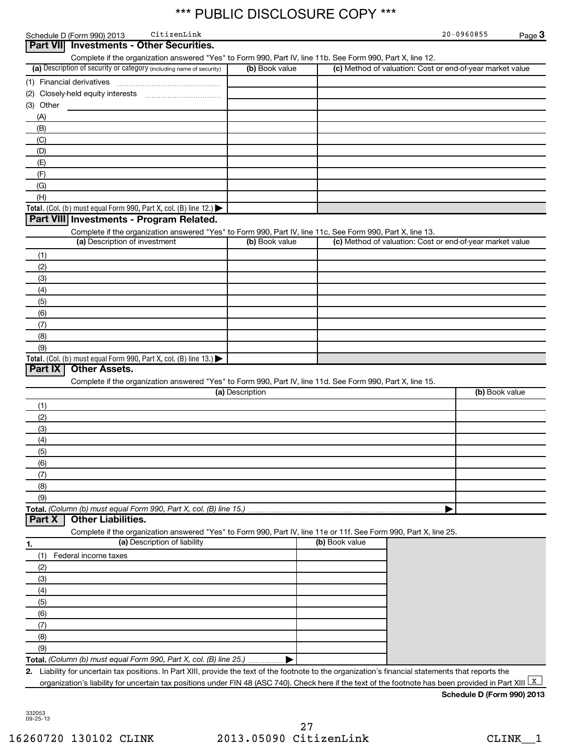*** PUBLIC DISCLOSURE COPY ***

Schedule D (Form 990) 2013 CitizenLink 20-0960855 Page 3

## Part VII Investments - Other Securities.

Complete if the organization answered "Yes" to Form 990, Part IV, line 11b. See Form 990, Part X, line 12.

| (a) Description of security or category (including name of security) | (b) Book value | (c) Method of valuation: Cost or end-of-year market value |
|---|---|---|
| (1) Financial derivatives | | |
| (2) Closely-held equity interests | | |
| (3) Other | | |
| (A) | | |
| (B) | | |
| (C) | | |
| (D) | | |
| (E) | | |
| (F) | | |
| (G) | | |
| (H) | | |
| **Total.** (Col. (b) must equal Form 990, Part X, col. (B) line 12.) ▶ | | |

## Part VIII Investments - Program Related.

Complete if the organization answered "Yes" to Form 990, Part IV, line 11c. See Form 990, Part X, line 13.

| (a) Description of investment | (b) Book value | (c) Method of valuation: Cost or end-of-year market value |
|---|---|---|
| (1) | | |
| (2) | | |
| (3) | | |
| (4) | | |
| (5) | | |
| (6) | | |
| (7) | | |
| (8) | | |
| (9) | | |
| **Total.** (Col. (b) must equal Form 990, Part X, col. (B) line 13.) ▶ | | |

## Part IX Other Assets.

Complete if the organization answered "Yes" to Form 990, Part IV, line 11d. See Form 990, Part X, line 15.

| (a) Description | (b) Book value |
|---|---|
| (1) | |
| (2) | |
| (3) | |
| (4) | |
| (5) | |
| (6) | |
| (7) | |
| (8) | |
| (9) | |
| **Total.** *(Column (b) must equal Form 990, Part X, col. (B) line 15.)* ▶ | |

## Part X Other Liabilities.

Complete if the organization answered "Yes" to Form 990, Part IV, line 11e or 11f. See Form 990, Part X, line 25.

| 1. (a) Description of liability | (b) Book value |
|---|---|
| (1) Federal income taxes | |
| (2) | |
| (3) | |
| (4) | |
| (5) | |
| (6) | |
| (7) | |
| (8) | |
| (9) | |
| **Total.** *(Column (b) must equal Form 990, Part X, col. (B) line 25.)* ▶ | |

**2.** Liability for uncertain tax positions. In Part XIII, provide the text of the footnote to the organization's financial statements that reports the organization's liability for uncertain tax positions under FIN 48 (ASC 740). Check here if the text of the footnote has been provided in Part XIII [X]

**Schedule D (Form 990) 2013**

332053
09-25-13

16260720 130102 CLINK 2013.05090 CitizenLink CLINK__1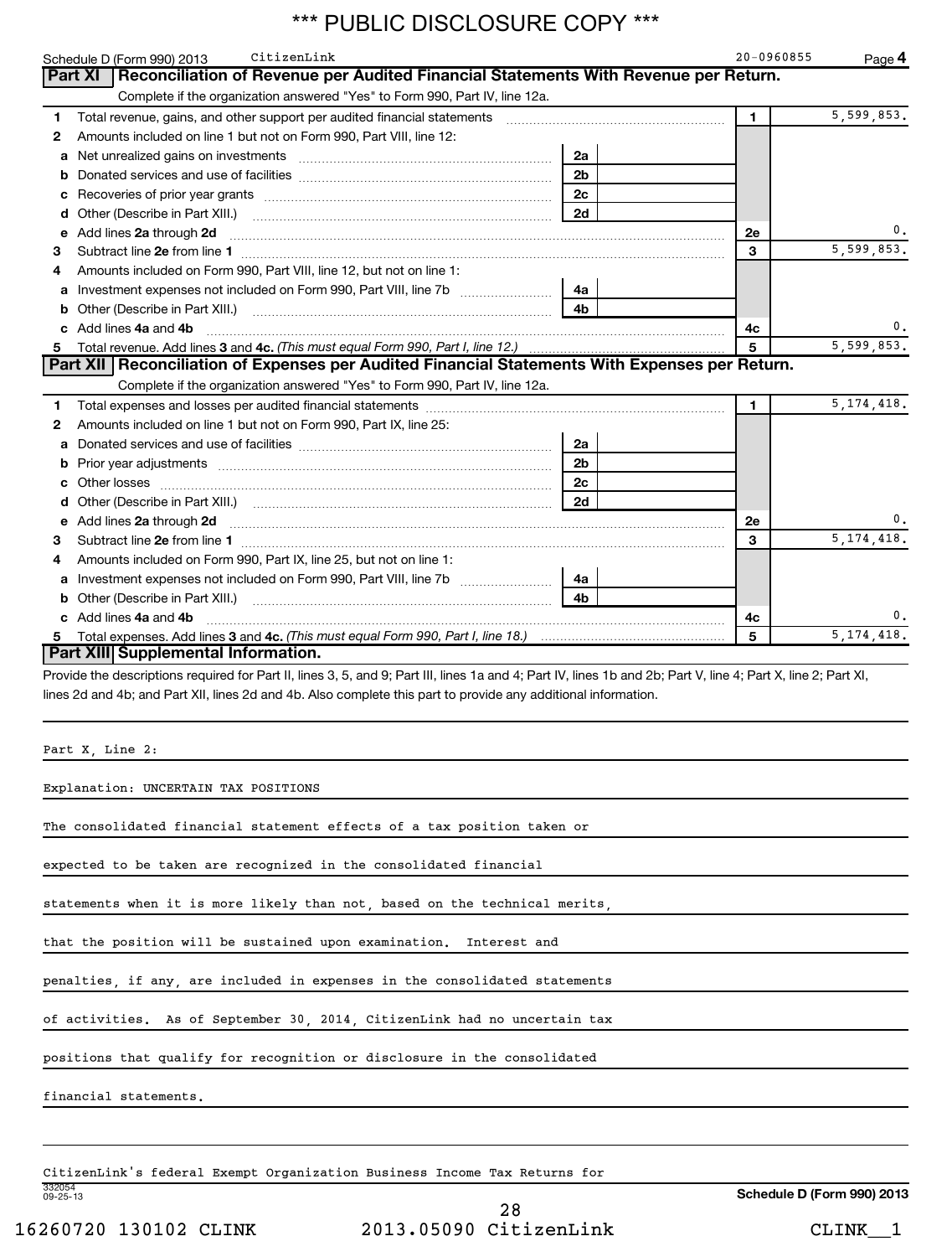*** PUBLIC DISCLOSURE COPY ***

Schedule D (Form 990) 2013 CitizenLink 20-0960855 Page 4

## Part XI Reconciliation of Revenue per Audited Financial Statements With Revenue per Return.

Complete if the organization answered "Yes" to Form 990, Part IV, line 12a.

| | | | | | |
|---|---|---|---|---|---|
| 1 | Total revenue, gains, and other support per audited financial statements | | | 1 | 5,599,853. |
| 2 | Amounts included on line 1 but not on Form 990, Part VIII, line 12: | | | | |
| a | Net unrealized gains on investments | 2a | | | |
| b | Donated services and use of facilities | 2b | | | |
| c | Recoveries of prior year grants | 2c | | | |
| d | Other (Describe in Part XIII.) | 2d | | | |
| e | Add lines 2a through 2d | | | 2e | 0. |
| 3 | Subtract line 2e from line 1 | | | 3 | 5,599,853. |
| 4 | Amounts included on Form 990, Part VIII, line 12, but not on line 1: | | | | |
| a | Investment expenses not included on Form 990, Part VIII, line 7b | 4a | | | |
| b | Other (Describe in Part XIII.) | 4b | | | |
| c | Add lines 4a and 4b | | | 4c | 0. |
| 5 | Total revenue. Add lines 3 and 4c. *(This must equal Form 990, Part I, line 12.)* | | | 5 | 5,599,853. |

## Part XII Reconciliation of Expenses per Audited Financial Statements With Expenses per Return.

Complete if the organization answered "Yes" to Form 990, Part IV, line 12a.

| | | | | | |
|---|---|---|---|---|---|
| 1 | Total expenses and losses per audited financial statements | | | 1 | 5,174,418. |
| 2 | Amounts included on line 1 but not on Form 990, Part IX, line 25: | | | | |
| a | Donated services and use of facilities | 2a | | | |
| b | Prior year adjustments | 2b | | | |
| c | Other losses | 2c | | | |
| d | Other (Describe in Part XIII.) | 2d | | | |
| e | Add lines 2a through 2d | | | 2e | 0. |
| 3 | Subtract line 2e from line 1 | | | 3 | 5,174,418. |
| 4 | Amounts included on Form 990, Part IX, line 25, but not on line 1: | | | | |
| a | Investment expenses not included on Form 990, Part VIII, line 7b | 4a | | | |
| b | Other (Describe in Part XIII.) | 4b | | | |
| c | Add lines 4a and 4b | | | 4c | 0. |
| 5 | Total expenses. Add lines 3 and 4c. *(This must equal Form 990, Part I, line 18.)* | | | 5 | 5,174,418. |

## Part XIII Supplemental Information.

Provide the descriptions required for Part II, lines 3, 5, and 9; Part III, lines 1a and 4; Part IV, lines 1b and 2b; Part V, line 4; Part X, line 2; Part XI, lines 2d and 4b; and Part XII, lines 2d and 4b. Also complete this part to provide any additional information.

Part X, Line 2:

Explanation: UNCERTAIN TAX POSITIONS

The consolidated financial statement effects of a tax position taken or expected to be taken are recognized in the consolidated financial statements when it is more likely than not, based on the technical merits, that the position will be sustained upon examination. Interest and penalties, if any, are included in expenses in the consolidated statements of activities. As of September 30, 2014, CitizenLink had no uncertain tax positions that qualify for recognition or disclosure in the consolidated financial statements.

CitizenLink's federal Exempt Organization Business Income Tax Returns for

332054 09-25-13 Schedule D (Form 990) 2013

16260720 130102 CLINK 2013.05090 CitizenLink CLINK__1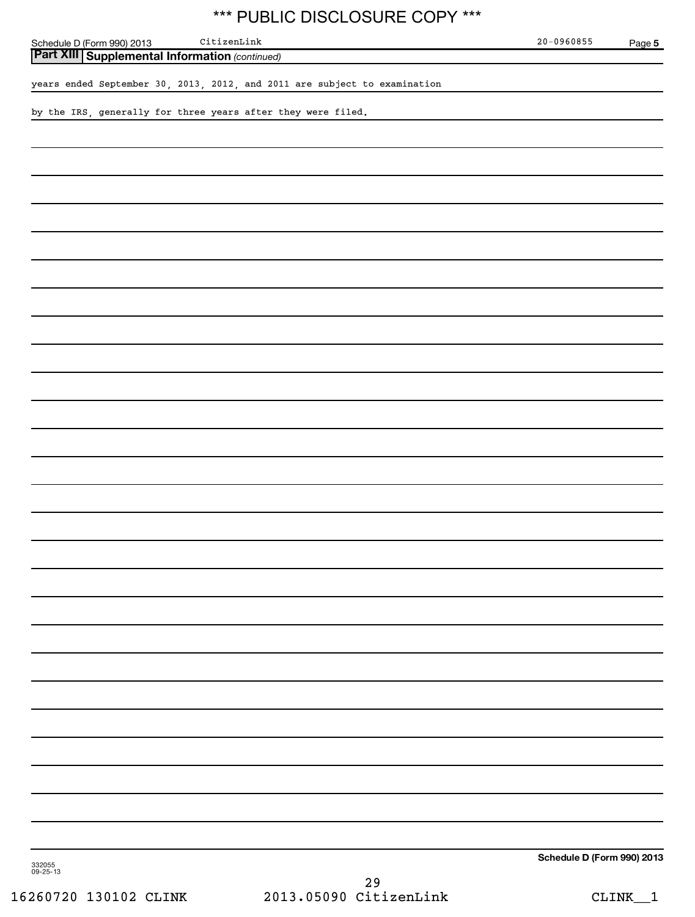## Part XIII Supplemental Information *(continued)*

years ended September 30, 2013, 2012, and 2011 are subject to examination

by the IRS, generally for three years after they were filed.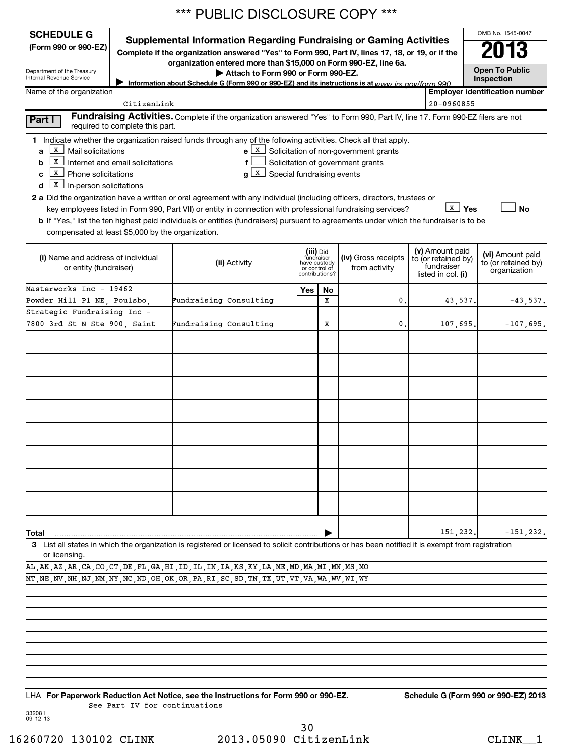\*\*\* PUBLIC DISCLOSURE COPY \*\*\*

**SCHEDULE G**
**(Form 990 or 990-EZ)**

Department of the Treasury
Internal Revenue Service

# Supplemental Information Regarding Fundraising or Gaming Activities

**Complete if the organization answered "Yes" to Form 990, Part IV, lines 17, 18, or 19, or if the organization entered more than $15,000 on Form 990-EZ, line 6a.**

**▶ Attach to Form 990 or Form 990-EZ.**

**▶ Information about Schedule G (Form 990 or 990-EZ) and its instructions is at** www.irs.gov/form 990.

OMB No. 1545-0047

**2013**

**Open To Public Inspection**

Name of the organization: CitizenLink

Employer identification number: 20-0960855

**Part I** **Fundraising Activities.** Complete if the organization answered "Yes" to Form 990, Part IV, line 17. Form 990-EZ filers are not required to complete this part.

**1** Indicate whether the organization raised funds through any of the following activities. Check all that apply.

- **a** [X] Mail solicitations
- **b** [X] Internet and email solicitations
- **c** [X] Phone solicitations
- **d** [X] In-person solicitations
- **e** [X] Solicitation of non-government grants
- **f** [ ] Solicitation of government grants
- **g** [X] Special fundraising events

**2 a** Did the organization have a written or oral agreement with any individual (including officers, directors, trustees or key employees listed in Form 990, Part VII) or entity in connection with professional fundraising services? [X] **Yes** [ ] **No**

**b** If "Yes," list the ten highest paid individuals or entities (fundraisers) pursuant to agreements under which the fundraiser is to be compensated at least $5,000 by the organization.

| (i) Name and address of individual or entity (fundraiser) | (ii) Activity | (iii) Did fundraiser have custody or control of contributions? Yes | No | (iv) Gross receipts from activity | (v) Amount paid to (or retained by) fundraiser listed in col. (i) | (vi) Amount paid to (or retained by) organization |
|---|---|---|---|---|---|---|
| Masterworks Inc - 19462 Powder Hill Pl NE, Poulsbo, | Fundraising Consulting | | X | 0. | 43,537. | -43,537. |
| Strategic Fundraising Inc - 7800 3rd St N Ste 900, Saint | Fundraising Consulting | | X | 0. | 107,695. | -107,695. |
| **Total** ▶ | | | | | 151,232. | -151,232. |

**3** List all states in which the organization is registered or licensed to solicit contributions or has been notified it is exempt from registration or licensing.

AL,AK,AZ,AR,CA,CO,CT,DE,FL,GA,HI,ID,IL,IN,IA,KS,KY,LA,ME,MD,MA,MI,MN,MS,MO
MT,NE,NV,NH,NJ,NM,NY,NC,ND,OH,OK,OR,PA,RI,SC,SD,TN,TX,UT,VT,VA,WA,WV,WI,WY

LHA **For Paperwork Reduction Act Notice, see the Instructions for Form 990 or 990-EZ.** **Schedule G (Form 990 or 990-EZ) 2013**

See Part IV for continuations

332081
09-12-13

16260720 130102 CLINK 2013.05090 CitizenLink CLINK__1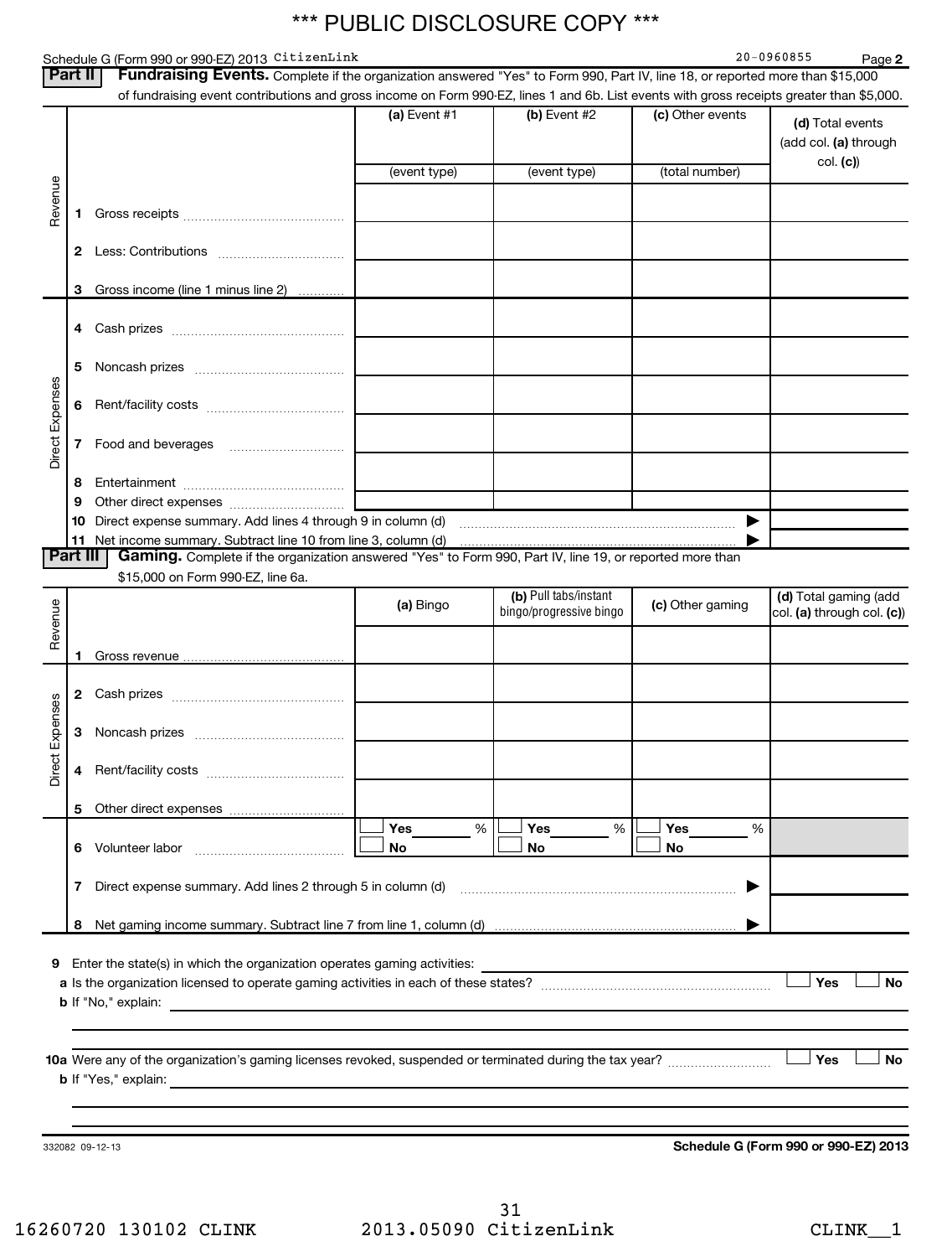\*\*\* PUBLIC DISCLOSURE COPY \*\*\*

Schedule G (Form 990 or 990-EZ) 2013 CitizenLink 20-0960855 Page 2

## Part II Fundraising Events.

Complete if the organization answered "Yes" to Form 990, Part IV, line 18, or reported more than $15,000 of fundraising event contributions and gross income on Form 990-EZ, lines 1 and 6b. List events with gross receipts greater than $5,000.

| | | (a) Event #1 | (b) Event #2 | (c) Other events | (d) Total events (add col. (a) through col. (c)) |
|---|---|---|---|---|---|
| | | (event type) | (event type) | (total number) | |
| Revenue | 1 Gross receipts | | | | |
| | 2 Less: Contributions | | | | |
| | 3 Gross income (line 1 minus line 2) | | | | |
| Direct Expenses | 4 Cash prizes | | | | |
| | 5 Noncash prizes | | | | |
| | 6 Rent/facility costs | | | | |
| | 7 Food and beverages | | | | |
| | 8 Entertainment | | | | |
| | 9 Other direct expenses | | | | |
| | 10 Direct expense summary. Add lines 4 through 9 in column (d) | | | | |
| | 11 Net income summary. Subtract line 10 from line 3, column (d) | | | | |

## Part III Gaming.

Complete if the organization answered "Yes" to Form 990, Part IV, line 19, or reported more than $15,000 on Form 990-EZ, line 6a.

| | | (a) Bingo | (b) Pull tabs/instant bingo/progressive bingo | (c) Other gaming | (d) Total gaming (add col. (a) through col. (c)) |
|---|---|---|---|---|---|
| Revenue | 1 Gross revenue | | | | |
| Direct Expenses | 2 Cash prizes | | | | |
| | 3 Noncash prizes | | | | |
| | 4 Rent/facility costs | | | | |
| | 5 Other direct expenses | | | | |
| | 6 Volunteer labor | ☐ Yes ____ % ☐ No | ☐ Yes ____ % ☐ No | ☐ Yes ____ % ☐ No | |
| | 7 Direct expense summary. Add lines 2 through 5 in column (d) | | | | |
| | 8 Net gaming income summary. Subtract line 7 from line 1, column (d) | | | | |

9 Enter the state(s) in which the organization operates gaming activities:

a Is the organization licensed to operate gaming activities in each of these states? ☐ Yes ☐ No

b If "No," explain:

10a Were any of the organization's gaming licenses revoked, suspended or terminated during the tax year? ☐ Yes ☐ No

b If "Yes," explain:

332082 09-12-13 **Schedule G (Form 990 or 990-EZ) 2013**

16260720 130102 CLINK 2013.05090 CitizenLink CLINK__1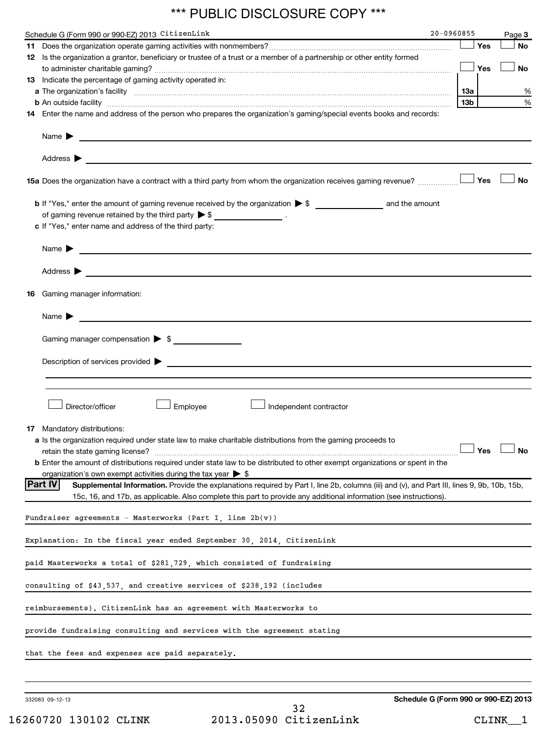\*\*\* PUBLIC DISCLOSURE COPY \*\*\*

Schedule G (Form 990 or 990-EZ) 2013 CitizenLink 20-0960855 Page **3**

**11** Does the organization operate gaming activities with nonmembers? ☐ Yes ☐ No

**12** Is the organization a grantor, beneficiary or trustee of a trust or a member of a partnership or other entity formed to administer charitable gaming? ☐ Yes ☐ No

**13** Indicate the percentage of gaming activity operated in:

**a** The organization's facility **13a** %

**b** An outside facility **13b** %

**14** Enter the name and address of the person who prepares the organization's gaming/special events books and records:

Name ▶

Address ▶

**15a** Does the organization have a contract with a third party from whom the organization receives gaming revenue? ☐ Yes ☐ No

**b** If "Yes," enter the amount of gaming revenue received by the organization ▶ $ \_\_\_\_\_\_\_\_ and the amount of gaming revenue retained by the third party ▶ $ \_\_\_\_\_\_\_\_ .

**c** If "Yes," enter name and address of the third party:

Name ▶

Address ▶

**16** Gaming manager information:

Name ▶

Gaming manager compensation ▶ $

Description of services provided ▶

☐ Director/officer ☐ Employee ☐ Independent contractor

**17** Mandatory distributions:

**a** Is the organization required under state law to make charitable distributions from the gaming proceeds to retain the state gaming license? ☐ Yes ☐ No

**b** Enter the amount of distributions required under state law to be distributed to other exempt organizations or spent in the organization's own exempt activities during the tax year ▶ $

**Part IV** **Supplemental Information.** Provide the explanations required by Part I, line 2b, columns (iii) and (v), and Part III, lines 9, 9b, 10b, 15b, 15c, 16, and 17b, as applicable. Also complete this part to provide any additional information (see instructions).

Fundraiser agreements - Masterworks (Part I, line 2b(v))

Explanation: In the fiscal year ended September 30, 2014, CitizenLink paid Masterworks a total of $281,729, which consisted of fundraising consulting of $43,537, and creative services of $238,192 (includes reimbursements). CitizenLink has an agreement with Masterworks to provide fundraising consulting and services with the agreement stating that the fees and expenses are paid separately.

332083 09-12-13 **Schedule G (Form 990 or 990-EZ) 2013**

16260720 130102 CLINK 2013.05090 CitizenLink CLINK\_\_1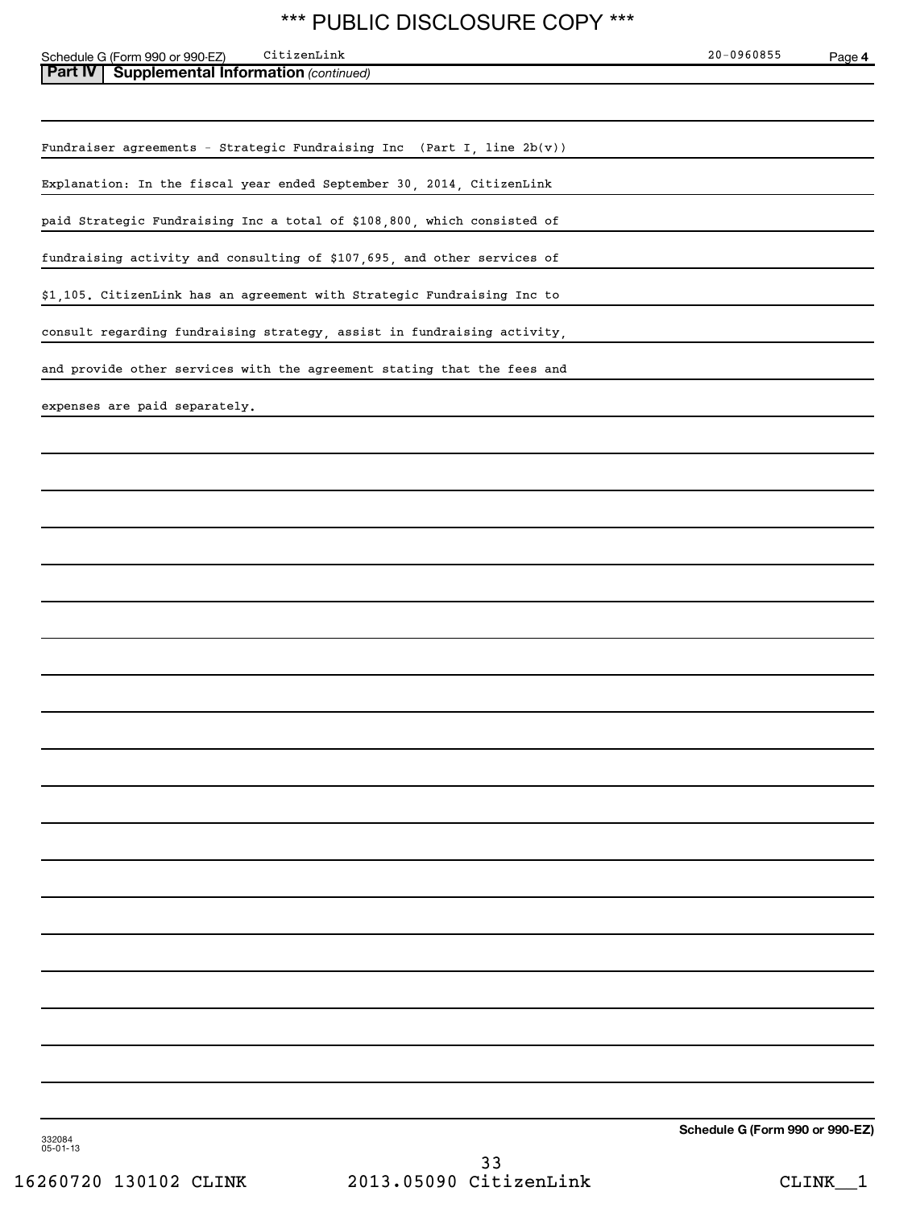Schedule G (Form 990 or 990-EZ) CitizenLink 20-0960855 Page 4

**Part IV | Supplemental Information** *(continued)*

Fundraiser agreements - Strategic Fundraising Inc (Part I, line 2b(v))

Explanation: In the fiscal year ended September 30, 2014, CitizenLink paid Strategic Fundraising Inc a total of $108,800, which consisted of fundraising activity and consulting of $107,695, and other services of $1,105. CitizenLink has an agreement with Strategic Fundraising Inc to consult regarding fundraising strategy, assist in fundraising activity, and provide other services with the agreement stating that the fees and expenses are paid separately.

**Schedule G (Form 990 or 990-EZ)**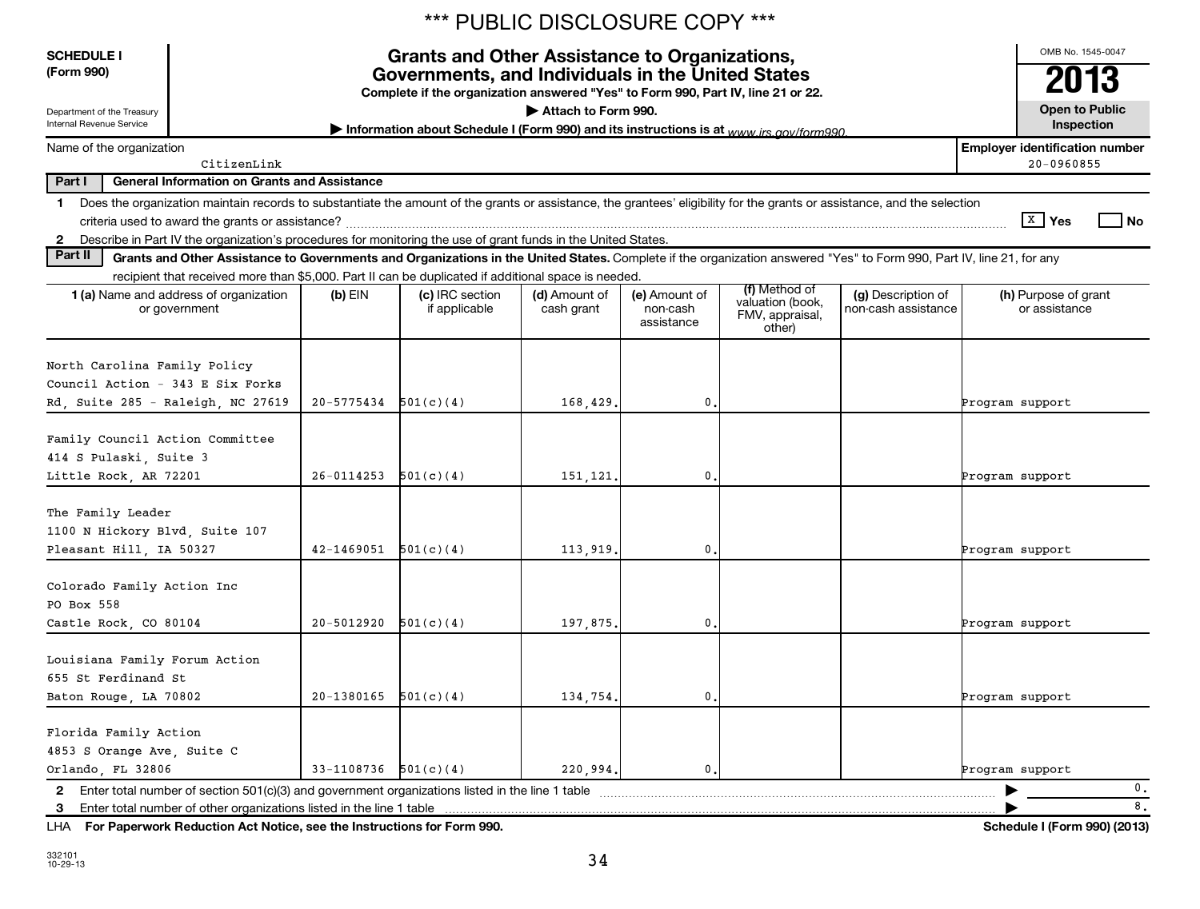\*\*\* PUBLIC DISCLOSURE COPY \*\*\*

**SCHEDULE I (Form 990)**

Department of the Treasury
Internal Revenue Service

# Grants and Other Assistance to Organizations, Governments, and Individuals in the United States

**Complete if the organization answered "Yes" to Form 990, Part IV, line 21 or 22.**

▶ **Attach to Form 990.**

▶ **Information about Schedule I (Form 990) and its instructions is at** *www.irs.gov/form990.*

OMB No. 1545-0047

**2013**

**Open to Public Inspection**

Name of the organization: CitizenLink

**Employer identification number:** 20-0960855

**Part I — General Information on Grants and Assistance**

1 Does the organization maintain records to substantiate the amount of the grants or assistance, the grantees' eligibility for the grants or assistance, and the selection criteria used to award the grants or assistance? [X] Yes [ ] No

2 Describe in Part IV the organization's procedures for monitoring the use of grant funds in the United States.

**Part II — Grants and Other Assistance to Governments and Organizations in the United States.** Complete if the organization answered "Yes" to Form 990, Part IV, line 21, for any recipient that received more than $5,000. Part II can be duplicated if additional space is needed.

| 1 (a) Name and address of organization or government | (b) EIN | (c) IRC section if applicable | (d) Amount of cash grant | (e) Amount of non-cash assistance | (f) Method of valuation (book, FMV, appraisal, other) | (g) Description of non-cash assistance | (h) Purpose of grant or assistance |
|---|---|---|---|---|---|---|---|
| North Carolina Family Policy Council Action - 343 E Six Forks Rd, Suite 285 - Raleigh, NC 27619 | 20-5775434 | 501(c)(4) | 168,429. | 0. | | | Program support |
| Family Council Action Committee 414 S Pulaski, Suite 3 Little Rock, AR 72201 | 26-0114253 | 501(c)(4) | 151,121. | 0. | | | Program support |
| The Family Leader 1100 N Hickory Blvd, Suite 107 Pleasant Hill, IA 50327 | 42-1469051 | 501(c)(4) | 113,919. | 0. | | | Program support |
| Colorado Family Action Inc PO Box 558 Castle Rock, CO 80104 | 20-5012920 | 501(c)(4) | 197,875. | 0. | | | Program support |
| Louisiana Family Forum Action 655 St Ferdinand St Baton Rouge, LA 70802 | 20-1380165 | 501(c)(4) | 134,754. | 0. | | | Program support |
| Florida Family Action 4853 S Orange Ave, Suite C Orlando, FL 32806 | 33-1108736 | 501(c)(4) | 220,994. | 0. | | | Program support |

2 Enter total number of section 501(c)(3) and government organizations listed in the line 1 table ▶ 0.

3 Enter total number of other organizations listed in the line 1 table ▶ 8.

LHA **For Paperwork Reduction Act Notice, see the Instructions for Form 990.** **Schedule I (Form 990) (2013)**

332101
10-29-13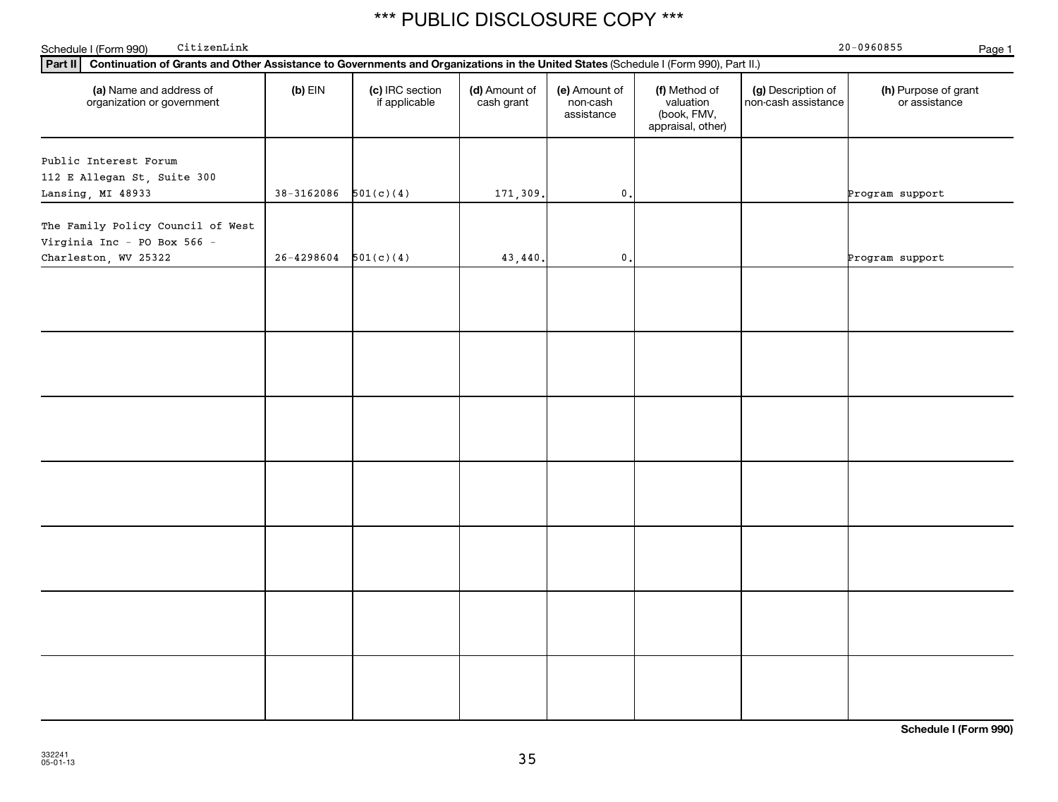# *** PUBLIC DISCLOSURE COPY ***

Schedule I (Form 990) CitizenLink 20-0960855

**Part II** **Continuation of Grants and Other Assistance to Governments and Organizations in the United States** (Schedule I (Form 990), Part II.)

| (a) Name and address of organization or government | (b) EIN | (c) IRC section if applicable | (d) Amount of cash grant | (e) Amount of non-cash assistance | (f) Method of valuation (book, FMV, appraisal, other) | (g) Description of non-cash assistance | (h) Purpose of grant or assistance |
|---|---|---|---|---|---|---|---|
| Public Interest Forum 112 E Allegan St, Suite 300 Lansing, MI 48933 | 38-3162086 | 501(c)(4) | 171,309. | 0. | | | Program support |
| The Family Policy Council of West Virginia Inc - PO Box 566 - Charleston, WV 25322 | 26-4298604 | 501(c)(4) | 43,440. | 0. | | | Program support |
| | | | | | | | |
| | | | | | | | |
| | | | | | | | |
| | | | | | | | |
| | | | | | | | |
| | | | | | | | |
| | | | | | | | |

**Schedule I (Form 990)**

332241
05-01-13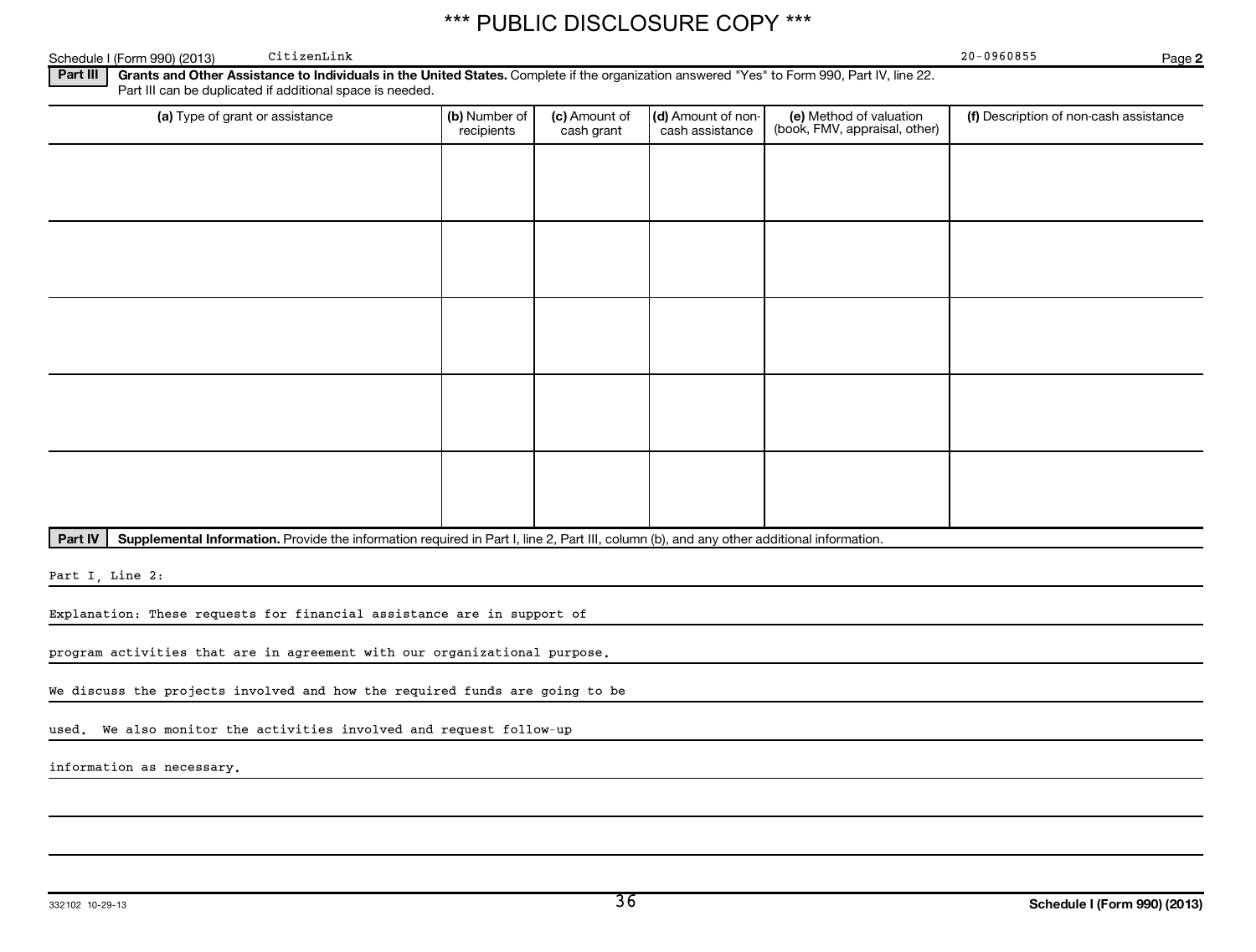*** PUBLIC DISCLOSURE COPY ***

Schedule I (Form 990) (2013) CitizenLink 20-0960855 Page **2**

**Part III** **Grants and Other Assistance to Individuals in the United States.** Complete if the organization answered "Yes" to Form 990, Part IV, line 22. Part III can be duplicated if additional space is needed.

| (a) Type of grant or assistance | (b) Number of recipients | (c) Amount of cash grant | (d) Amount of non-cash assistance | (e) Method of valuation (book, FMV, appraisal, other) | (f) Description of non-cash assistance |
|---|---|---|---|---|---|
| | | | | | |
| | | | | | |
| | | | | | |
| | | | | | |
| | | | | | |

**Part IV** **Supplemental Information.** Provide the information required in Part I, line 2, Part III, column (b), and any other additional information.

Part I, Line 2:

Explanation: These requests for financial assistance are in support of program activities that are in agreement with our organizational purpose. We discuss the projects involved and how the required funds are going to be used. We also monitor the activities involved and request follow-up information as necessary.

332102 10-29-13 **Schedule I (Form 990) (2013)**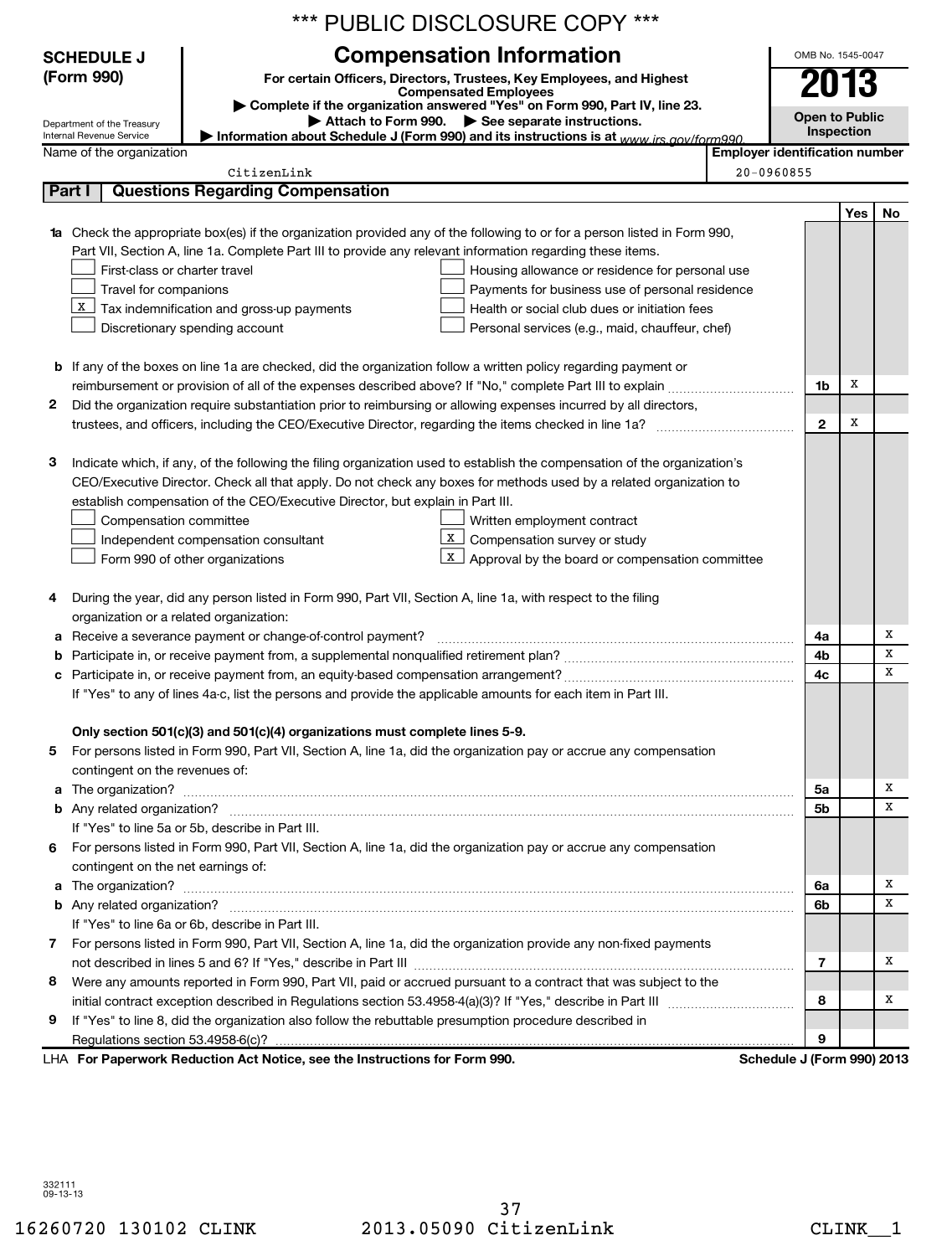\*\*\* PUBLIC DISCLOSURE COPY \*\*\*

**SCHEDULE J (Form 990)**

Department of the Treasury
Internal Revenue Service

# Compensation Information

**For certain Officers, Directors, Trustees, Key Employees, and Highest Compensated Employees**

**▶ Complete if the organization answered "Yes" on Form 990, Part IV, line 23.**

**▶ Attach to Form 990. ▶ See separate instructions.**

**▶ Information about Schedule J (Form 990) and its instructions is at** *www.irs.gov/form990.*

OMB No. 1545-0047

**2013**

**Open to Public Inspection**

Name of the organization: CitizenLink

Employer identification number: 20-0960855

## Part I Questions Regarding Compensation

| | | | Yes | No |
|---|---|---|---|---|
| **1a** | Check the appropriate box(es) if the organization provided any of the following to or for a person listed in Form 990, Part VII, Section A, line 1a. Complete Part III to provide any relevant information regarding these items.<br>☐ First-class or charter travel<br>☐ Travel for companions<br>☒ Tax indemnification and gross-up payments<br>☐ Discretionary spending account<br>☐ Housing allowance or residence for personal use<br>☐ Payments for business use of personal residence<br>☐ Health or social club dues or initiation fees<br>☐ Personal services (e.g., maid, chauffeur, chef) | | | |
| **b** | If any of the boxes on line 1a are checked, did the organization follow a written policy regarding payment or reimbursement or provision of all of the expenses described above? If "No," complete Part III to explain | **1b** | X | |
| **2** | Did the organization require substantiation prior to reimbursing or allowing expenses incurred by all directors, trustees, and officers, including the CEO/Executive Director, regarding the items checked in line 1a? | **2** | X | |
| **3** | Indicate which, if any, of the following the filing organization used to establish the compensation of the organization's CEO/Executive Director. Check all that apply. Do not check any boxes for methods used by a related organization to establish compensation of the CEO/Executive Director, but explain in Part III.<br>☐ Compensation committee<br>☐ Independent compensation consultant<br>☐ Form 990 of other organizations<br>☐ Written employment contract<br>☒ Compensation survey or study<br>☒ Approval by the board or compensation committee | | | |
| **4** | During the year, did any person listed in Form 990, Part VII, Section A, line 1a, with respect to the filing organization or a related organization: | | | |
| **a** | Receive a severance payment or change-of-control payment? | **4a** | | X |
| **b** | Participate in, or receive payment from, a supplemental nonqualified retirement plan? | **4b** | | X |
| **c** | Participate in, or receive payment from, an equity-based compensation arrangement? | **4c** | | X |
| | If "Yes" to any of lines 4a-c, list the persons and provide the applicable amounts for each item in Part III. | | | |
| | **Only section 501(c)(3) and 501(c)(4) organizations must complete lines 5-9.** | | | |
| **5** | For persons listed in Form 990, Part VII, Section A, line 1a, did the organization pay or accrue any compensation contingent on the revenues of: | | | |
| **a** | The organization? | **5a** | | X |
| **b** | Any related organization? | **5b** | | X |
| | If "Yes" to line 5a or 5b, describe in Part III. | | | |
| **6** | For persons listed in Form 990, Part VII, Section A, line 1a, did the organization pay or accrue any compensation contingent on the net earnings of: | | | |
| **a** | The organization? | **6a** | | X |
| **b** | Any related organization? | **6b** | | X |
| | If "Yes" to line 6a or 6b, describe in Part III. | | | |
| **7** | For persons listed in Form 990, Part VII, Section A, line 1a, did the organization provide any non-fixed payments not described in lines 5 and 6? If "Yes," describe in Part III | **7** | | X |
| **8** | Were any amounts reported in Form 990, Part VII, paid or accrued pursuant to a contract that was subject to the initial contract exception described in Regulations section 53.4958-4(a)(3)? If "Yes," describe in Part III | **8** | | X |
| **9** | If "Yes" to line 8, did the organization also follow the rebuttable presumption procedure described in Regulations section 53.4958-6(c)? | **9** | | |

LHA **For Paperwork Reduction Act Notice, see the Instructions for Form 990.** **Schedule J (Form 990) 2013**

332111
09-13-13

16260720 130102 CLINK 2013.05090 CitizenLink CLINK__1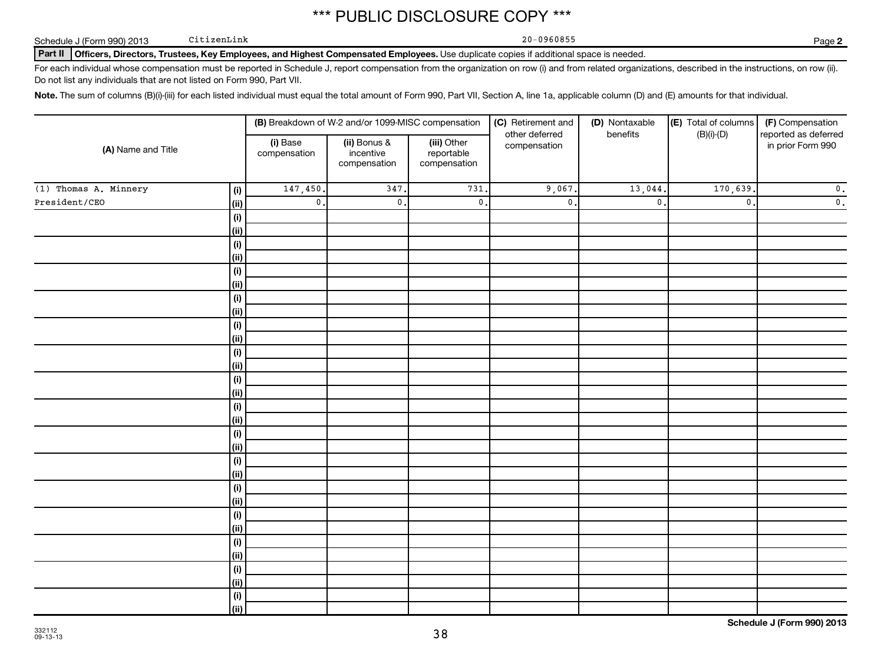*** PUBLIC DISCLOSURE COPY ***

Schedule J (Form 990) 2013 CitizenLink 20-0960855 Page **2**

**Part II Officers, Directors, Trustees, Key Employees, and Highest Compensated Employees.** Use duplicate copies if additional space is needed.

For each individual whose compensation must be reported in Schedule J, report compensation from the organization on row (i) and from related organizations, described in the instructions, on row (ii). Do not list any individuals that are not listed on Form 990, Part VII.

**Note.** The sum of columns (B)(i)-(iii) for each listed individual must equal the total amount of Form 990, Part VII, Section A, line 1a, applicable column (D) and (E) amounts for that individual.

| (A) Name and Title | | (B) Breakdown of W-2 and/or 1099-MISC compensation | | | (C) Retirement and other deferred compensation | (D) Nontaxable benefits | (E) Total of columns (B)(i)-(D) | (F) Compensation reported as deferred in prior Form 990 |
|---|---|---|---|---|---|---|---|---|
| | | (i) Base compensation | (ii) Bonus & incentive compensation | (iii) Other reportable compensation | | | | |
| (1) Thomas A. Minnery | (i) | 147,450. | 347. | 731. | 9,067. | 13,044. | 170,639. | 0. |
| President/CEO | (ii) | 0. | 0. | 0. | 0. | 0. | 0. | 0. |
| | (i) | | | | | | | |
| | (ii) | | | | | | | |
| | (i) | | | | | | | |
| | (ii) | | | | | | | |
| | (i) | | | | | | | |
| | (ii) | | | | | | | |
| | (i) | | | | | | | |
| | (ii) | | | | | | | |
| | (i) | | | | | | | |
| | (ii) | | | | | | | |
| | (i) | | | | | | | |
| | (ii) | | | | | | | |
| | (i) | | | | | | | |
| | (ii) | | | | | | | |
| | (i) | | | | | | | |
| | (ii) | | | | | | | |
| | (i) | | | | | | | |
| | (ii) | | | | | | | |
| | (i) | | | | | | | |
| | (ii) | | | | | | | |
| | (i) | | | | | | | |
| | (ii) | | | | | | | |
| | (i) | | | | | | | |
| | (ii) | | | | | | | |
| | (i) | | | | | | | |
| | (ii) | | | | | | | |
| | (i) | | | | | | | |
| | (ii) | | | | | | | |
| | (i) | | | | | | | |
| | (ii) | | | | | | | |

332112 09-13-13

**Schedule J (Form 990) 2013**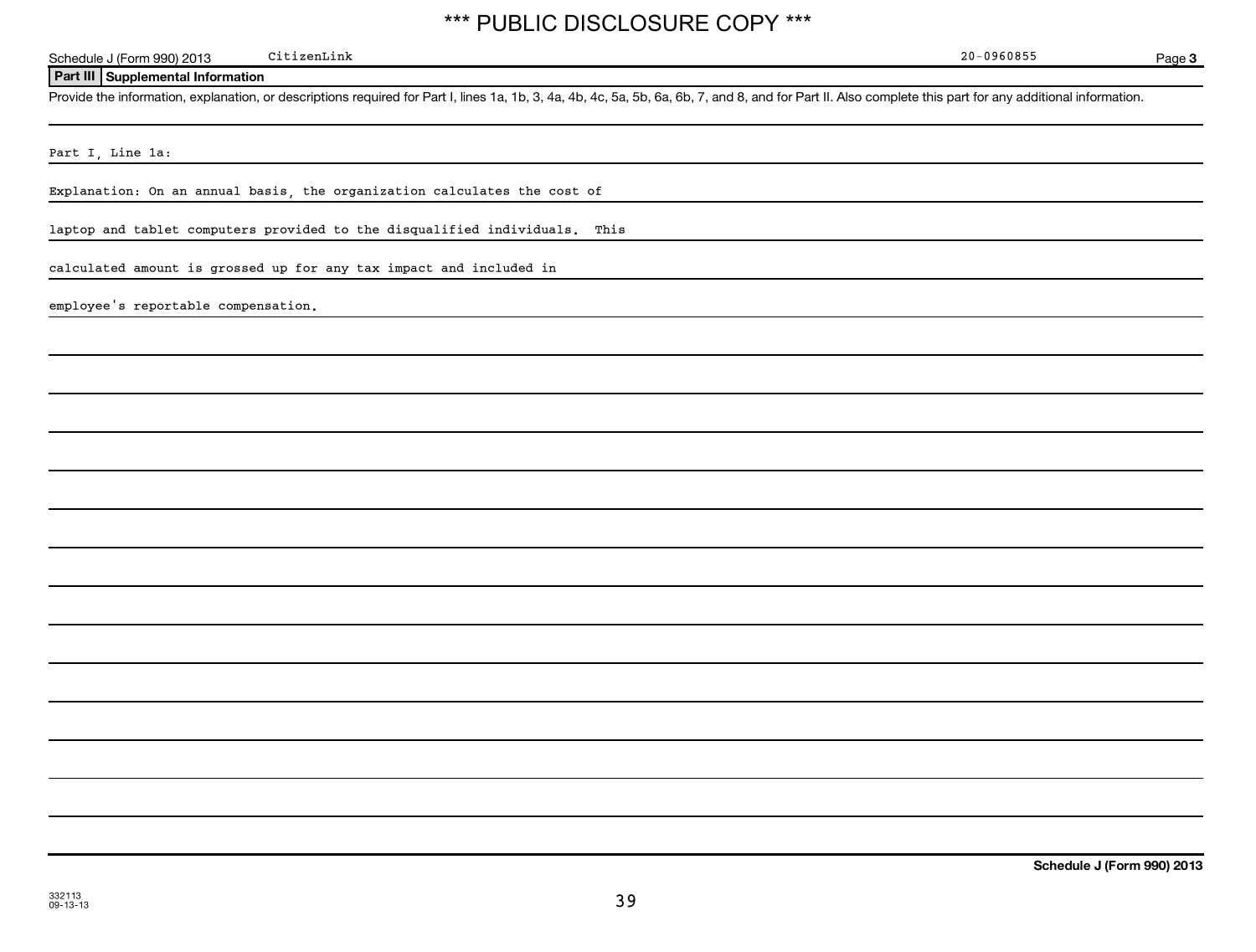*** PUBLIC DISCLOSURE COPY ***

Schedule J (Form 990) 2013 CitizenLink 20-0960855 Page 3

## Part III Supplemental Information

Provide the information, explanation, or descriptions required for Part I, lines 1a, 1b, 3, 4a, 4b, 4c, 5a, 5b, 6a, 6b, 7, and 8, and for Part II. Also complete this part for any additional information.

Part I, Line 1a:

Explanation: On an annual basis, the organization calculates the cost of laptop and tablet computers provided to the disqualified individuals. This calculated amount is grossed up for any tax impact and included in employee's reportable compensation.

Schedule J (Form 990) 2013

332113
09-13-13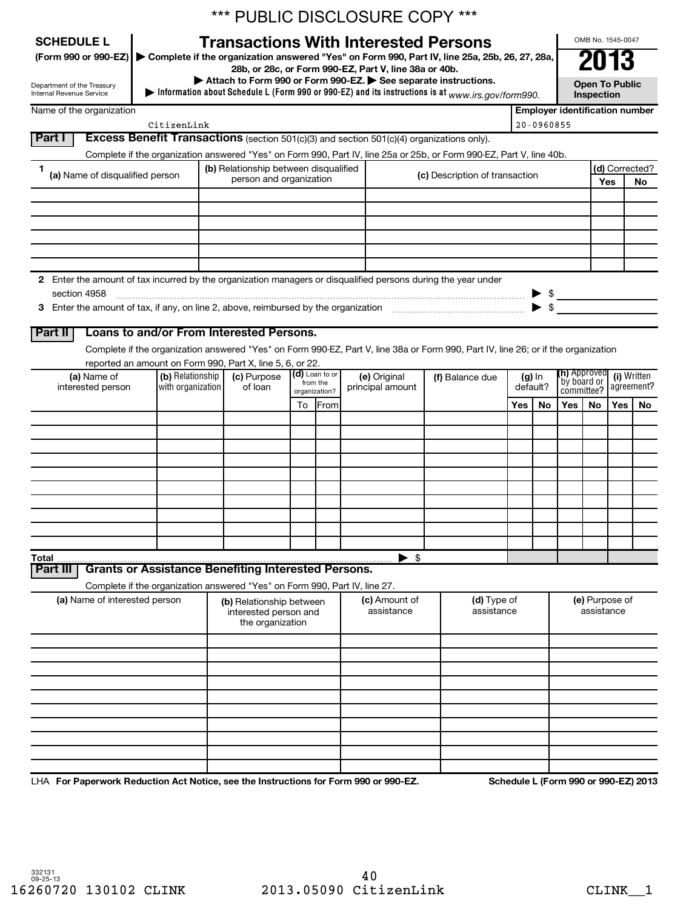*** PUBLIC DISCLOSURE COPY ***

**SCHEDULE L**
**(Form 990 or 990-EZ)**

Department of the Treasury
Internal Revenue Service

# Transactions With Interested Persons

▶ Complete if the organization answered "Yes" on Form 990, Part IV, line 25a, 25b, 26, 27, 28a, 28b, or 28c, or Form 990-EZ, Part V, line 38a or 40b.
▶ Attach to Form 990 or Form 990-EZ. ▶ See separate instructions.
▶ Information about Schedule L (Form 990 or 990-EZ) and its instructions is at *www.irs.gov/form990.*

OMB No. 1545-0047
**2013**
**Open To Public Inspection**

Name of the organization: CitizenLink
Employer identification number: 20-0960855

## Part I Excess Benefit Transactions (section 501(c)(3) and section 501(c)(4) organizations only).

Complete if the organization answered "Yes" on Form 990, Part IV, line 25a or 25b, or Form 990-EZ, Part V, line 40b.

| 1 (a) Name of disqualified person | (b) Relationship between disqualified person and organization | (c) Description of transaction | (d) Corrected? Yes | No |
|---|---|---|---|---|
| | | | | |
| | | | | |
| | | | | |
| | | | | |
| | | | | |
| | | | | |

2 Enter the amount of tax incurred by the organization managers or disqualified persons during the year under section 4958 ▶ $

3 Enter the amount of tax, if any, on line 2, above, reimbursed by the organization ▶ $

## Part II Loans to and/or From Interested Persons.

Complete if the organization answered "Yes" on Form 990-EZ, Part V, line 38a or Form 990, Part IV, line 26; or if the organization reported an amount on Form 990, Part X, line 5, 6, or 22.

| (a) Name of interested person | (b) Relationship with organization | (c) Purpose of loan | (d) Loan to or from the organization? To | From | (e) Original principal amount | (f) Balance due | (g) In default? Yes | No | (h) Approved by board or committee? Yes | No | (i) Written agreement? Yes | No |
|---|---|---|---|---|---|---|---|---|---|---|---|---|
| | | | | | | | | | | | | |
| | | | | | | | | | | | | |
| | | | | | | | | | | | | |
| | | | | | | | | | | | | |
| | | | | | | | | | | | | |
| | | | | | | | | | | | | |
| | | | | | | | | | | | | |
| | | | | | | | | | | | | |
| | | | | | | | | | | | | |
| | | | | | | | | | | | | |
| **Total** | | | | | ▶ $ | | | | | | | |

## Part III Grants or Assistance Benefiting Interested Persons.

Complete if the organization answered "Yes" on Form 990, Part IV, line 27.

| (a) Name of interested person | (b) Relationship between interested person and the organization | (c) Amount of assistance | (d) Type of assistance | (e) Purpose of assistance |
|---|---|---|---|---|
| | | | | |
| | | | | |
| | | | | |
| | | | | |
| | | | | |
| | | | | |
| | | | | |
| | | | | |
| | | | | |
| | | | | |

LHA **For Paperwork Reduction Act Notice, see the Instructions for Form 990 or 990-EZ.** **Schedule L (Form 990 or 990-EZ) 2013**

332131
09-25-13

16260720 130102 CLINK 2013.05090 CitizenLink CLINK__1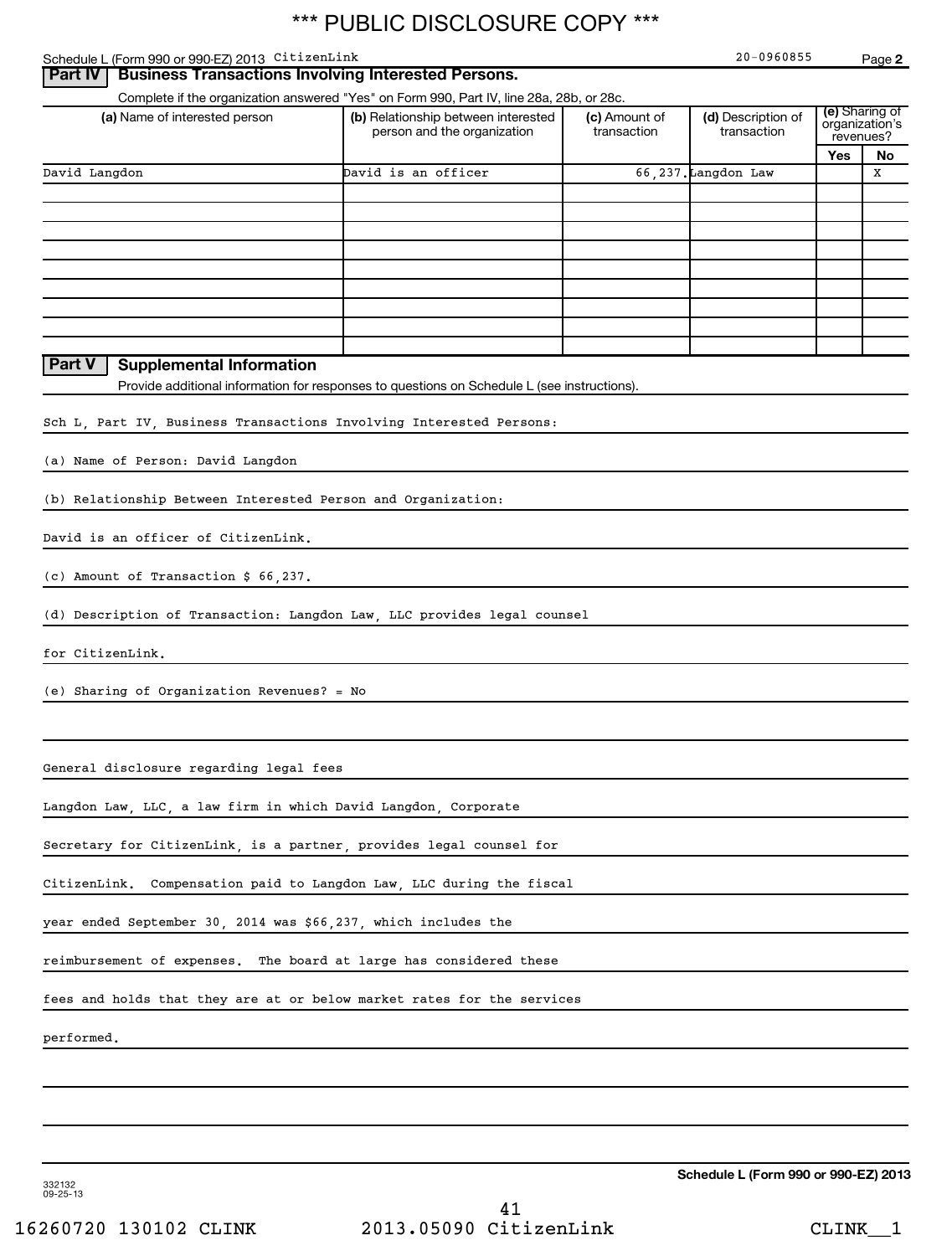\*\*\* PUBLIC DISCLOSURE COPY \*\*\*

Schedule L (Form 990 or 990-EZ) 2013 CitizenLink 20-0960855 Page **2**

## Part IV Business Transactions Involving Interested Persons.

Complete if the organization answered "Yes" on Form 990, Part IV, line 28a, 28b, or 28c.

| (a) Name of interested person | (b) Relationship between interested person and the organization | (c) Amount of transaction | (d) Description of transaction | (e) Sharing of organization's revenues? | |
|---|---|---|---|---|---|
| | | | | Yes | No |
| David Langdon | David is an officer | 66,237. | Langdon Law | | X |
| | | | | | |
| | | | | | |
| | | | | | |
| | | | | | |
| | | | | | |
| | | | | | |
| | | | | | |
| | | | | | |
| | | | | | |

## Part V Supplemental Information

Provide additional information for responses to questions on Schedule L (see instructions).

Sch L, Part IV, Business Transactions Involving Interested Persons:

(a) Name of Person: David Langdon

(b) Relationship Between Interested Person and Organization:

David is an officer of CitizenLink.

(c) Amount of Transaction $ 66,237.

(d) Description of Transaction: Langdon Law, LLC provides legal counsel for CitizenLink.

(e) Sharing of Organization Revenues? = No

General disclosure regarding legal fees

Langdon Law, LLC, a law firm in which David Langdon, Corporate Secretary for CitizenLink, is a partner, provides legal counsel for CitizenLink. Compensation paid to Langdon Law, LLC during the fiscal year ended September 30, 2014 was $66,237, which includes the reimbursement of expenses. The board at large has considered these fees and holds that they are at or below market rates for the services performed.

**Schedule L (Form 990 or 990-EZ) 2013**

332132 09-25-13

16260720 130102 CLINK 2013.05090 CitizenLink CLINK__1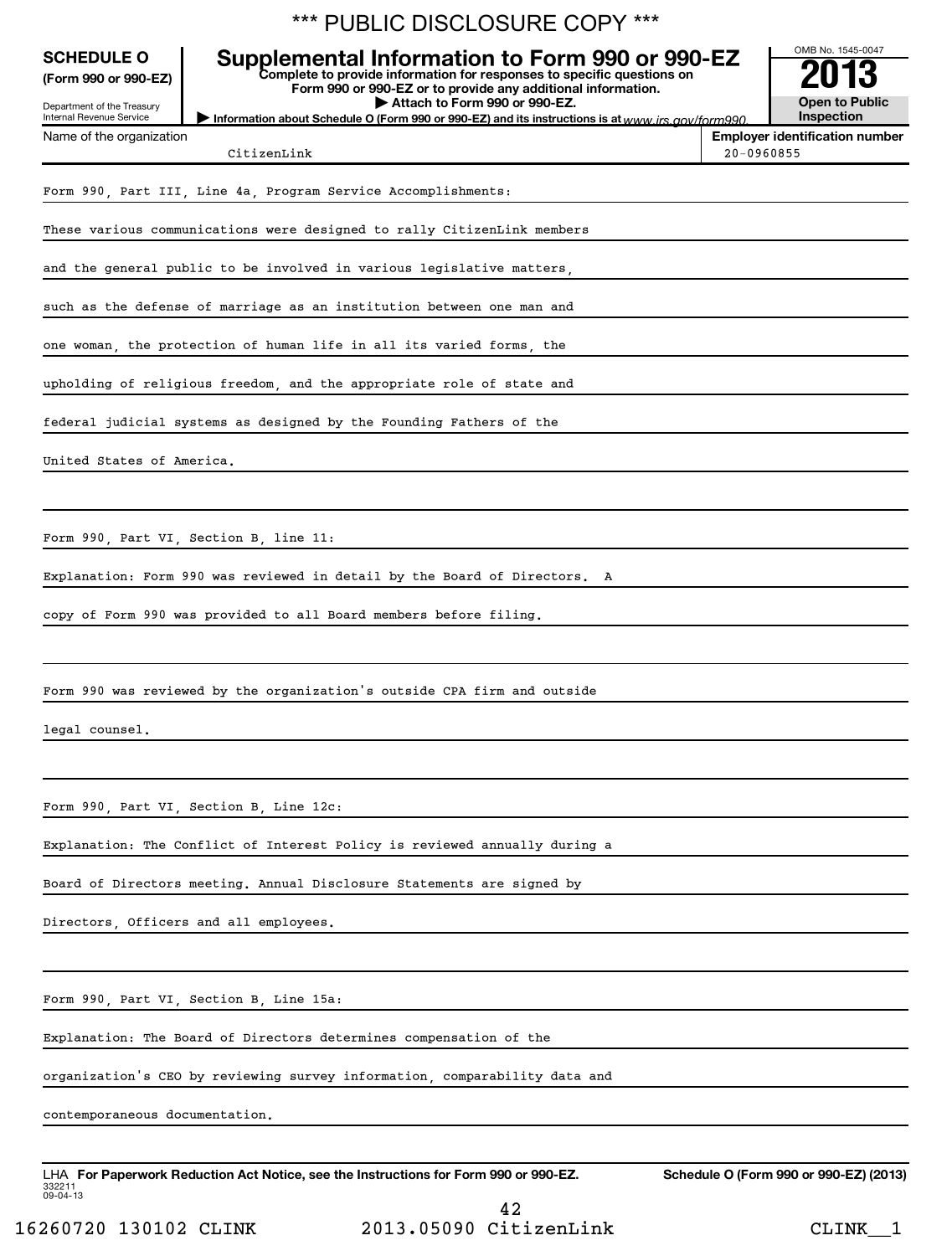\*\*\* PUBLIC DISCLOSURE COPY \*\*\*

**SCHEDULE O**
**(Form 990 or 990-EZ)**

Department of the Treasury
Internal Revenue Service

# Supplemental Information to Form 990 or 990-EZ

**Complete to provide information for responses to specific questions on Form 990 or 990-EZ or to provide any additional information.**
**▶ Attach to Form 990 or 990-EZ.**
**▶ Information about Schedule O (Form 990 or 990-EZ) and its instructions is at** www.irs.gov/form990.

OMB No. 1545-0047
**2013**
**Open to Public Inspection**

| Name of the organization | Employer identification number |
|---|---|
| CitizenLink | 20-0960855 |

Form 990, Part III, Line 4a, Program Service Accomplishments:

These various communications were designed to rally CitizenLink members and the general public to be involved in various legislative matters, such as the defense of marriage as an institution between one man and one woman, the protection of human life in all its varied forms, the upholding of religious freedom, and the appropriate role of state and federal judicial systems as designed by the Founding Fathers of the United States of America.

Form 990, Part VI, Section B, line 11:

Explanation: Form 990 was reviewed in detail by the Board of Directors. A copy of Form 990 was provided to all Board members before filing.

Form 990 was reviewed by the organization's outside CPA firm and outside legal counsel.

Form 990, Part VI, Section B, Line 12c:

Explanation: The Conflict of Interest Policy is reviewed annually during a Board of Directors meeting. Annual Disclosure Statements are signed by Directors, Officers and all employees.

Form 990, Part VI, Section B, Line 15a:

Explanation: The Board of Directors determines compensation of the organization's CEO by reviewing survey information, comparability data and contemporaneous documentation.

LHA **For Paperwork Reduction Act Notice, see the Instructions for Form 990 or 990-EZ.** **Schedule O (Form 990 or 990-EZ) (2013)**
332211
09-04-13

16260720 130102 CLINK 2013.05090 CitizenLink CLINK__1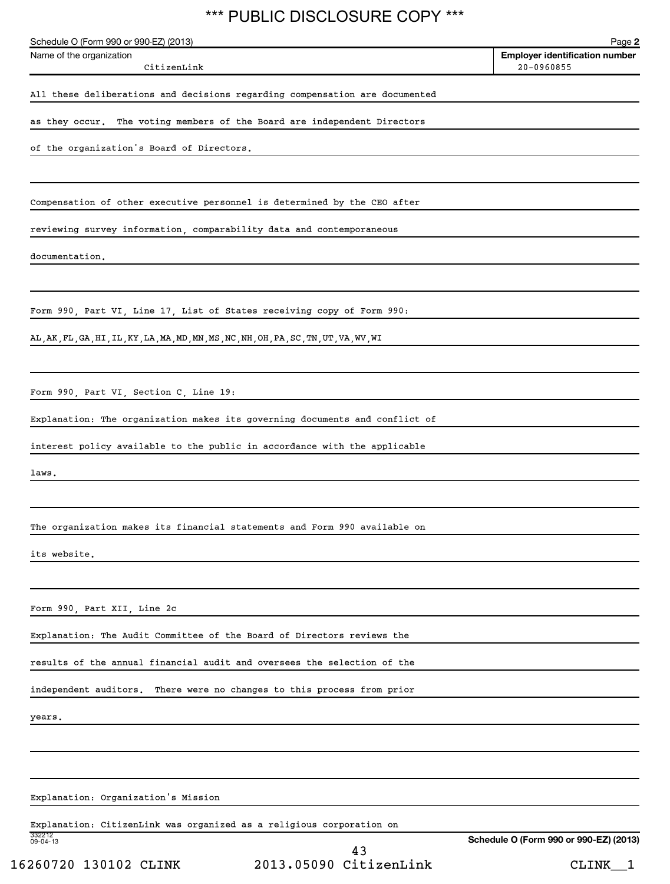Schedule O (Form 990 or 990-EZ) (2013) Page **2**

| Name of the organization | Employer identification number |
|---|---|
| CitizenLink | 20-0960855 |

All these deliberations and decisions regarding compensation are documented as they occur. The voting members of the Board are independent Directors of the organization's Board of Directors.

Compensation of other executive personnel is determined by the CEO after reviewing survey information, comparability data and contemporaneous documentation.

Form 990, Part VI, Line 17, List of States receiving copy of Form 990:

AL,AK,FL,GA,HI,IL,KY,LA,MA,MD,MN,MS,NC,NH,OH,PA,SC,TN,UT,VA,WV,WI

Form 990, Part VI, Section C, Line 19:

Explanation: The organization makes its governing documents and conflict of interest policy available to the public in accordance with the applicable laws.

The organization makes its financial statements and Form 990 available on its website.

Form 990, Part XII, Line 2c

Explanation: The Audit Committee of the Board of Directors reviews the results of the annual financial audit and oversees the selection of the independent auditors. There were no changes to this process from prior years.

Explanation: Organization's Mission

Explanation: CitizenLink was organized as a religious corporation on

**Schedule O (Form 990 or 990-EZ) (2013)**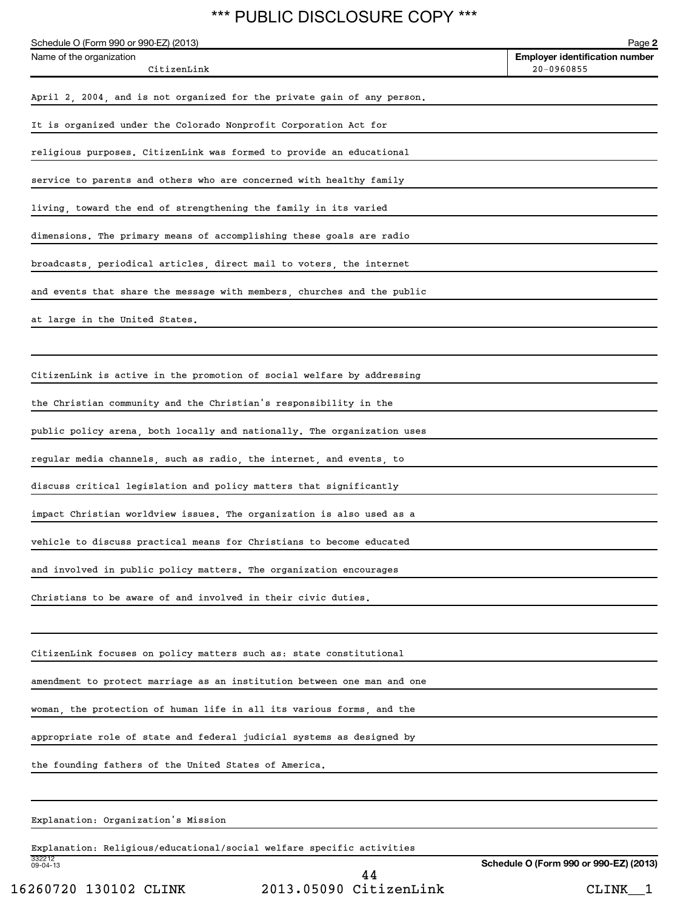Schedule O (Form 990 or 990-EZ) (2013)

| Name of the organization | Employer identification number |
| --- | --- |
| CitizenLink | 20-0960855 |

April 2, 2004, and is not organized for the private gain of any person. It is organized under the Colorado Nonprofit Corporation Act for religious purposes. CitizenLink was formed to provide an educational service to parents and others who are concerned with healthy family living, toward the end of strengthening the family in its varied dimensions. The primary means of accomplishing these goals are radio broadcasts, periodical articles, direct mail to voters, the internet and events that share the message with members, churches and the public at large in the United States.

CitizenLink is active in the promotion of social welfare by addressing the Christian community and the Christian's responsibility in the public policy arena, both locally and nationally. The organization uses regular media channels, such as radio, the internet, and events, to discuss critical legislation and policy matters that significantly impact Christian worldview issues. The organization is also used as a vehicle to discuss practical means for Christians to become educated and involved in public policy matters. The organization encourages Christians to be aware of and involved in their civic duties.

CitizenLink focuses on policy matters such as: state constitutional amendment to protect marriage as an institution between one man and one woman, the protection of human life in all its various forms, and the appropriate role of state and federal judicial systems as designed by the founding fathers of the United States of America.

Explanation: Organization's Mission

Explanation: Religious/educational/social welfare specific activities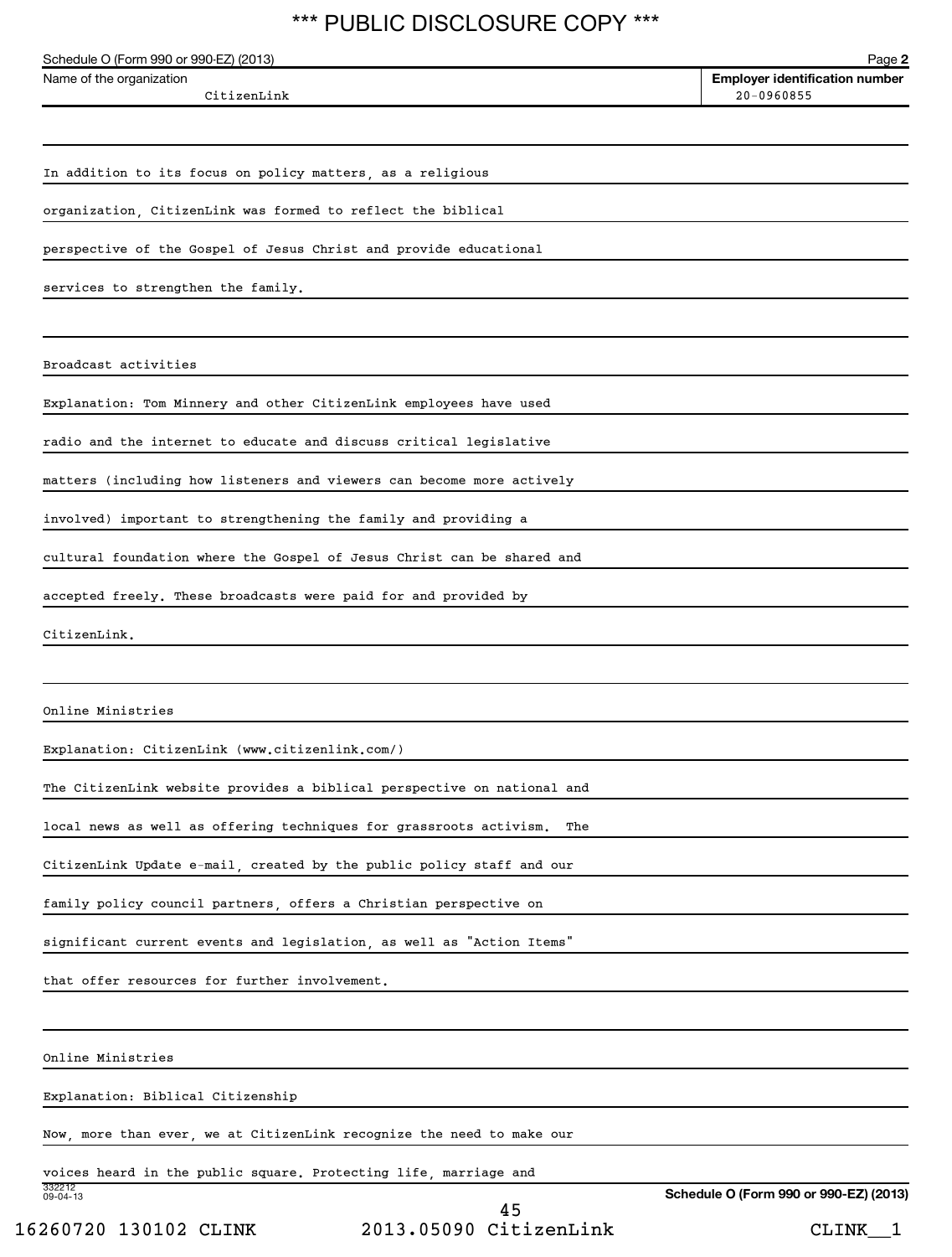Schedule O (Form 990 or 990-EZ) (2013)

Name of the organization: CitizenLink

Employer identification number: 20-0960855

In addition to its focus on policy matters, as a religious organization, CitizenLink was formed to reflect the biblical perspective of the Gospel of Jesus Christ and provide educational services to strengthen the family.

Broadcast activities

Explanation: Tom Minnery and other CitizenLink employees have used radio and the internet to educate and discuss critical legislative matters (including how listeners and viewers can become more actively involved) important to strengthening the family and providing a cultural foundation where the Gospel of Jesus Christ can be shared and accepted freely. These broadcasts were paid for and provided by CitizenLink.

Online Ministries

Explanation: CitizenLink (www.citizenlink.com/)

The CitizenLink website provides a biblical perspective on national and local news as well as offering techniques for grassroots activism. The CitizenLink Update e-mail, created by the public policy staff and our family policy council partners, offers a Christian perspective on significant current events and legislation, as well as "Action Items" that offer resources for further involvement.

Online Ministries

Explanation: Biblical Citizenship

Now, more than ever, we at CitizenLink recognize the need to make our voices heard in the public square. Protecting life, marriage and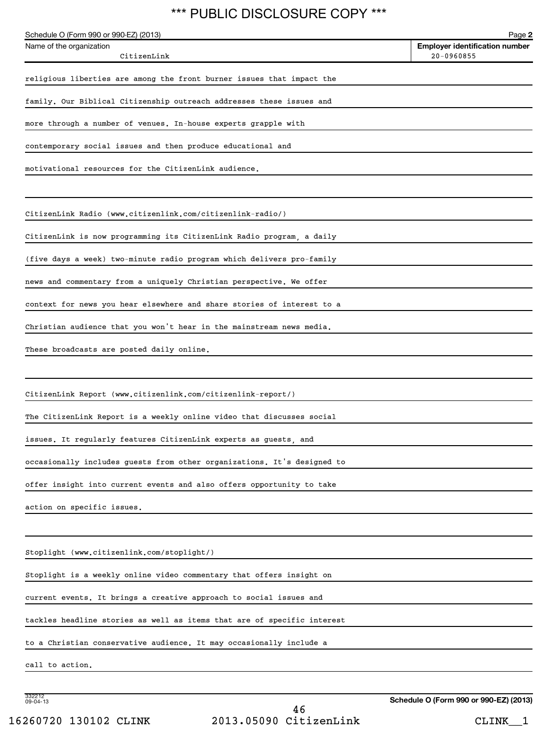Schedule O (Form 990 or 990-EZ) (2013)

Name of the organization: CitizenLink

Employer identification number: 20-0960855

religious liberties are among the front burner issues that impact the family. Our Biblical Citizenship outreach addresses these issues and more through a number of venues. In-house experts grapple with contemporary social issues and then produce educational and motivational resources for the CitizenLink audience.

CitizenLink Radio (www.citizenlink.com/citizenlink-radio/)

CitizenLink is now programming its CitizenLink Radio program, a daily (five days a week) two-minute radio program which delivers pro-family news and commentary from a uniquely Christian perspective. We offer context for news you hear elsewhere and share stories of interest to a Christian audience that you won't hear in the mainstream news media. These broadcasts are posted daily online.

CitizenLink Report (www.citizenlink.com/citizenlink-report/)

The CitizenLink Report is a weekly online video that discusses social issues. It regularly features CitizenLink experts as guests, and occasionally includes guests from other organizations. It's designed to offer insight into current events and also offers opportunity to take action on specific issues.

Stoplight (www.citizenlink.com/stoplight/)

Stoplight is a weekly online video commentary that offers insight on current events. It brings a creative approach to social issues and tackles headline stories as well as items that are of specific interest to a Christian conservative audience. It may occasionally include a call to action.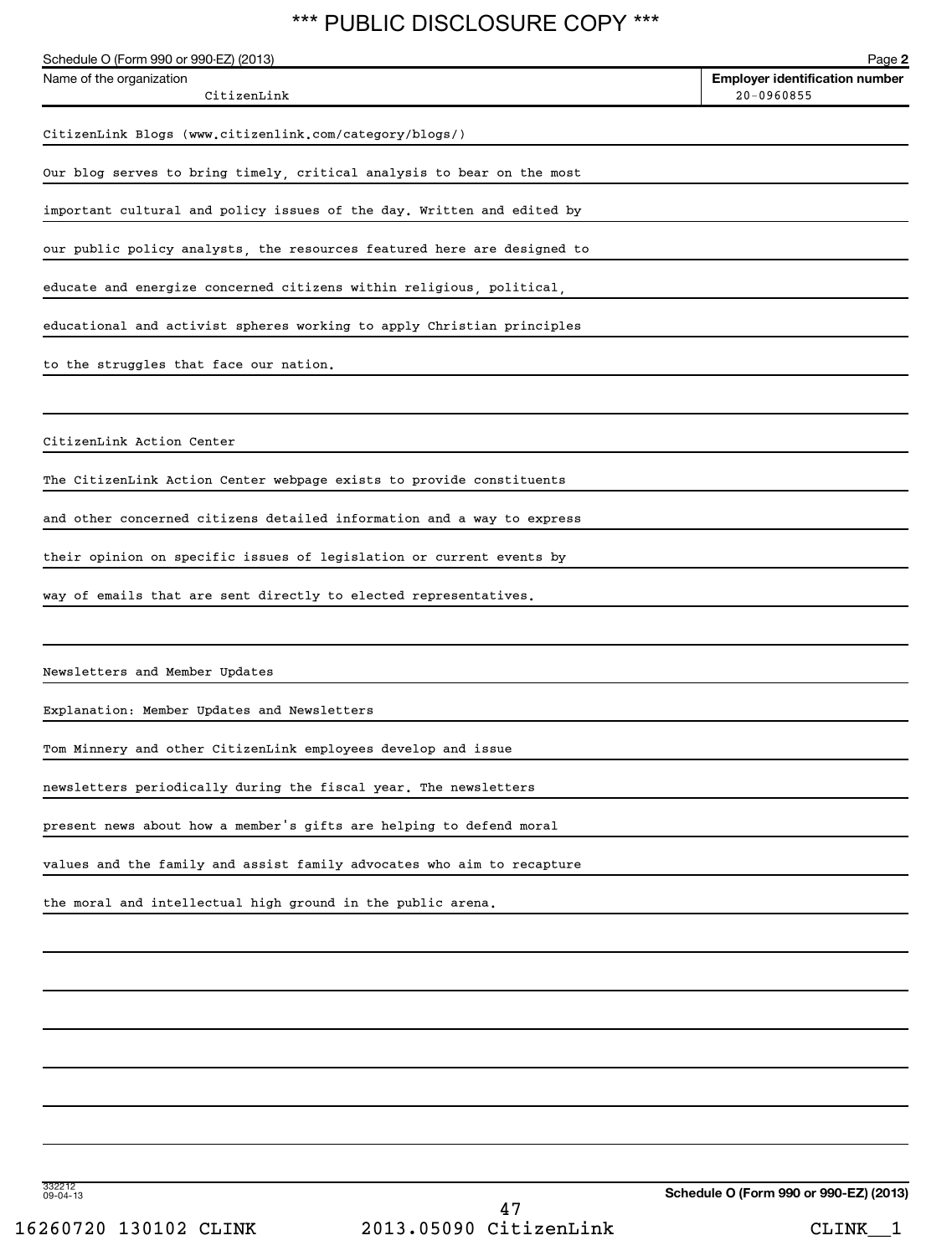Schedule O (Form 990 or 990-EZ) (2013) Page 2

| Name of the organization | Employer identification number |
|---|---|
| CitizenLink | 20-0960855 |

CitizenLink Blogs (www.citizenlink.com/category/blogs/)

Our blog serves to bring timely, critical analysis to bear on the most important cultural and policy issues of the day. Written and edited by our public policy analysts, the resources featured here are designed to educate and energize concerned citizens within religious, political, educational and activist spheres working to apply Christian principles to the struggles that face our nation.

CitizenLink Action Center

The CitizenLink Action Center webpage exists to provide constituents and other concerned citizens detailed information and a way to express their opinion on specific issues of legislation or current events by way of emails that are sent directly to elected representatives.

Newsletters and Member Updates

Explanation: Member Updates and Newsletters

Tom Minnery and other CitizenLink employees develop and issue newsletters periodically during the fiscal year. The newsletters present news about how a member's gifts are helping to defend moral values and the family and assist family advocates who aim to recapture the moral and intellectual high ground in the public arena.

332212 09-04-13

Schedule O (Form 990 or 990-EZ) (2013)

16260720 130102 CLINK 2013.05090 CitizenLink CLINK__1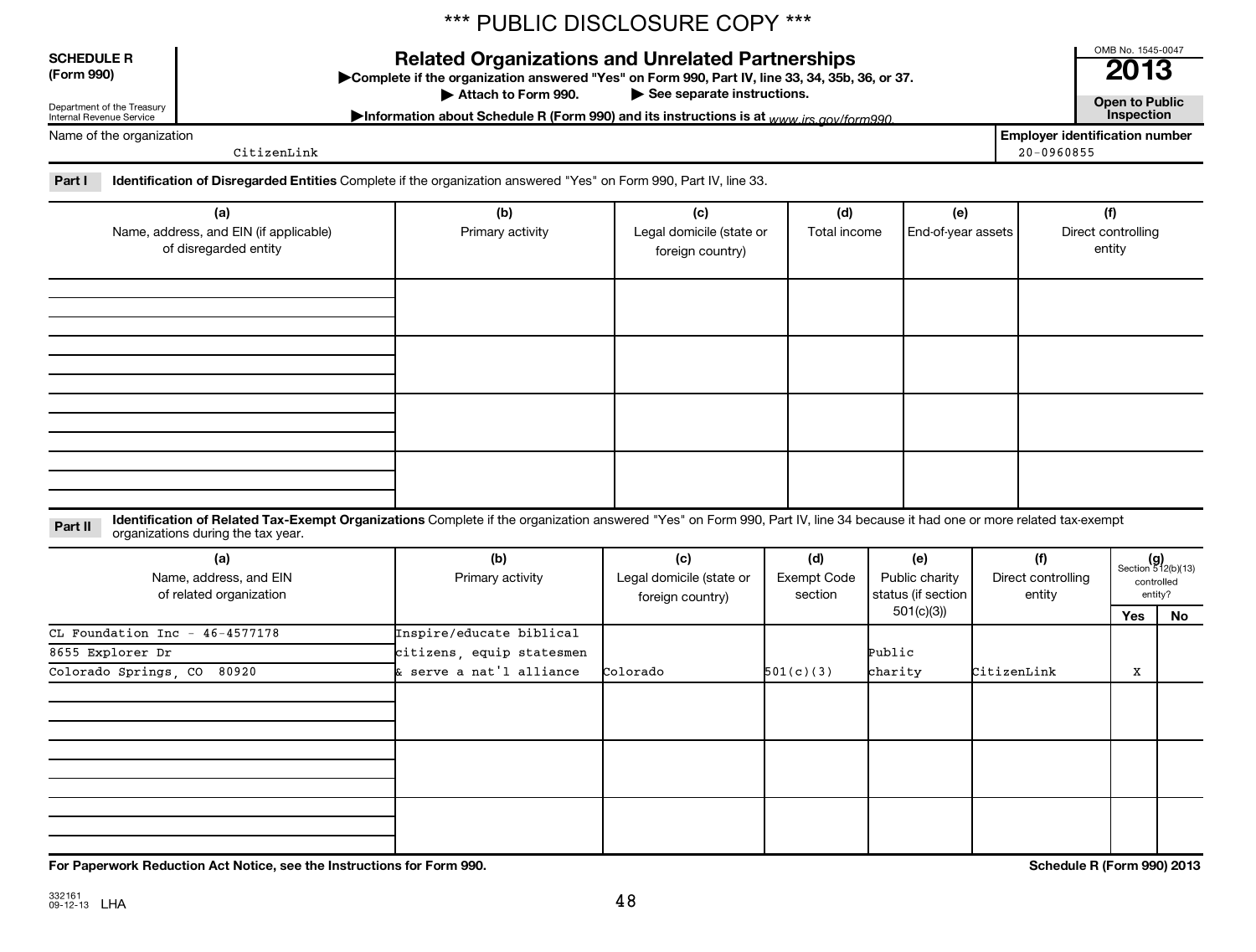*** PUBLIC DISCLOSURE COPY ***

**SCHEDULE R (Form 990)**

Department of the Treasury
Internal Revenue Service

# Related Organizations and Unrelated Partnerships

▶Complete if the organization answered "Yes" on Form 990, Part IV, line 33, 34, 35b, 36, or 37.
▶ Attach to Form 990. ▶ See separate instructions.
▶Information about Schedule R (Form 990) and its instructions is at www.irs.gov/form990.

OMB No. 1545-0047

**2013**

**Open to Public Inspection**

Name of the organization: CitizenLink

Employer identification number: 20-0960855

**Part I** **Identification of Disregarded Entities** Complete if the organization answered "Yes" on Form 990, Part IV, line 33.

| (a) Name, address, and EIN (if applicable) of disregarded entity | (b) Primary activity | (c) Legal domicile (state or foreign country) | (d) Total income | (e) End-of-year assets | (f) Direct controlling entity |
|---|---|---|---|---|---|
| | | | | | |
| | | | | | |
| | | | | | |
| | | | | | |

**Part II** **Identification of Related Tax-Exempt Organizations** Complete if the organization answered "Yes" on Form 990, Part IV, line 34 because it had one or more related tax-exempt organizations during the tax year.

| (a) Name, address, and EIN of related organization | (b) Primary activity | (c) Legal domicile (state or foreign country) | (d) Exempt Code section | (e) Public charity status (if section 501(c)(3)) | (f) Direct controlling entity | (g) Section 512(b)(13) controlled entity? Yes | No |
|---|---|---|---|---|---|---|---|
| CL Foundation Inc - 46-4577178<br>8655 Explorer Dr<br>Colorado Springs, CO 80920 | Inspire/educate biblical citizens, equip statesmen & serve a nat'l alliance | Colorado | 501(c)(3) | Public charity | CitizenLink | X | |
| | | | | | | | |
| | | | | | | | |
| | | | | | | | |

**For Paperwork Reduction Act Notice, see the Instructions for Form 990.** **Schedule R (Form 990) 2013**

332161 09-12-13 LHA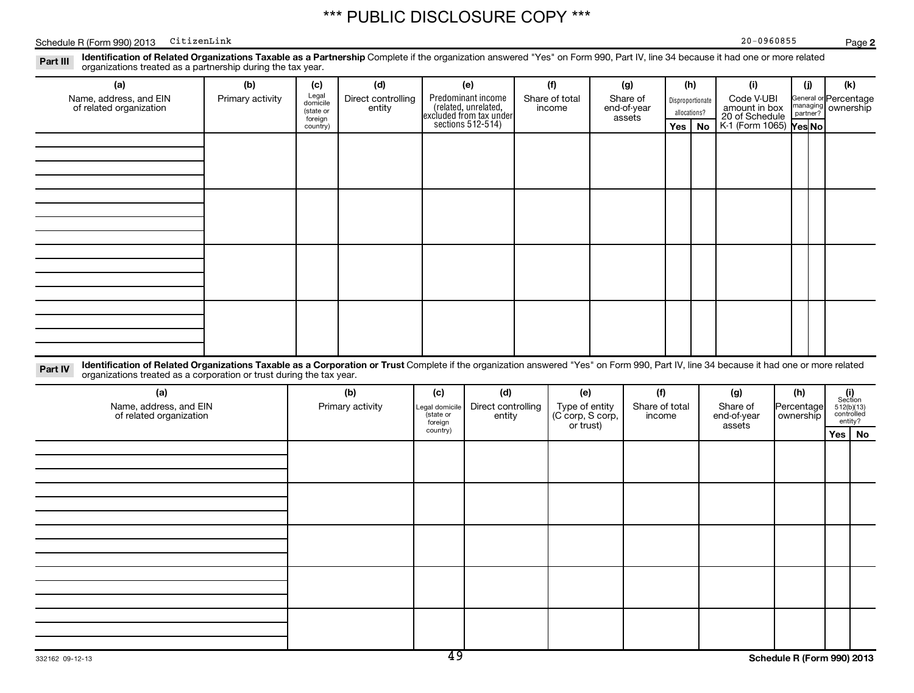*** PUBLIC DISCLOSURE COPY ***

Schedule R (Form 990) 2013 CitizenLink 20-0960855 Page **2**

**Part III** **Identification of Related Organizations Taxable as a Partnership** Complete if the organization answered "Yes" on Form 990, Part IV, line 34 because it had one or more related organizations treated as a partnership during the tax year.

| (a) Name, address, and EIN of related organization | (b) Primary activity | (c) Legal domicile (state or foreign country) | (d) Direct controlling entity | (e) Predominant income (related, unrelated, excluded from tax under sections 512-514) | (f) Share of total income | (g) Share of end-of-year assets | (h) Disproportionate allocations? | | (i) Code V-UBI amount in box 20 of Schedule K-1 (Form 1065) | (j) General or managing partner? | | (k) Percentage ownership |
|---|---|---|---|---|---|---|---|---|---|---|---|---|
| | | | | | | | Yes | No | | Yes | No | |
| | | | | | | | | | | | | |
| | | | | | | | | | | | | |
| | | | | | | | | | | | | |
| | | | | | | | | | | | | |

**Part IV** **Identification of Related Organizations Taxable as a Corporation or Trust** Complete if the organization answered "Yes" on Form 990, Part IV, line 34 because it had one or more related organizations treated as a corporation or trust during the tax year.

| (a) Name, address, and EIN of related organization | (b) Primary activity | (c) Legal domicile (state or foreign country) | (d) Direct controlling entity | (e) Type of entity (C corp, S corp, or trust) | (f) Share of total income | (g) Share of end-of-year assets | (h) Percentage ownership | (i) Section 512(b)(13) controlled entity? | |
|---|---|---|---|---|---|---|---|---|---|
| | | | | | | | | Yes | No |
| | | | | | | | | | |
| | | | | | | | | | |
| | | | | | | | | | |
| | | | | | | | | | |
| | | | | | | | | | |

332162 09-12-13 **Schedule R (Form 990) 2013**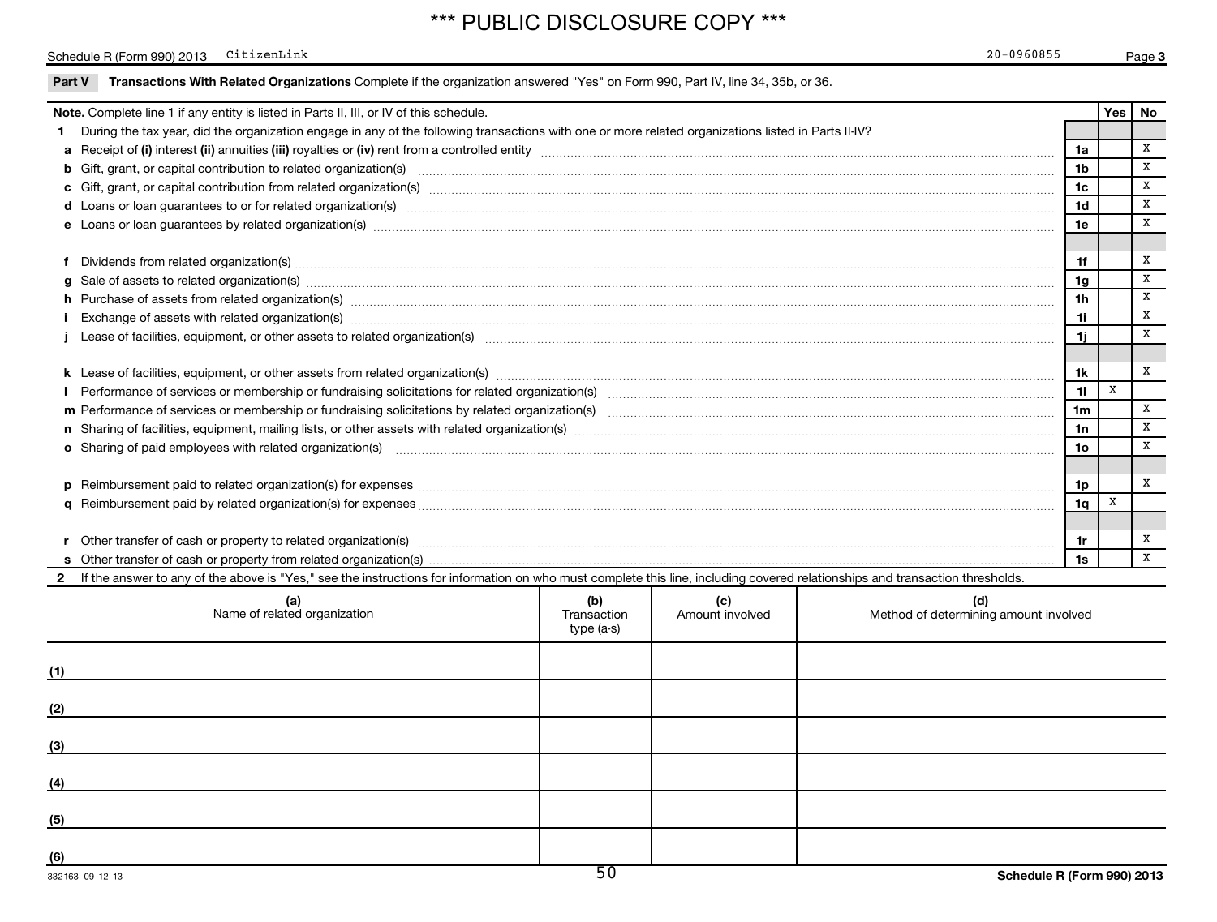*** PUBLIC DISCLOSURE COPY ***

Schedule R (Form 990) 2013 CitizenLink 20-0960855 Page 3

**Part V Transactions With Related Organizations** Complete if the organization answered "Yes" on Form 990, Part IV, line 34, 35b, or 36.

| **Note.** Complete line 1 if any entity is listed in Parts II, III, or IV of this schedule. | | Yes | No |
|---|---|---|---|
| **1** During the tax year, did the organization engage in any of the following transactions with one or more related organizations listed in Parts II-IV? | | | |
| **a** Receipt of **(i)** interest **(ii)** annuities **(iii)** royalties or **(iv)** rent from a controlled entity | 1a | | X |
| **b** Gift, grant, or capital contribution to related organization(s) | 1b | | X |
| **c** Gift, grant, or capital contribution from related organization(s) | 1c | | X |
| **d** Loans or loan guarantees to or for related organization(s) | 1d | | X |
| **e** Loans or loan guarantees by related organization(s) | 1e | | X |
| **f** Dividends from related organization(s) | 1f | | X |
| **g** Sale of assets to related organization(s) | 1g | | X |
| **h** Purchase of assets from related organization(s) | 1h | | X |
| **i** Exchange of assets with related organization(s) | 1i | | X |
| **j** Lease of facilities, equipment, or other assets to related organization(s) | 1j | | X |
| **k** Lease of facilities, equipment, or other assets from related organization(s) | 1k | | X |
| **l** Performance of services or membership or fundraising solicitations for related organization(s) | 1l | X | |
| **m** Performance of services or membership or fundraising solicitations by related organization(s) | 1m | | X |
| **n** Sharing of facilities, equipment, mailing lists, or other assets with related organization(s) | 1n | | X |
| **o** Sharing of paid employees with related organization(s) | 1o | | X |
| **p** Reimbursement paid to related organization(s) for expenses | 1p | | X |
| **q** Reimbursement paid by related organization(s) for expenses | 1q | X | |
| **r** Other transfer of cash or property to related organization(s) | 1r | | X |
| **s** Other transfer of cash or property from related organization(s) | 1s | | X |

**2** If the answer to any of the above is "Yes," see the instructions for information on who must complete this line, including covered relationships and transaction thresholds.

| | (a) Name of related organization | (b) Transaction type (a-s) | (c) Amount involved | (d) Method of determining amount involved |
|---|---|---|---|---|
| (1) | | | | |
| (2) | | | | |
| (3) | | | | |
| (4) | | | | |
| (5) | | | | |
| (6) | | | | |

332163 09-12-13 Schedule R (Form 990) 2013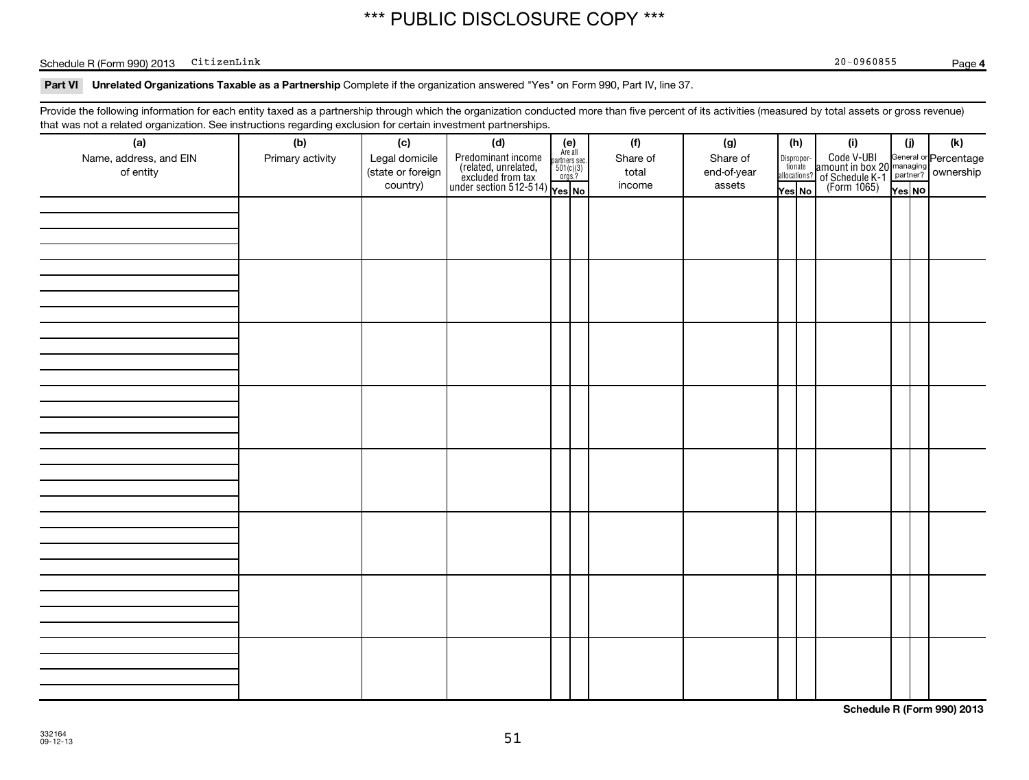\*\*\* PUBLIC DISCLOSURE COPY \*\*\*

Schedule R (Form 990) 2013 CitizenLink 20-0960855 Page **4**

**Part VI** **Unrelated Organizations Taxable as a Partnership** Complete if the organization answered "Yes" on Form 990, Part IV, line 37.

Provide the following information for each entity taxed as a partnership through which the organization conducted more than five percent of its activities (measured by total assets or gross revenue) that was not a related organization. See instructions regarding exclusion for certain investment partnerships.

| (a) Name, address, and EIN of entity | (b) Primary activity | (c) Legal domicile (state or foreign country) | (d) Predominant income (related, unrelated, excluded from tax under section 512-514) | (e) Are all partners sec. 501(c)(3) orgs.? Yes | No | (f) Share of total income | (g) Share of end-of-year assets | (h) Disproportionate allocations? Yes | No | (i) Code V-UBI amount in box 20 of Schedule K-1 (Form 1065) | (j) General or managing partner? Yes | No | (k) Percentage ownership |
|---|---|---|---|---|---|---|---|---|---|---|---|---|---|
| | | | | | | | | | | | | | |
| | | | | | | | | | | | | | |
| | | | | | | | | | | | | | |
| | | | | | | | | | | | | | |
| | | | | | | | | | | | | | |
| | | | | | | | | | | | | | |
| | | | | | | | | | | | | | |
| | | | | | | | | | | | | | |

**Schedule R (Form 990) 2013**

332164
09-12-13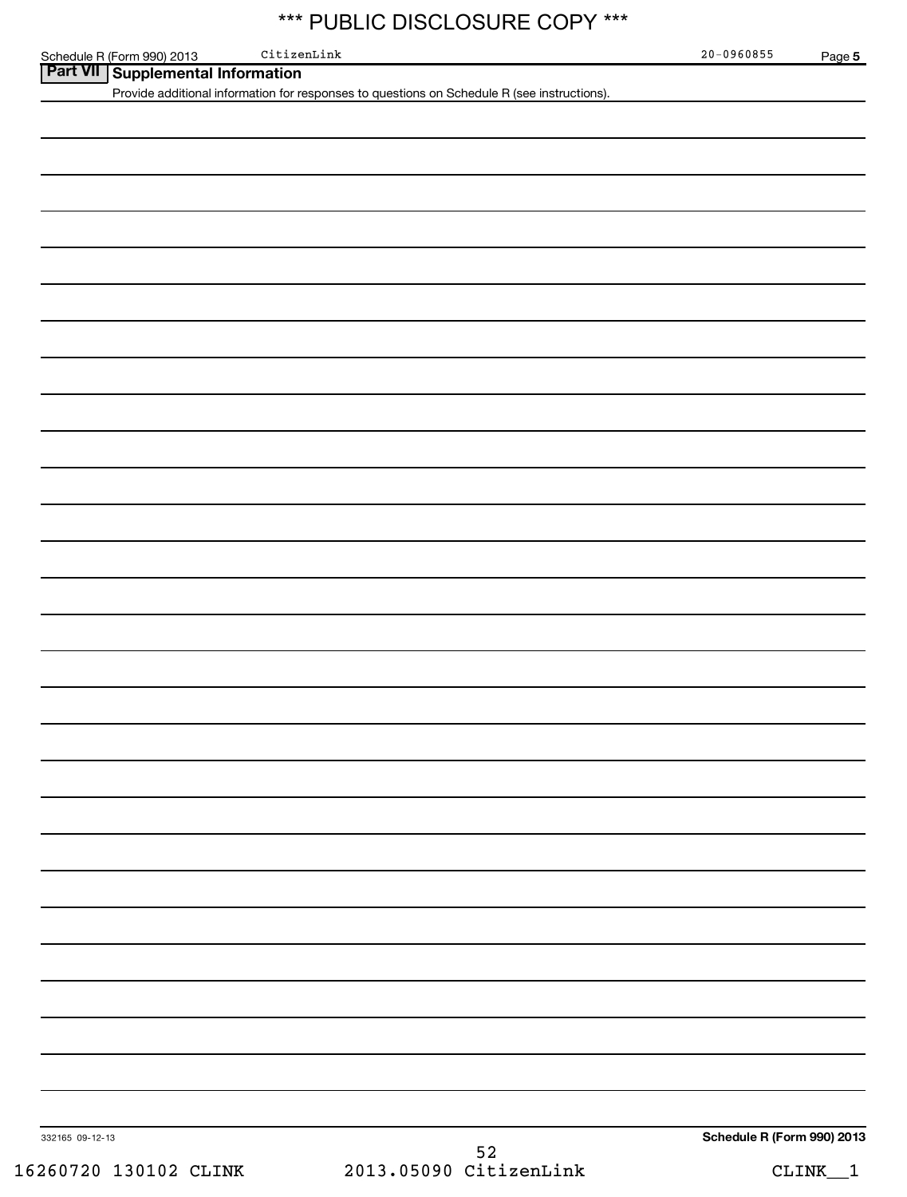\*\*\* PUBLIC DISCLOSURE COPY \*\*\*

Schedule R (Form 990) 2013 CitizenLink 20-0960855 Page **5**

## Part VII Supplemental Information

Provide additional information for responses to questions on Schedule R (see instructions).

332165 09-12-13 **Schedule R (Form 990) 2013**

16260720 130102 CLINK 2013.05090 CitizenLink CLINK__1